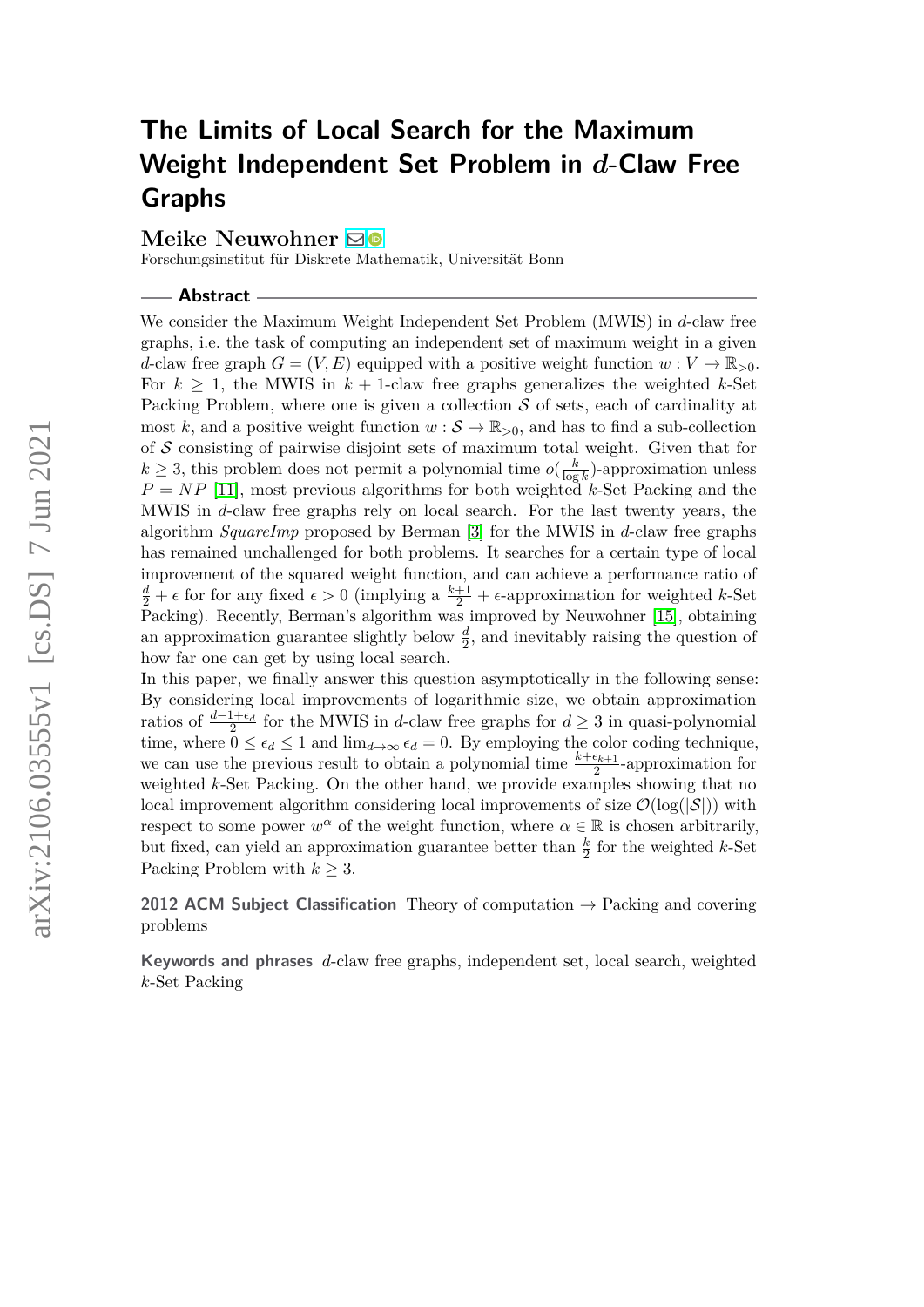# The Limits of Local Search for the Maximum Weight Independent Set Problem in $d$-Claw Free Graphs

**Meike Neuwohner**

Forschungsinstitut für Diskrete Mathematik, Universität Bonn

## Abstract

We consider the Maximum Weight Independent Set Problem (MWIS) in $d$-claw free graphs, i.e. the task of computing an independent set of maximum weight in a given $d$-claw free graph $G = (V, E)$ equipped with a positive weight function $w : V \to \mathbb{R}_{>0}$. For $k \geq 1$, the MWIS in $k+1$-claw free graphs generalizes the weighted $k$-Set Packing Problem, where one is given a collection $\mathcal{S}$ of sets, each of cardinality at most $k$, and a positive weight function $w : \mathcal{S} \to \mathbb{R}_{>0}$, and has to find a sub-collection of $\mathcal{S}$ consisting of pairwise disjoint sets of maximum total weight. Given that for $k \geq 3$, this problem does not permit a polynomial time $o(\frac{k}{\log k})$-approximation unless $P = NP$ [11], most previous algorithms for both weighted $k$-Set Packing and the MWIS in $d$-claw free graphs rely on local search. For the last twenty years, the algorithm *SquareImp* proposed by Berman [3] for the MWIS in $d$-claw free graphs has remained unchallenged for both problems. It searches for a certain type of local improvement of the squared weight function, and can achieve a performance ratio of $\frac{d}{2} + \epsilon$ for for any fixed $\epsilon > 0$ (implying a $\frac{k+1}{2} + \epsilon$-approximation for weighted $k$-Set Packing). Recently, Berman's algorithm was improved by Neuwohner [15], obtaining an approximation guarantee slightly below $\frac{d}{2}$, and inevitably raising the question of how far one can get by using local search.

In this paper, we finally answer this question asymptotically in the following sense: By considering local improvements of logarithmic size, we obtain approximation ratios of $\frac{d-1+\epsilon_d}{2}$ for the MWIS in $d$-claw free graphs for $d \geq 3$ in quasi-polynomial time, where $0 \leq \epsilon_d \leq 1$ and $\lim_{d\to\infty} \epsilon_d = 0$. By employing the color coding technique, we can use the previous result to obtain a polynomial time $\frac{k+\epsilon_{k+1}}{2}$-approximation for weighted $k$-Set Packing. On the other hand, we provide examples showing that no local improvement algorithm considering local improvements of size $\mathcal{O}(\log(|\mathcal{S}|))$ with respect to some power $w^\alpha$ of the weight function, where $\alpha \in \mathbb{R}$ is chosen arbitrarily, but fixed, can yield an approximation guarantee better than $\frac{k}{2}$ for the weighted $k$-Set Packing Problem with $k \geq 3$.

**2012 ACM Subject Classification** Theory of computation → Packing and covering problems

**Keywords and phrases** $d$-claw free graphs, independent set, local search, weighted $k$-Set Packing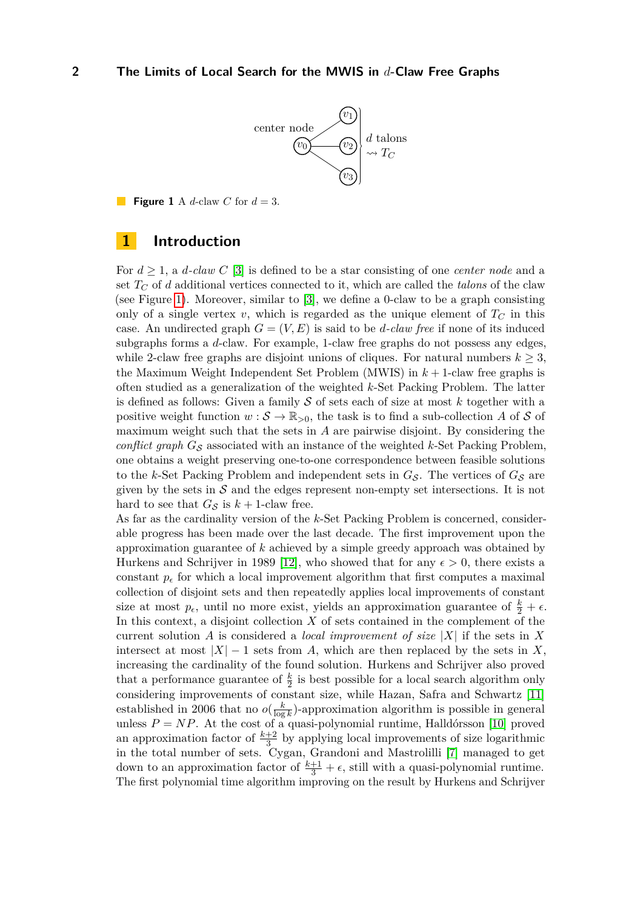**Figure 1** A $d$-claw $C$ for $d = 3$.

## 1 Introduction

For $d \geq 1$, a *$d$-claw* $C$ [3] is defined to be a star consisting of one *center node* and a set $T_C$ of $d$ additional vertices connected to it, which are called the *talons* of the claw (see Figure 1). Moreover, similar to [3], we define a 0-claw to be a graph consisting only of a single vertex $v$, which is regarded as the unique element of $T_C$ in this case. An undirected graph $G = (V, E)$ is said to be *$d$-claw free* if none of its induced subgraphs forms a $d$-claw. For example, 1-claw free graphs do not possess any edges, while 2-claw free graphs are disjoint unions of cliques. For natural numbers $k \geq 3$, the Maximum Weight Independent Set Problem (MWIS) in $k+1$-claw free graphs is often studied as a generalization of the weighted $k$-Set Packing Problem. The latter is defined as follows: Given a family $\mathcal{S}$ of sets each of size at most $k$ together with a positive weight function $w : \mathcal{S} \to \mathbb{R}_{>0}$, the task is to find a sub-collection $A$ of $\mathcal{S}$ of maximum weight such that the sets in $A$ are pairwise disjoint. By considering the *conflict graph* $G_{\mathcal{S}}$ associated with an instance of the weighted $k$-Set Packing Problem, one obtains a weight preserving one-to-one correspondence between feasible solutions to the $k$-Set Packing Problem and independent sets in $G_{\mathcal{S}}$. The vertices of $G_{\mathcal{S}}$ are given by the sets in $\mathcal{S}$ and the edges represent non-empty set intersections. It is not hard to see that $G_{\mathcal{S}}$ is $k+1$-claw free.

As far as the cardinality version of the $k$-Set Packing Problem is concerned, considerable progress has been made over the last decade. The first improvement upon the approximation guarantee of $k$ achieved by a simple greedy approach was obtained by Hurkens and Schrijver in 1989 [12], who showed that for any $\epsilon > 0$, there exists a constant $p_\epsilon$ for which a local improvement algorithm that first computes a maximal collection of disjoint sets and then repeatedly applies local improvements of constant size at most $p_\epsilon$, until no more exist, yields an approximation guarantee of $\frac{k}{2} + \epsilon$. In this context, a disjoint collection $X$ of sets contained in the complement of the current solution $A$ is considered a *local improvement of size* $|X|$ if the sets in $X$ intersect at most $|X| - 1$ sets from $A$, which are then replaced by the sets in $X$, increasing the cardinality of the found solution. Hurkens and Schrijver also proved that a performance guarantee of $\frac{k}{2}$ is best possible for a local search algorithm only considering improvements of constant size, while Hazan, Safra and Schwartz [11] established in 2006 that no $o(\frac{k}{\log k})$-approximation algorithm is possible in general unless $P = NP$. At the cost of a quasi-polynomial runtime, Halldórsson [10] proved an approximation factor of $\frac{k+2}{3}$ by applying local improvements of size logarithmic in the total number of sets. Cygan, Grandoni and Mastrolilli [7] managed to get down to an approximation factor of $\frac{k+1}{3} + \epsilon$, still with a quasi-polynomial runtime. The first polynomial time algorithm improving on the result by Hurkens and Schrijver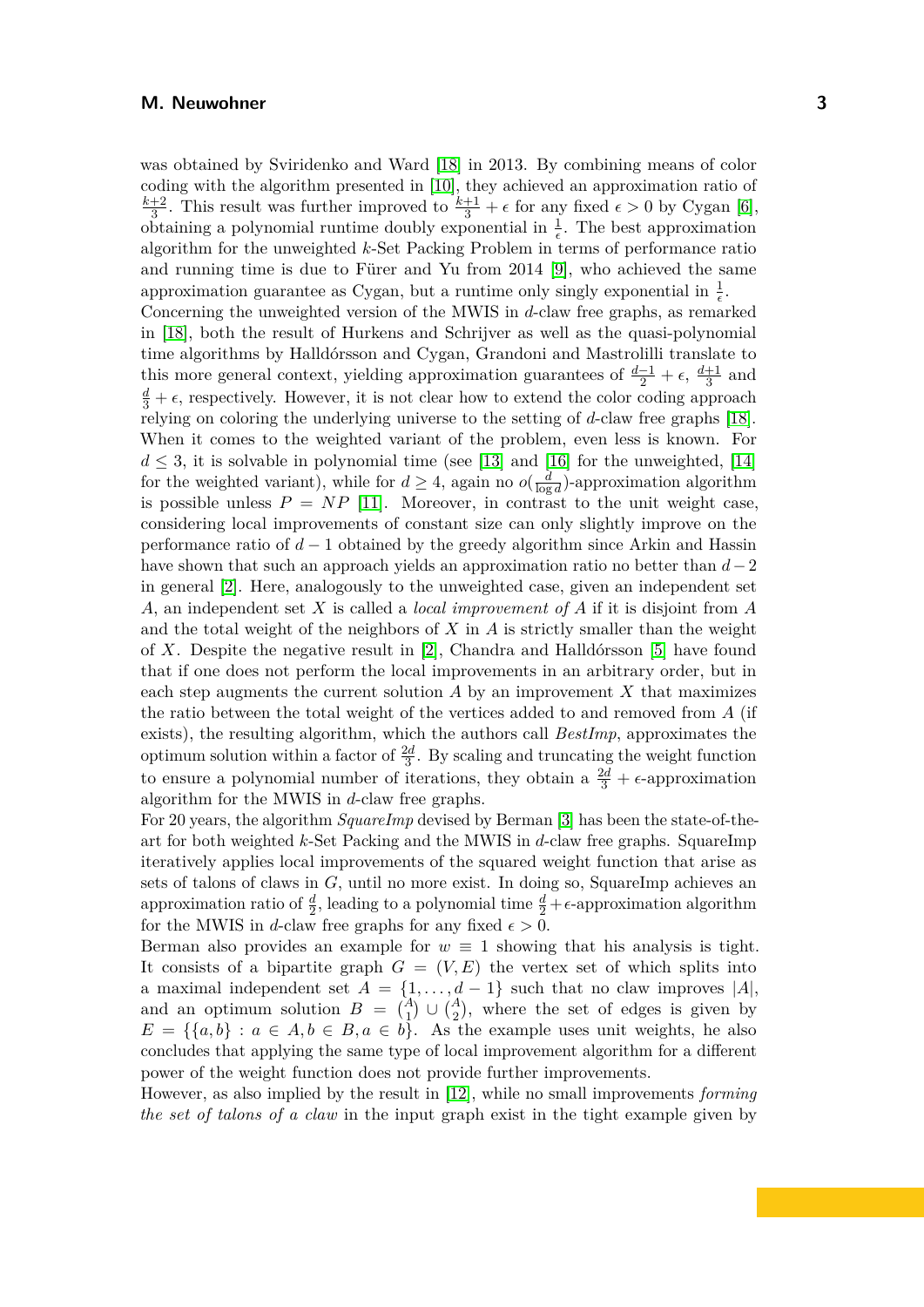was obtained by Sviridenko and Ward [18] in 2013. By combining means of color coding with the algorithm presented in [10], they achieved an approximation ratio of $\frac{k+2}{3}$. This result was further improved to $\frac{k+1}{3}+\epsilon$ for any fixed $\epsilon>0$ by Cygan [6], obtaining a polynomial runtime doubly exponential in $\frac{1}{\epsilon}$. The best approximation algorithm for the unweighted $k$-Set Packing Problem in terms of performance ratio and running time is due to Fürer and Yu from 2014 [9], who achieved the same approximation guarantee as Cygan, but a runtime only singly exponential in $\frac{1}{\epsilon}$.

Concerning the unweighted version of the MWIS in $d$-claw free graphs, as remarked in [18], both the result of Hurkens and Schrijver as well as the quasi-polynomial time algorithms by Halldórsson and Cygan, Grandoni and Mastrolilli translate to this more general context, yielding approximation guarantees of $\frac{d-1}{2}+\epsilon$, $\frac{d+1}{3}$ and $\frac{d}{3}+\epsilon$, respectively. However, it is not clear how to extend the color coding approach relying on coloring the underlying universe to the setting of $d$-claw free graphs [18].

When it comes to the weighted variant of the problem, even less is known. For $d\leq 3$, it is solvable in polynomial time (see [13] and [16] for the unweighted, [14] for the weighted variant), while for $d\geq 4$, again no $o(\frac{d}{\log d})$-approximation algorithm is possible unless $P=NP$ [11]. Moreover, in contrast to the unit weight case, considering local improvements of constant size can only slightly improve on the performance ratio of $d-1$ obtained by the greedy algorithm since Arkin and Hassin have shown that such an approximation yields an approximation ratio no better than $d-2$ in general [2]. Here, analogously to the unweighted case, given an independent set $A$, an independent set $X$ is called a *local improvement of* $A$ if it is disjoint from $A$ and the total weight of the neighbors of $X$ in $A$ is strictly smaller than the weight of $X$. Despite the negative result in [2], Chandra and Halldórsson [5] have found that if one does not perform the local improvements in an arbitrary order, but in each step augments the current solution $A$ by an improvement $X$ that maximizes the ratio between the total weight of the vertices added to and removed from $A$ (if exists), the resulting algorithm, which the authors call *BestImp*, approximates the optimum solution within a factor of $\frac{2d}{3}$. By scaling and truncating the weight function to ensure a polynomial number of iterations, they obtain a $\frac{2d}{3}+\epsilon$-approximation algorithm for the MWIS in $d$-claw free graphs.

For 20 years, the algorithm *SquareImp* devised by Berman [3] has been the state-of-the-art for both weighted $k$-Set Packing and the MWIS in $d$-claw free graphs. SquareImp iteratively applies local improvements of the squared weight function that arise as sets of talons of claws in $G$, until no more exist. In doing so, SquareImp achieves an approximation ratio of $\frac{d}{2}$, leading to a polynomial time $\frac{d}{2}+\epsilon$-approximation algorithm for the MWIS in $d$-claw free graphs for any fixed $\epsilon>0$.

Berman also provides an example for $w\equiv 1$ showing that his analysis is tight. It consists of a bipartite graph $G=(V,E)$ the vertex set of which splits into a maximal independent set $A=\{1,\dots,d-1\}$ such that no claw improves $|A|$, and an optimum solution $B=\binom{A}{1}\cup\binom{A}{2}$, where the set of edges is given by $E=\{\{a,b\}:a\in A, b\in B, a\in b\}$. As the example uses unit weights, he also concludes that applying the same type of local improvement algorithm for a different power of the weight function does not provide further improvements.

However, as also implied by the result in [12], while no small improvements *forming the set of talons of a claw* in the input graph exist in the tight example given by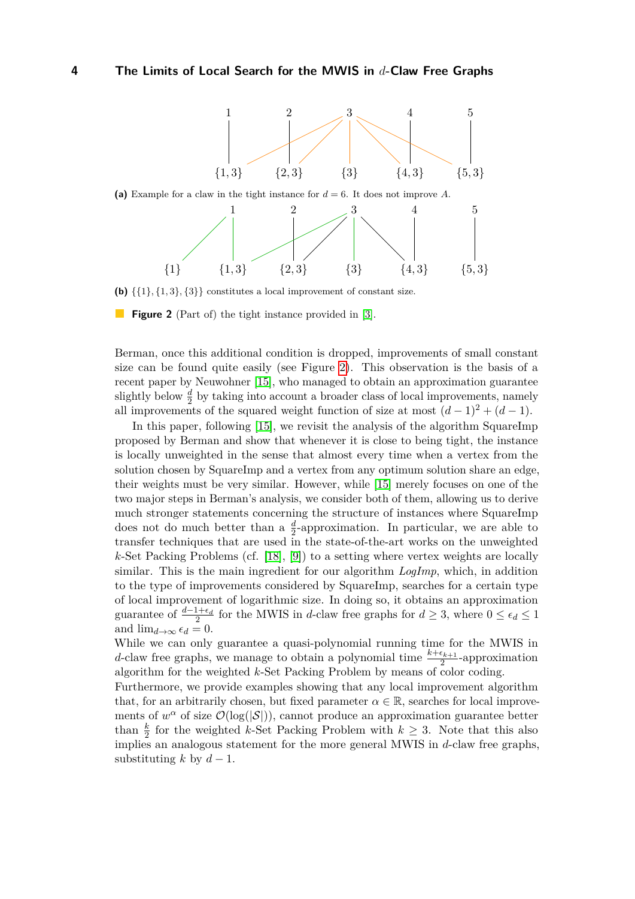(a) Example for a claw in the tight instance for $d = 6$. It does not improve $A$.

(b) $\{\{1\}, \{1,3\}, \{3\}\}$ constitutes a local improvement of constant size.

**Figure 2** (Part of) the tight instance provided in [3].

Berman, once this additional condition is dropped, improvements of small constant size can be found quite easily (see Figure 2). This observation is the basis of a recent paper by Neuwohner [15], who managed to obtain an approximation guarantee slightly below $\frac{d}{2}$ by taking into account a broader class of local improvements, namely all improvements of the squared weight function of size at most $(d-1)^2 + (d-1)$.

In this paper, following [15], we revisit the analysis of the algorithm SquareImp proposed by Berman and show that whenever it is close to being tight, the instance is locally unweighted in the sense that almost every time when a vertex from the solution chosen by SquareImp and a vertex from any optimum solution share an edge, their weights must be very similar. However, while [15] merely focuses on one of the two major steps in Berman's analysis, we consider both of them, allowing us to derive much stronger statements concerning the structure of instances where SquareImp does not do much better than a $\frac{d}{2}$-approximation. In particular, we are able to transfer techniques that are used in the state-of-the-art works on the unweighted $k$-Set Packing Problems (cf. [18], [9]) to a setting where vertex weights are locally similar. This is the main ingredient for our algorithm *LogImp*, which, in addition to the type of improvements considered by SquareImp, searches for a certain type of local improvement of logarithmic size. In doing so, it obtains an approximation guarantee of $\frac{d-1+\epsilon_d}{2}$ for the MWIS in $d$-claw free graphs for $d \geq 3$, where $0 \leq \epsilon_d \leq 1$ and $\lim_{d\to\infty} \epsilon_d = 0$.

While we can only guarantee a quasi-polynomial running time for the MWIS in $d$-claw free graphs, we manage to obtain a polynomial time $\frac{k+\epsilon_{k+1}}{2}$-approximation algorithm for the weighted $k$-Set Packing Problem by means of color coding.

Furthermore, we provide examples showing that any local improvement algorithm that, for an arbitrarily chosen, but fixed parameter $\alpha \in \mathbb{R}$, searches for local improvements of $w^\alpha$ of size $\mathcal{O}(\log(|\mathcal{S}|))$, cannot produce an approximation guarantee better than $\frac{k}{2}$ for the weighted $k$-Set Packing Problem with $k \geq 3$. Note that this also implies an analogous statement for the more general MWIS in $d$-claw free graphs, substituting $k$ by $d-1$.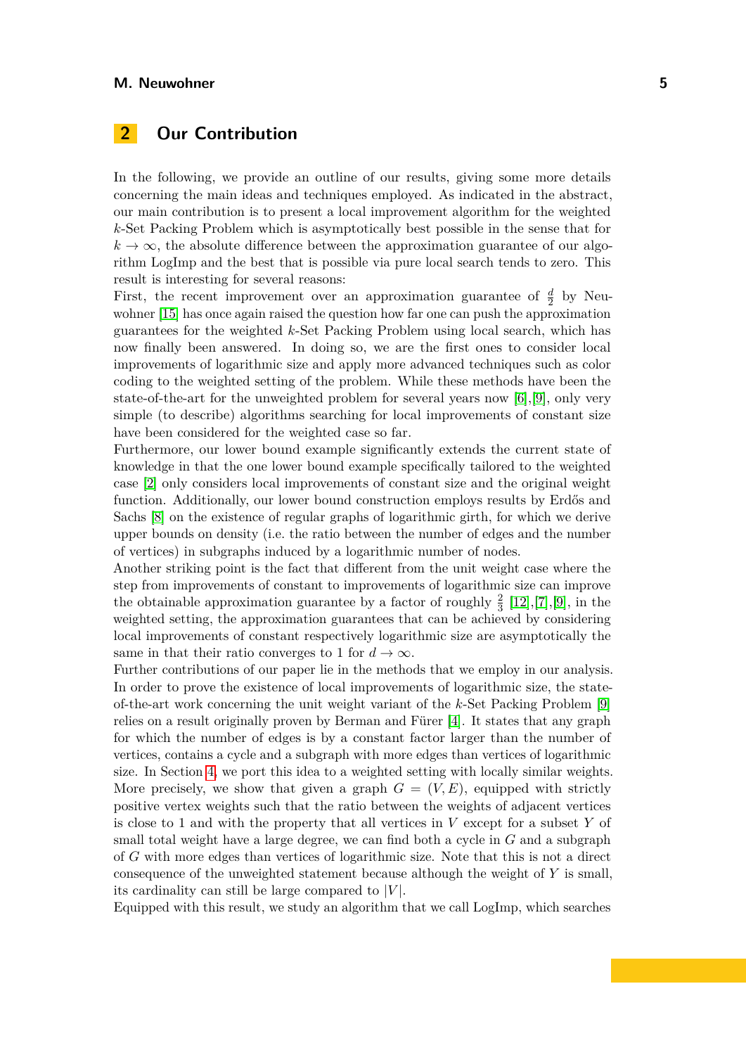## 2 Our Contribution

In the following, we provide an outline of our results, giving some more details concerning the main ideas and techniques employed. As indicated in the abstract, our main contribution is to present a local improvement algorithm for the weighted $k$-Set Packing Problem which is asymptotically best possible in the sense that for $k \to \infty$, the absolute difference between the approximation guarantee of our algorithm LogImp and the best that is possible via pure local search tends to zero. This result is interesting for several reasons:

First, the recent improvement over an approximation guarantee of $\frac{d}{2}$ by Neuwohner [15] has once again raised the question how far one can push the approximation guarantees for the weighted $k$-Set Packing Problem using local search, which has now finally been answered. In doing so, we are the first ones to consider local improvements of logarithmic size and apply more advanced techniques such as color coding to the weighted setting of the problem. While these methods have been the state-of-the-art for the unweighted problem for several years now [6],[9], only very simple (to describe) algorithms searching for local improvements of constant size have been considered for the weighted case so far.

Furthermore, our lower bound example significantly extends the current state of knowledge in that the one lower bound example specifically tailored to the weighted case [2] only considers local improvements of constant size and the original weight function. Additionally, our lower bound construction employs results by Erdős and Sachs [8] on the existence of regular graphs of logarithmic girth, for which we derive upper bounds on density (i.e. the ratio between the number of edges and the number of vertices) in subgraphs induced by a logarithmic number of nodes.

Another striking point is the fact that different from the unit weight case where the step from improvements of constant to improvements of logarithmic size can improve the obtainable approximation guarantee by a factor of roughly $\frac{2}{3}$ [12],[7],[9], in the weighted setting, the approximation guarantees that can be achieved by considering local improvements of constant respectively logarithmic size are asymptotically the same in that their ratio converges to 1 for $d \to \infty$.

Further contributions of our paper lie in the methods that we employ in our analysis. In order to prove the existence of local improvements of logarithmic size, the state-of-the-art work concerning the unit weight variant of the $k$-Set Packing Problem [9] relies on a result originally proven by Berman and Fürer [4]. It states that any graph for which the number of edges is by a constant factor larger than the number of vertices, contains a cycle and a subgraph with more edges than vertices of logarithmic size. In Section 4, we port this idea to a weighted setting with locally similar weights. More precisely, we show that given a graph $G = (V, E)$, equipped with strictly positive vertex weights such that the ratio between the weights of adjacent vertices is close to 1 and with the property that all vertices in $V$ except for a subset $Y$ of small total weight have a large degree, we can find both a cycle in $G$ and a subgraph of $G$ with more edges than vertices of logarithmic size. Note that this is not a direct consequence of the unweighted statement because although the weight of $Y$ is small, its cardinality can still be large compared to $|V|$.

Equipped with this result, we study an algorithm that we call LogImp, which searches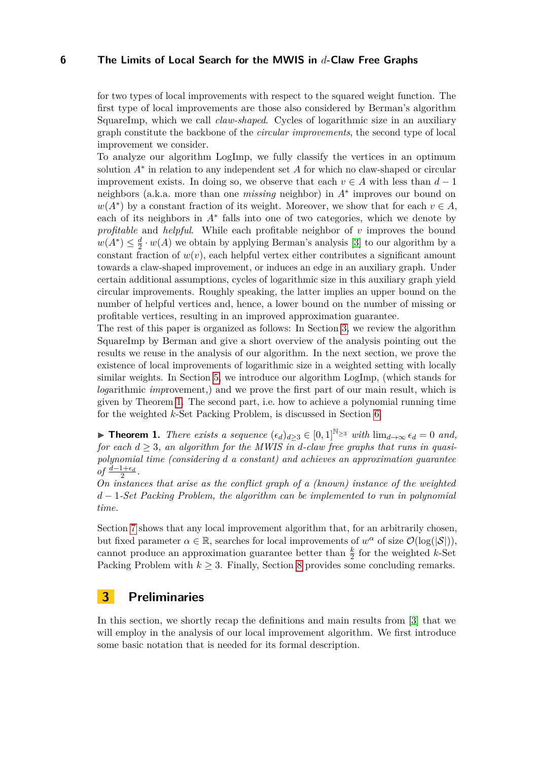for two types of local improvements with respect to the squared weight function. The first type of local improvements are those also considered by Berman's algorithm SquareImp, which we call *claw-shaped*. Cycles of logarithmic size in an auxiliary graph constitute the backbone of the *circular improvements*, the second type of local improvement we consider.

To analyze our algorithm LogImp, we fully classify the vertices in an optimum solution $A^*$ in relation to any independent set $A$ for which no claw-shaped or circular improvement exists. In doing so, we observe that each $v \in A$ with less than $d-1$ neighbors (a.k.a. more than one *missing* neighbor) in $A^*$ improves our bound on $w(A^*)$ by a constant fraction of its weight. Moreover, we show that for each $v \in A$, each of its neighbors in $A^*$ falls into one of two categories, which we denote by *profitable* and *helpful*. While each profitable neighbor of $v$ improves the bound $w(A^*) \leq \frac{d}{2} \cdot w(A)$ we obtain by applying Berman's analysis [3] to our algorithm by a constant fraction of $w(v)$, each helpful vertex either contributes a significant amount towards a claw-shaped improvement, or induces an edge in an auxiliary graph. Under certain additional assumptions, cycles of logarithmic size in this auxiliary graph yield circular improvements. Roughly speaking, the latter implies an upper bound on the number of helpful vertices and, hence, a lower bound on the number of missing or profitable vertices, resulting in an improved approximation guarantee.

The rest of this paper is organized as follows: In Section 3, we review the algorithm SquareImp by Berman and give a short overview of the analysis pointing out the results we reuse in the analysis of our algorithm. In the next section, we prove the existence of local improvements of logarithmic size in a weighted setting with locally similar weights. In Section 5, we introduce our algorithm LogImp, (which stands for *log*arithmic *imp*rovement,) and we prove the first part of our main result, which is given by Theorem 1. The second part, i.e. how to achieve a polynomial running time for the weighted $k$-Set Packing Problem, is discussed in Section 6.

▶ **Theorem 1.** *There exists a sequence $(\epsilon_d)_{d\geq 3} \in [0,1]^{\mathbb{N}_{\geq 3}}$ with $\lim_{d\to\infty} \epsilon_d = 0$ and, for each $d \geq 3$, an algorithm for the MWIS in $d$-claw free graphs that runs in quasi-polynomial time (considering $d$ a constant) and achieves an approximation guarantee of $\frac{d-1+\epsilon_d}{2}$.*
*On instances that arise as the conflict graph of a (known) instance of the weighted $d-1$-Set Packing Problem, the algorithm can be implemented to run in polynomial time.*

Section 7 shows that any local improvement algorithm that, for an arbitrarily chosen, but fixed parameter $\alpha \in \mathbb{R}$, searches for local improvements of $w^\alpha$ of size $\mathcal{O}(\log(|\mathcal{S}|))$, cannot produce an approximation guarantee better than $\frac{k}{2}$ for the weighted $k$-Set Packing Problem with $k \geq 3$. Finally, Section 8 provides some concluding remarks.

## 3 Preliminaries

In this section, we shortly recap the definitions and main results from [3] that we will employ in the analysis of our local improvement algorithm. We first introduce some basic notation that is needed for its formal description.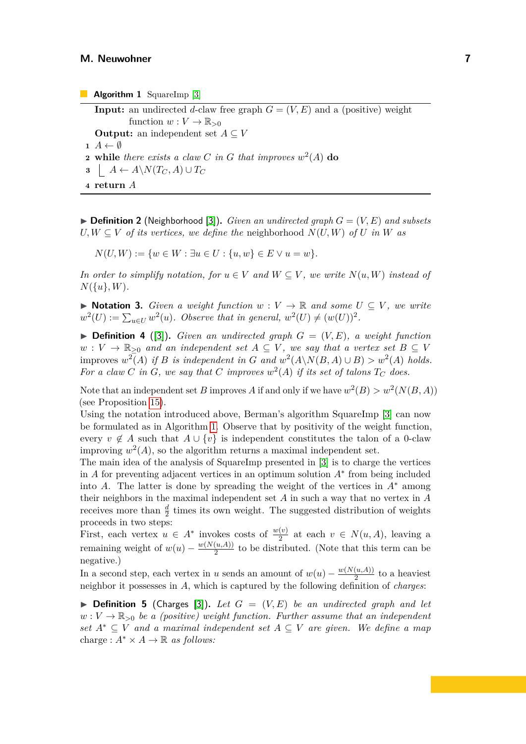**Algorithm 1** SquareImp [3]

```
Input: an undirected d-claw free graph G = (V, E) and a (positive) weight
       function w : V → R_{>0}
Output: an independent set A ⊆ V
1 A ← ∅
2 while there exists a claw C in G that improves w²(A) do
3   A ← A\N(T_C, A) ∪ T_C
4 return A
```

▶ **Definition 2** (Neighborhood [3]). *Given an undirected graph $G = (V, E)$ and subsets $U, W \subseteq V$ of its vertices, we define the* neighborhood $N(U, W)$ *of* $U$ *in* $W$ *as*

$$N(U, W) := \{w \in W : \exists u \in U : \{u, w\} \in E \vee u = w\}.$$

*In order to simplify notation, for $u \in V$ and $W \subseteq V$, we write $N(u, W)$ instead of $N(\{u\}, W)$.*

▶ **Notation 3.** *Given a weight function $w : V \to \mathbb{R}$ and some $U \subseteq V$, we write $w^2(U) := \sum_{u \in U} w^2(u)$. Observe that in general, $w^2(U) \neq (w(U))^2$.*

▶ **Definition 4** ([3]). *Given an undirected graph $G = (V, E)$, a weight function $w : V \to \mathbb{R}_{\geq 0}$ and an independent set $A \subseteq V$, we say that a vertex set $B \subseteq V$* improves $w^2(A)$ *if $B$ is independent in $G$ and $w^2(A \backslash N(B, A) \cup B) > w^2(A)$ holds. For a claw $C$ in $G$, we say that $C$ improves $w^2(A)$ if its set of talons $T_C$ does.*

Note that an independent set $B$ improves $A$ if and only if we have $w^2(B) > w^2(N(B, A))$ (see Proposition 15).
Using the notation introduced above, Berman's algorithm SquareImp [3] can now be formulated as in Algorithm 1. Observe that by positivity of the weight function, every $v \notin A$ such that $A \cup \{v\}$ is independent constitutes the talon of a 0-claw improving $w^2(A)$, so the algorithm returns a maximal independent set.
The main idea of the analysis of SquareImp presented in [3] is to charge the vertices in $A$ for preventing adjacent vertices in an optimum solution $A^*$ from being included into $A$. The latter is done by spreading the weight of the vertices in $A^*$ among their neighbors in the maximal independent set $A$ in such a way that no vertex in $A$ receives more than $\frac{d}{2}$ times its own weight. The suggested distribution of weights proceeds in two steps:
First, each vertex $u \in A^*$ invokes costs of $\frac{w(v)}{2}$ at each $v \in N(u, A)$, leaving a remaining weight of $w(u) - \frac{w(N(u,A))}{2}$ to be distributed. (Note that this term can be negative.)
In a second step, each vertex in $u$ sends an amount of $w(u) - \frac{w(N(u,A))}{2}$ to a heaviest neighbor it possesses in $A$, which is captured by the following definition of *charges*:

▶ **Definition 5** (Charges [3]). *Let $G = (V, E)$ be an undirected graph and let $w : V \to \mathbb{R}_{>0}$ be a (positive) weight function. Further assume that an independent set $A^* \subseteq V$ and a maximal independent set $A \subseteq V$ are given. We define a map* charge : $A^* \times A \to \mathbb{R}$ *as follows:*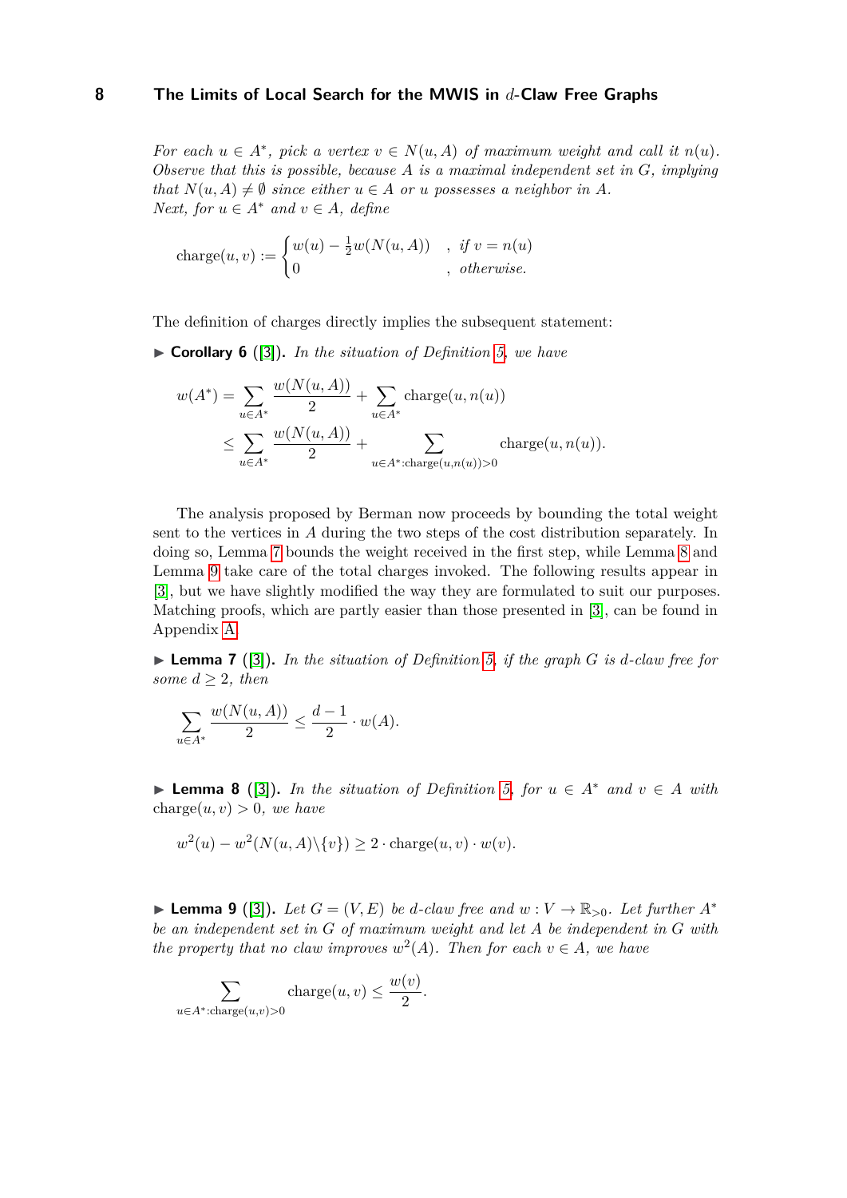*For each $u \in A^*$, pick a vertex $v \in N(u, A)$ of maximum weight and call it $n(u)$. Observe that this is possible, because $A$ is a maximal independent set in $G$, implying that $N(u, A) \neq \emptyset$ since either $u \in A$ or $u$ possesses a neighbor in $A$.*
*Next, for $u \in A^*$ and $v \in A$, define*

$$\text{charge}(u, v) := \begin{cases} w(u) - \frac{1}{2}w(N(u, A)) & , \text{ if } v = n(u) \\ 0 & , \text{ otherwise.} \end{cases}$$

The definition of charges directly implies the subsequent statement:

▶ **Corollary 6** ([3]). *In the situation of Definition 5, we have*

$$\begin{aligned} w(A^*) &= \sum_{u \in A^*} \frac{w(N(u, A))}{2} + \sum_{u \in A^*} \text{charge}(u, n(u)) \\ &\leq \sum_{u \in A^*} \frac{w(N(u, A))}{2} + \sum_{u \in A^* : \text{charge}(u, n(u)) > 0} \text{charge}(u, n(u)). \end{aligned}$$

The analysis proposed by Berman now proceeds by bounding the total weight sent to the vertices in $A$ during the two steps of the cost distribution separately. In doing so, Lemma 7 bounds the weight received in the first step, while Lemma 8 and Lemma 9 take care of the total charges invoked. The following results appear in [3], but we have slightly modified the way they are formulated to suit our purposes. Matching proofs, which are partly easier than those presented in [3], can be found in Appendix A.

▶ **Lemma 7** ([3]). *In the situation of Definition 5, if the graph $G$ is $d$-claw free for some $d \geq 2$, then*

$$\sum_{u \in A^*} \frac{w(N(u, A))}{2} \leq \frac{d-1}{2} \cdot w(A).$$

▶ **Lemma 8** ([3]). *In the situation of Definition 5, for $u \in A^*$ and $v \in A$ with* $\text{charge}(u, v) > 0$*, we have*

$$w^2(u) - w^2(N(u, A) \backslash \{v\}) \geq 2 \cdot \text{charge}(u, v) \cdot w(v).$$

▶ **Lemma 9** ([3]). *Let $G = (V, E)$ be $d$-claw free and $w : V \to \mathbb{R}_{>0}$. Let further $A^*$ be an independent set in $G$ of maximum weight and let $A$ be independent in $G$ with the property that no claw improves $w^2(A)$. Then for each $v \in A$, we have*

$$\sum_{u \in A^* : \text{charge}(u, v) > 0} \text{charge}(u, v) \leq \frac{w(v)}{2}.$$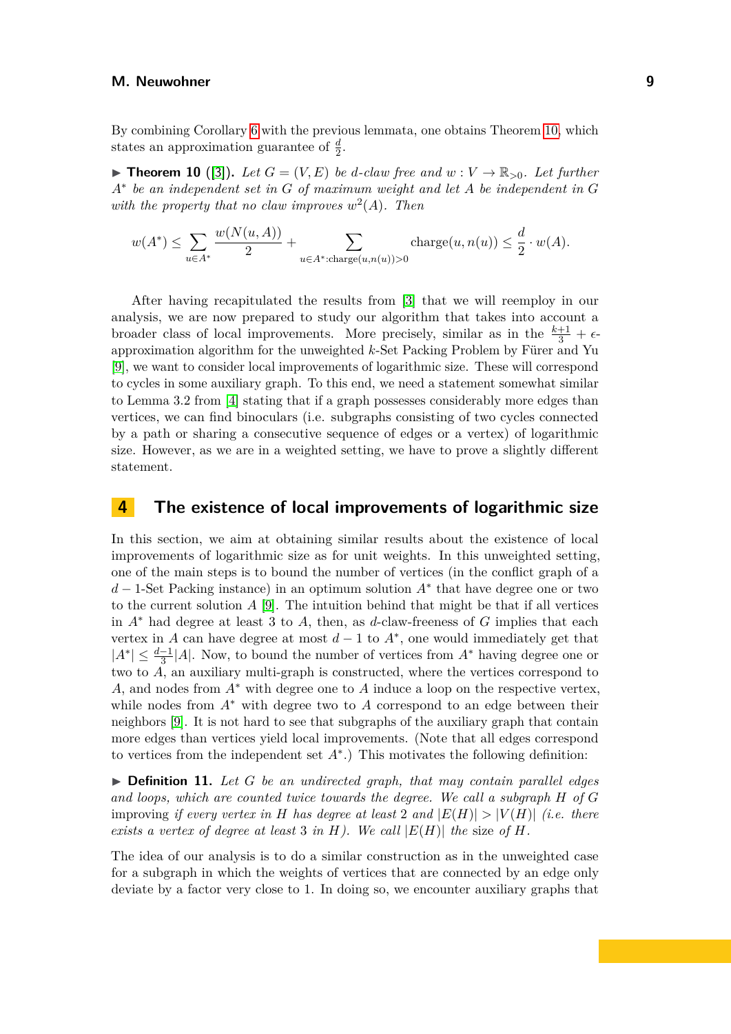By combining Corollary 6 with the previous lemmata, one obtains Theorem 10, which states an approximation guarantee of $\frac{d}{2}$.

▶ **Theorem 10** ([3]). *Let $G = (V, E)$ be $d$-claw free and $w : V \to \mathbb{R}_{>0}$. Let further $A^*$ be an independent set in $G$ of maximum weight and let $A$ be independent in $G$ with the property that no claw improves $w^2(A)$. Then*

$$w(A^*) \leq \sum_{u \in A^*} \frac{w(N(u,A))}{2} + \sum_{u \in A^* : \text{charge}(u,n(u))>0} \text{charge}(u, n(u)) \leq \frac{d}{2} \cdot w(A).$$

After having recapitulated the results from [3] that we will reemploy in our analysis, we are now prepared to study our algorithm that takes into account a broader class of local improvements. More precisely, similar as in the $\frac{k+1}{3} + \epsilon$-approximation algorithm for the unweighted $k$-Set Packing Problem by Fürer and Yu [9], we want to consider local improvements of logarithmic size. These will correspond to cycles in some auxiliary graph. To this end, we need a statement somewhat similar to Lemma 3.2 from [4] stating that if a graph possesses considerably more edges than vertices, we can find binoculars (i.e. subgraphs consisting of two cycles connected by a path or sharing a consecutive sequence of edges or a vertex) of logarithmic size. However, as we are in a weighted setting, we have to prove a slightly different statement.

# 4 The existence of local improvements of logarithmic size

In this section, we aim at obtaining similar results about the existence of local improvements of logarithmic size as for unit weights. In this unweighted setting, one of the main steps is to bound the number of vertices (in the conflict graph of a $d-1$-Set Packing instance) in an optimum solution $A^*$ that have degree one or two to the current solution $A$ [9]. The intuition behind that might be that if all vertices in $A^*$ had degree at least 3 to $A$, then, as $d$-claw-freeness of $G$ implies that each vertex in $A$ can have degree at most $d-1$ to $A^*$, one would immediately get that $|A^*| \leq \frac{d-1}{3}|A|$. Now, to bound the number of vertices from $A^*$ having degree one or two to $A$, an auxiliary multi-graph is constructed, where the vertices correspond to $A$, and nodes from $A^*$ with degree one to $A$ induce a loop on the respective vertex, while nodes from $A^*$ with degree two to $A$ correspond to an edge between their neighbors [9]. It is not hard to see that subgraphs of the auxiliary graph that contain more edges than vertices yield local improvements. (Note that all edges correspond to vertices from the independent set $A^*$.) This motivates the following definition:

▶ **Definition 11.** *Let $G$ be an undirected graph, that may contain parallel edges and loops, which are counted twice towards the degree. We call a subgraph $H$ of $G$* improving *if every vertex in $H$ has degree at least 2 and $|E(H)| > |V(H)|$ (i.e. there exists a vertex of degree at least 3 in $H$). We call $|E(H)|$ the* size *of $H$.*

The idea of our analysis is to do a similar construction as in the unweighted case for a subgraph in which the weights of vertices that are connected by an edge only deviate by a factor very close to 1. In doing so, we encounter auxiliary graphs that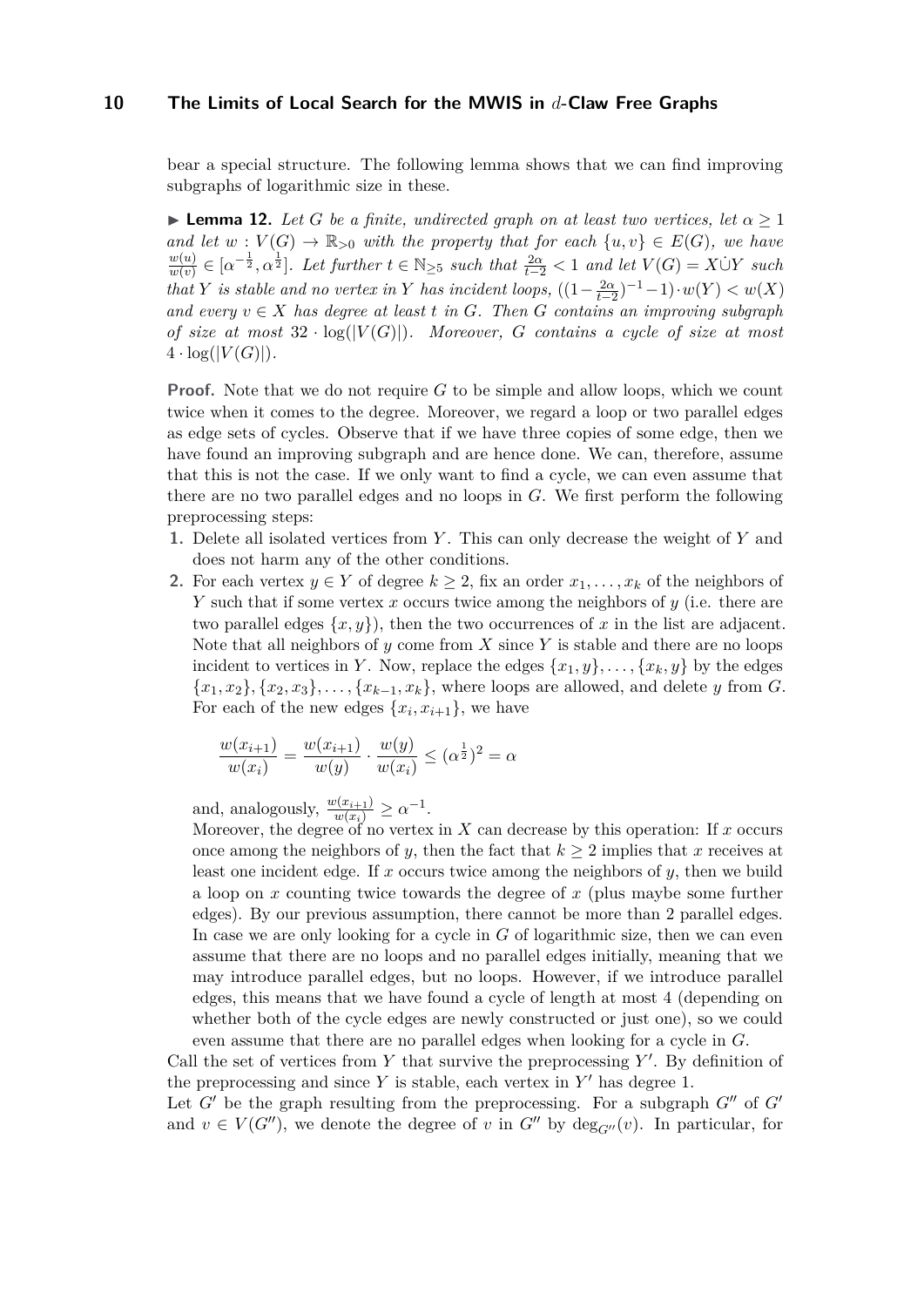bear a special structure. The following lemma shows that we can find improving subgraphs of logarithmic size in these.

▶ **Lemma 12.** *Let $G$ be a finite, undirected graph on at least two vertices, let $\alpha \geq 1$ and let $w : V(G) \to \mathbb{R}_{>0}$ with the property that for each $\{u, v\} \in E(G)$, we have $\frac{w(u)}{w(v)} \in [\alpha^{-\frac{1}{2}}, \alpha^{\frac{1}{2}}]$. Let further $t \in \mathbb{N}_{\geq 5}$ such that $\frac{2\alpha}{t-2} < 1$ and let $V(G) = X \dot\cup Y$ such that $Y$ is stable and no vertex in $Y$ has incident loops, $((1-\frac{2\alpha}{t-2})^{-1}-1) \cdot w(Y) < w(X)$ and every $v \in X$ has degree at least $t$ in $G$. Then $G$ contains an improving subgraph of size at most $32 \cdot \log(|V(G)|)$. Moreover, $G$ contains a cycle of size at most $4 \cdot \log(|V(G)|)$.*

**Proof.** Note that we do not require $G$ to be simple and allow loops, which we count twice when it comes to the degree. Moreover, we regard a loop or two parallel edges as edge sets of cycles. Observe that if we have three copies of some edge, then we have found an improving subgraph and are hence done. We can, therefore, assume that this is not the case. If we only want to find a cycle, we can even assume that there are no two parallel edges and no loops in $G$. We first perform the following preprocessing steps:

1. Delete all isolated vertices from $Y$. This can only decrease the weight of $Y$ and does not harm any of the other conditions.
2. For each vertex $y \in Y$ of degree $k \geq 2$, fix an order $x_1, \ldots, x_k$ of the neighbors of $Y$ such that if some vertex $x$ occurs twice among the neighbors of $y$ (i.e. there are two parallel edges $\{x, y\}$), then the two occurrences of $x$ in the list are adjacent. Note that all neighbors of $y$ come from $X$ since $Y$ is stable and there are no loops incident to vertices in $Y$. Now, replace the edges $\{x_1, y\}, \ldots, \{x_k, y\}$ by the edges $\{x_1, x_2\}, \{x_2, x_3\}, \ldots, \{x_{k-1}, x_k\}$, where loops are allowed, and delete $y$ from $G$. For each of the new edges $\{x_i, x_{i+1}\}$, we have

$$\frac{w(x_{i+1})}{w(x_i)} = \frac{w(x_{i+1})}{w(y)} \cdot \frac{w(y)}{w(x_i)} \leq (\alpha^{\frac{1}{2}})^2 = \alpha$$

   and, analogously, $\frac{w(x_{i+1})}{w(x_i)} \geq \alpha^{-1}$.
   Moreover, the degree of no vertex in $X$ can decrease by this operation: If $x$ occurs once among the neighbors of $y$, then the fact that $k \geq 2$ implies that $x$ receives at least one incident edge. If $x$ occurs twice among the neighbors of $y$, then we build a loop on $x$ counting twice towards the degree of $x$ (plus maybe some further edges). By our previous assumption, there cannot be more than 2 parallel edges. In case we are only looking for a cycle in $G$ of logarithmic size, then we can even assume that there are no loops and no parallel edges initially, meaning that we may introduce parallel edges, but no loops. However, if we introduce parallel edges, this means that we have found a cycle of length at most 4 (depending on whether both of the cycle edges are newly constructed or just one), so we could even assume that there are no parallel edges when looking for a cycle in $G$.

Call the set of vertices from $Y$ that survive the preprocessing $Y'$. By definition of the preprocessing and since $Y$ is stable, each vertex in $Y'$ has degree 1.
Let $G'$ be the graph resulting from the preprocessing. For a subgraph $G''$ of $G'$ and $v \in V(G'')$, we denote the degree of $v$ in $G''$ by $\deg_{G''}(v)$. In particular, for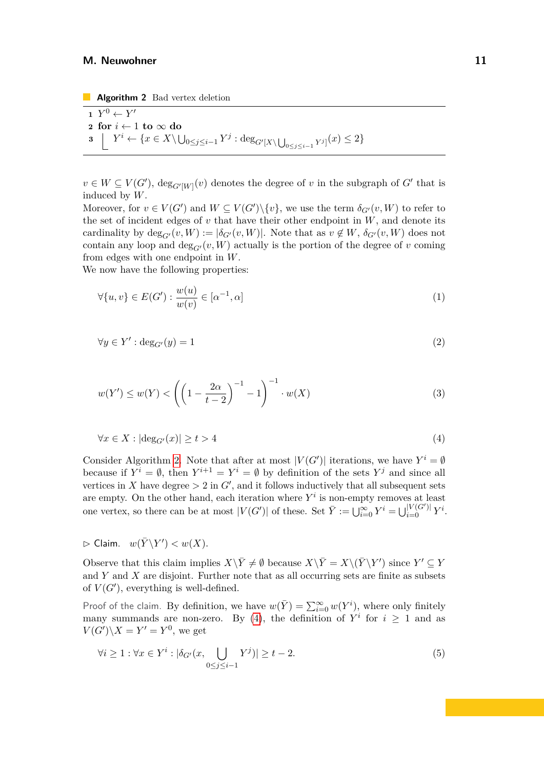**Algorithm 2** Bad vertex deletion

```
1  Y^0 ← Y'
2  for i ← 1 to ∞ do
3  └  Y^i ← {x ∈ X \ ⋃_{0≤j≤i-1} Y^j : deg_{G'[X \ ⋃_{0≤j≤i-1} Y^j]}(x) ≤ 2}
```

$v \in W \subseteq V(G')$, $\deg_{G'[W]}(v)$ denotes the degree of $v$ in the subgraph of $G'$ that is induced by $W$.

Moreover, for $v \in V(G')$ and $W \subseteq V(G')\backslash\{v\}$, we use the term $\delta_{G'}(v, W)$ to refer to the set of incident edges of $v$ that have their other endpoint in $W$, and denote its cardinality by $\deg_{G'}(v, W) := |\delta_{G'}(v, W)|$. Note that as $v \notin W$, $\delta_{G'}(v, W)$ does not contain any loop and $\deg_{G'}(v, W)$ actually is the portion of the degree of $v$ coming from edges with one endpoint in $W$.

We now have the following properties:

$$\forall \{u, v\} \in E(G') : \frac{w(u)}{w(v)} \in [\alpha^{-1}, \alpha] \tag{1}$$

$$\forall y \in Y' : \deg_{G'}(y) = 1 \tag{2}$$

$$w(Y') \leq w(Y) < \left(\left(1 - \frac{2\alpha}{t-2}\right)^{-1} - 1\right)^{-1} \cdot w(X) \tag{3}$$

$$\forall x \in X : |\deg_{G'}(x)| \geq t > 4 \tag{4}$$

Consider Algorithm 2. Note that after at most $|V(G')|$ iterations, we have $Y^i = \emptyset$ because if $Y^i = \emptyset$, then $Y^{i+1} = Y^i = \emptyset$ by definition of the sets $Y^j$ and since all vertices in $X$ have degree $> 2$ in $G'$, and it follows inductively that all subsequent sets are empty. On the other hand, each iteration where $Y^i$ is non-empty removes at least one vertex, so there can be at most $|V(G')|$ of these. Set $\bar{Y} := \bigcup_{i=0}^{\infty} Y^i = \bigcup_{i=0}^{|V(G')|} Y^i$.

▷ Claim. $w(\bar{Y}\backslash Y') < w(X)$.

Observe that this claim implies $X\backslash\bar{Y} \neq \emptyset$ because $X\backslash\bar{Y} = X\backslash(\bar{Y}\backslash Y')$ since $Y' \subseteq Y$ and $Y$ and $X$ are disjoint. Further note that as all occurring sets are finite as subsets of $V(G')$, everything is well-defined.

*Proof of the claim.* By definition, we have $w(\bar{Y}) = \sum_{i=0}^{\infty} w(Y^i)$, where only finitely many summands are non-zero. By (4), the definition of $Y^i$ for $i \geq 1$ and as $V(G')\backslash X = Y' = Y^0$, we get

$$\forall i \geq 1 : \forall x \in Y^i : |\delta_{G'}(x, \bigcup_{0\leq j\leq i-1} Y^j)| \geq t - 2. \tag{5}$$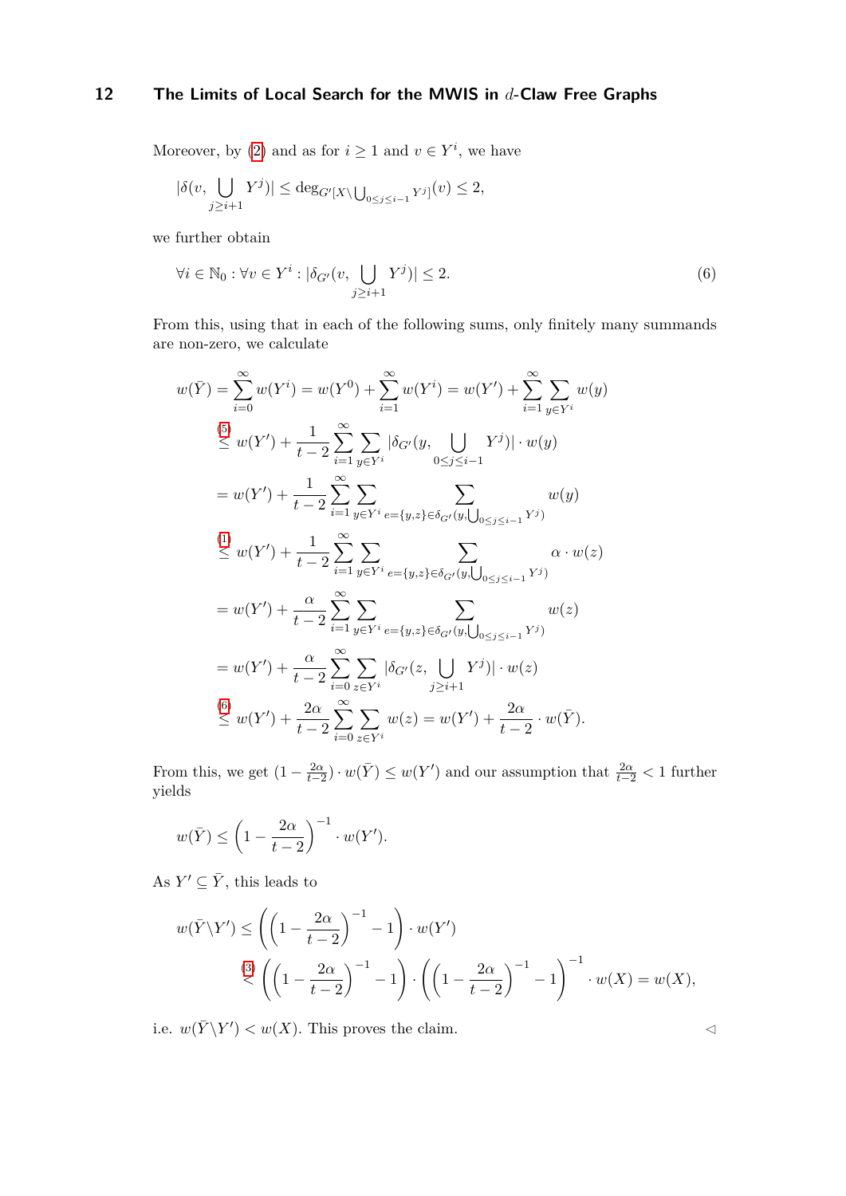Moreover, by (2) and as for $i \geq 1$ and $v \in Y^i$, we have

$$|\delta(v, \bigcup_{j \geq i+1} Y^j)| \leq \deg_{G'[X \setminus \bigcup_{0 \leq j \leq i-1} Y^j]}(v) \leq 2,$$

we further obtain

$$\forall i \in \mathbb{N}_0 : \forall v \in Y^i : |\delta_{G'}(v, \bigcup_{j \geq i+1} Y^j)| \leq 2. \tag{6}$$

From this, using that in each of the following sums, only finitely many summands are non-zero, we calculate

$$\begin{aligned}
w(\bar{Y}) &= \sum_{i=0}^{\infty} w(Y^i) = w(Y^0) + \sum_{i=1}^{\infty} w(Y^i) = w(Y') + \sum_{i=1}^{\infty} \sum_{y \in Y^i} w(y) \\
&\overset{(5)}{\leq} w(Y') + \frac{1}{t-2} \sum_{i=1}^{\infty} \sum_{y \in Y^i} |\delta_{G'}(y, \bigcup_{0 \leq j \leq i-1} Y^j)| \cdot w(y) \\
&= w(Y') + \frac{1}{t-2} \sum_{i=1}^{\infty} \sum_{y \in Y^i} \sum_{e=\{y,z\} \in \delta_{G'}(y, \bigcup_{0 \leq j \leq i-1} Y^j)} w(y) \\
&\overset{(1)}{\leq} w(Y') + \frac{1}{t-2} \sum_{i=1}^{\infty} \sum_{y \in Y^i} \sum_{e=\{y,z\} \in \delta_{G'}(y, \bigcup_{0 \leq j \leq i-1} Y^j)} \alpha \cdot w(z) \\
&= w(Y') + \frac{\alpha}{t-2} \sum_{i=1}^{\infty} \sum_{y \in Y^i} \sum_{e=\{y,z\} \in \delta_{G'}(y, \bigcup_{0 \leq j \leq i-1} Y^j)} w(z) \\
&= w(Y') + \frac{\alpha}{t-2} \sum_{i=0}^{\infty} \sum_{z \in Y^i} |\delta_{G'}(z, \bigcup_{j \geq i+1} Y^j)| \cdot w(z) \\
&\overset{(6)}{\leq} w(Y') + \frac{2\alpha}{t-2} \sum_{i=0}^{\infty} \sum_{z \in Y^i} w(z) = w(Y') + \frac{2\alpha}{t-2} \cdot w(\bar{Y}).
\end{aligned}$$

From this, we get $(1 - \frac{2\alpha}{t-2}) \cdot w(\bar{Y}) \leq w(Y')$ and our assumption that $\frac{2\alpha}{t-2} < 1$ further yields

$$w(\bar{Y}) \leq \left(1 - \frac{2\alpha}{t-2}\right)^{-1} \cdot w(Y').$$

As $Y' \subseteq \bar{Y}$, this leads to

$$\begin{aligned}
w(\bar{Y} \setminus Y') &\leq \left(\left(1 - \frac{2\alpha}{t-2}\right)^{-1} - 1\right) \cdot w(Y') \\
&\overset{(3)}{<} \left(\left(1 - \frac{2\alpha}{t-2}\right)^{-1} - 1\right) \cdot \left(\left(1 - \frac{2\alpha}{t-2}\right)^{-1} - 1\right)^{-1} \cdot w(X) = w(X),
\end{aligned}$$

i.e. $w(\bar{Y} \setminus Y') < w(X)$. This proves the claim. ◁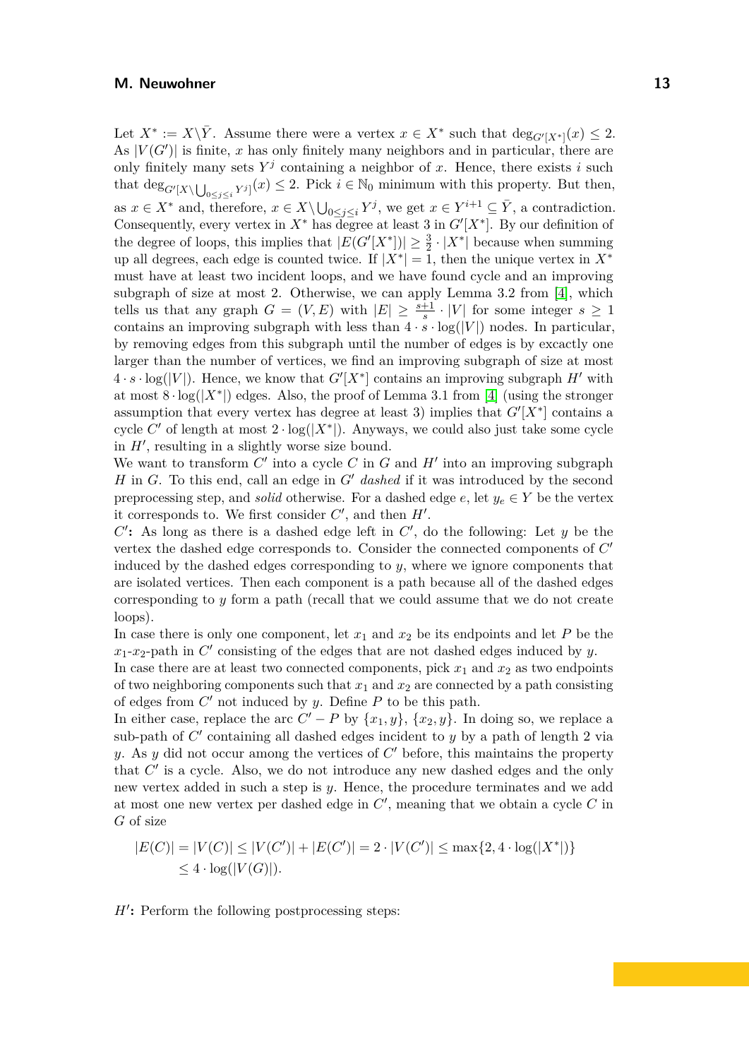Let $X^* := X \setminus \bar{Y}$. Assume there were a vertex $x \in X^*$ such that $\deg_{G'[X^*]}(x) \leq 2$. As $|V(G')|$ is finite, $x$ has only finitely many neighbors and in particular, there are only finitely many sets $Y^j$ containing a neighbor of $x$. Hence, there exists $i$ such that $\deg_{G'[X \setminus \bigcup_{0 \leq j \leq i} Y^j]}(x) \leq 2$. Pick $i \in \mathbb{N}_0$ minimum with this property. But then, as $x \in X^*$ and, therefore, $x \in X \setminus \bigcup_{0 \leq j \leq i} Y^j$, we get $x \in Y^{i+1} \subseteq \bar{Y}$, a contradiction. Consequently, every vertex in $X^*$ has degree at least 3 in $G'[X^*]$. By our definition of the degree of loops, this implies that $|E(G'[X^*])| \geq \frac{3}{2} \cdot |X^*|$ because when summing up all degrees, each edge is counted twice. If $|X^*| = 1$, then the unique vertex in $X^*$ must have at least two incident loops, and we have found cycle and an improving subgraph of size at most 2. Otherwise, we can apply Lemma 3.2 from [4], which tells us that any graph $G = (V, E)$ with $|E| \geq \frac{s+1}{s} \cdot |V|$ for some integer $s \geq 1$ contains an improving subgraph with less than $4 \cdot s \cdot \log(|V|)$ nodes. In particular, by removing edges from this subgraph until the number of edges is by excactly one larger than the number of vertices, we find an improving subgraph of size at most $4 \cdot s \cdot \log(|V|)$. Hence, we know that $G'[X^*]$ contains an improving subgraph $H'$ with at most $8 \cdot \log(|X^*|)$ edges. Also, the proof of Lemma 3.1 from [4] (using the stronger assumption that every vertex has degree at least 3) implies that $G'[X^*]$ contains a cycle $C'$ of length at most $2 \cdot \log(|X^*|)$. Anyways, we could also just take some cycle in $H'$, resulting in a slightly worse size bound.

We want to transform $C'$ into a cycle $C$ in $G$ and $H'$ into an improving subgraph $H$ in $G$. To this end, call an edge in $G'$ *dashed* if it was introduced by the second preprocessing step, and *solid* otherwise. For a dashed edge $e$, let $y_e \in Y$ be the vertex it corresponds to. We first consider $C'$, and then $H'$.

**$C'$:** As long as there is a dashed edge left in $C'$, do the following: Let $y$ be the vertex the dashed edge corresponds to. Consider the connected components of $C'$ induced by the dashed edges corresponding to $y$, where we ignore components that are isolated vertices. Then each component is a path because all of the dashed edges corresponding to $y$ form a path (recall that we could assume that we do not create loops).

In case there is only one component, let $x_1$ and $x_2$ be its endpoints and let $P$ be the $x_1$-$x_2$-path in $C'$ consisting of the edges that are not dashed edges induced by $y$.

In case there are at least two connected components, pick $x_1$ and $x_2$ as two endpoints of two neighboring components such that $x_1$ and $x_2$ are connected by a path consisting of edges from $C'$ not induced by $y$. Define $P$ to be this path.

In either case, replace the arc $C' - P$ by $\{x_1, y\}$, $\{x_2, y\}$. In doing so, we replace a sub-path of $C'$ containing all dashed edges incident to $y$ by a path of length 2 via $y$. As $y$ did not occur among the vertices of $C'$ before, this maintains the property that $C'$ is a cycle. Also, we do not introduce any new dashed edges and the only new vertex added in such a step is $y$. Hence, the procedure terminates and we add at most one new vertex per dashed edge in $C'$, meaning that we obtain a cycle $C$ in $G$ of size

$$
\begin{aligned}
|E(C)| = |V(C)| &\leq |V(C')| + |E(C')| = 2 \cdot |V(C')| \leq \max\{2, 4 \cdot \log(|X^*|)\} \\
&\leq 4 \cdot \log(|V(G)|).
\end{aligned}
$$

**$H'$:** Perform the following postprocessing steps: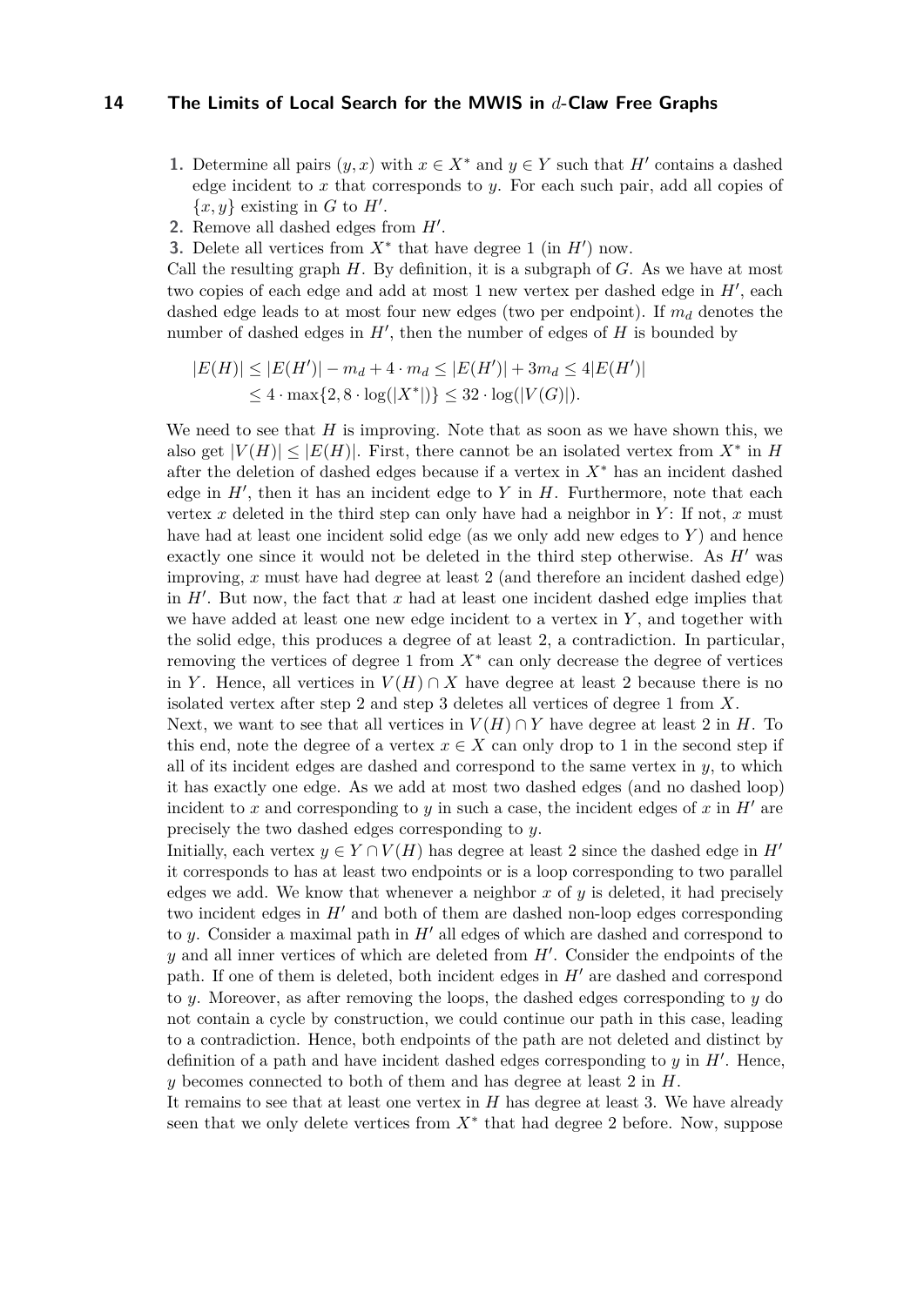1. Determine all pairs $(y, x)$ with $x \in X^*$ and $y \in Y$ such that $H'$ contains a dashed edge incident to $x$ that corresponds to $y$. For each such pair, add all copies of $\{x, y\}$ existing in $G$ to $H'$.
2. Remove all dashed edges from $H'$.
3. Delete all vertices from $X^*$ that have degree 1 (in $H'$) now.

Call the resulting graph $H$. By definition, it is a subgraph of $G$. As we have at most two copies of each edge and add at most 1 new vertex per dashed edge in $H'$, each dashed edge leads to at most four new edges (two per endpoint). If $m_d$ denotes the number of dashed edges in $H'$, then the number of edges of $H$ is bounded by

$$|E(H)| \leq |E(H')| - m_d + 4 \cdot m_d \leq |E(H')| + 3m_d \leq 4|E(H')|$$
$$\leq 4 \cdot \max\{2, 8 \cdot \log(|X^*|)\} \leq 32 \cdot \log(|V(G)|).$$

We need to see that $H$ is improving. Note that as soon as we have shown this, we also get $|V(H)| \leq |E(H)|$. First, there cannot be an isolated vertex from $X^*$ in $H$ after the deletion of dashed edges because if a vertex in $X^*$ has an incident dashed edge in $H'$, then it has an incident edge to $Y$ in $H$. Furthermore, note that each vertex $x$ deleted in the third step can only have had a neighbor in $Y$: If not, $x$ must have had at least one incident solid edge (as we only add new edges to $Y$) and hence exactly one since it would not be deleted in the third step otherwise. As $H'$ was improving, $x$ must have had degree at least 2 (and therefore an incident dashed edge) in $H'$. But now, the fact that $x$ had at least one incident dashed edge implies that we have added at least one new edge incident to a vertex in $Y$, and together with the solid edge, this produces a degree of at least 2, a contradiction. In particular, removing the vertices of degree 1 from $X^*$ can only decrease the degree of vertices in $Y$. Hence, all vertices in $V(H) \cap X$ have degree at least 2 because there is no isolated vertex after step 2 and step 3 deletes all vertices of degree 1 from $X$.

Next, we want to see that all vertices in $V(H) \cap Y$ have degree at least 2 in $H$. To this end, note the degree of a vertex $x \in X$ can only drop to 1 in the second step if all of its incident edges are dashed and correspond to the same vertex in $y$, to which it has exactly one edge. As we add at most two dashed edges (and no dashed loop) incident to $x$ and corresponding to $y$ in such a case, the incident edges of $x$ in $H'$ are precisely the two dashed edges corresponding to $y$.

Initially, each vertex $y \in Y \cap V(H)$ has degree at least 2 since the dashed edge in $H'$ it corresponds to has at least two endpoints or is a loop corresponding to two parallel edges we add. We know that whenever a neighbor $x$ of $y$ is deleted, it had precisely two incident edges in $H'$ and both of them are dashed non-loop edges corresponding to $y$. Consider a maximal path in $H'$ all edges of which are dashed and correspond to $y$ and all inner vertices of which are deleted from $H'$. Consider the endpoints of the path. If one of them is deleted, both incident edges in $H'$ are dashed and correspond to $y$. Moreover, as after removing the loops, the dashed edges corresponding to $y$ do not contain a cycle by construction, we could continue our path in this case, leading to a contradiction. Hence, both endpoints of the path are not deleted and distinct by definition of a path and have incident dashed edges corresponding to $y$ in $H'$. Hence, $y$ becomes connected to both of them and has degree at least 2 in $H$.

It remains to see that at least one vertex in $H$ has degree at least 3. We have already seen that we only delete vertices from $X^*$ that had degree 2 before. Now, suppose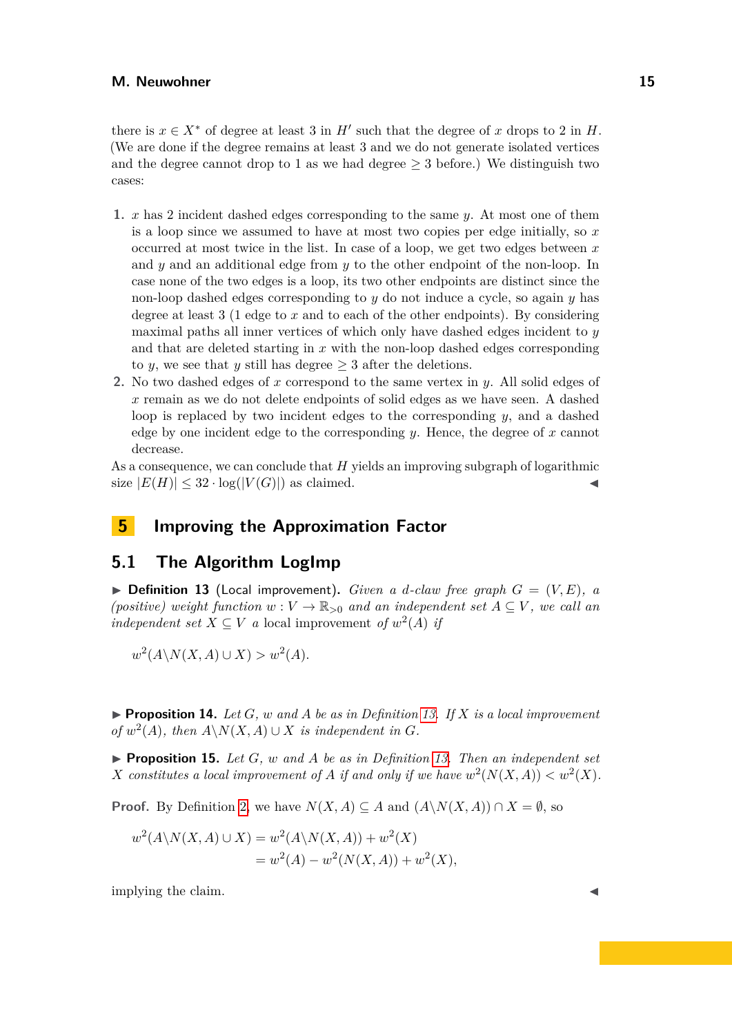there is $x \in X^*$ of degree at least 3 in $H'$ such that the degree of $x$ drops to 2 in $H$. (We are done if the degree remains at least 3 and we do not generate isolated vertices and the degree cannot drop to 1 as we had degree $\geq 3$ before.) We distinguish two cases:

1. $x$ has 2 incident dashed edges corresponding to the same $y$. At most one of them is a loop since we assumed to have at most two copies per edge initially, so $x$ occurred at most twice in the list. In case of a loop, we get two edges between $x$ and $y$ and an additional edge from $y$ to the other endpoint of the non-loop. In case none of the two edges is a loop, its two other endpoints are distinct since the non-loop dashed edges corresponding to $y$ do not induce a cycle, so again $y$ has degree at least 3 (1 edge to $x$ and to each of the other endpoints). By considering maximal paths all inner vertices of which only have dashed edges incident to $y$ and that are deleted starting in $x$ with the non-loop dashed edges corresponding to $y$, we see that $y$ still has degree $\geq 3$ after the deletions.
2. No two dashed edges of $x$ correspond to the same vertex in $y$. All solid edges of $x$ remain as we do not delete endpoints of solid edges as we have seen. A dashed loop is replaced by two incident edges to the corresponding $y$, and a dashed edge by one incident edge to the corresponding $y$. Hence, the degree of $x$ cannot decrease.

As a consequence, we can conclude that $H$ yields an improving subgraph of logarithmic size $|E(H)| \leq 32 \cdot \log(|V(G)|)$ as claimed. ◀

# 5 Improving the Approximation Factor

## 5.1 The Algorithm LogImp

▶ **Definition 13** (Local improvement). *Given a $d$-claw free graph $G = (V, E)$, a (positive) weight function $w : V \to \mathbb{R}_{>0}$ and an independent set $A \subseteq V$, we call an independent set $X \subseteq V$ a* local improvement *of $w^2(A)$ if*

$$w^2(A \backslash N(X, A) \cup X) > w^2(A).$$

▶ **Proposition 14.** *Let $G$, $w$ and $A$ be as in Definition 13. If $X$ is a local improvement of $w^2(A)$, then $A \backslash N(X, A) \cup X$ is independent in $G$.*

▶ **Proposition 15.** *Let $G$, $w$ and $A$ be as in Definition 13. Then an independent set $X$ constitutes a local improvement of $A$ if and only if we have $w^2(N(X, A)) < w^2(X)$.*

**Proof.** By Definition 2, we have $N(X, A) \subseteq A$ and $(A \backslash N(X, A)) \cap X = \emptyset$, so

$$\begin{aligned} w^2(A \backslash N(X, A) \cup X) &= w^2(A \backslash N(X, A)) + w^2(X) \\ &= w^2(A) - w^2(N(X, A)) + w^2(X), \end{aligned}$$

implying the claim. ◀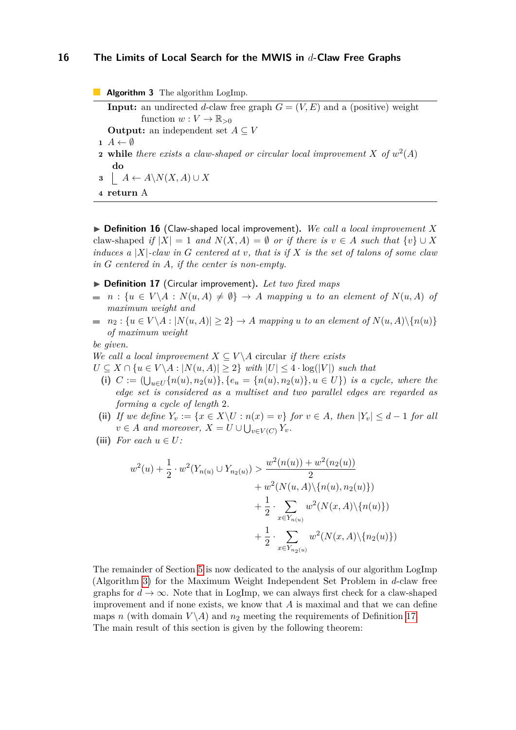**Algorithm 3** The algorithm LogImp.

**Input:** an undirected $d$-claw free graph $G = (V, E)$ and a (positive) weight function $w : V \to \mathbb{R}_{>0}$

**Output:** an independent set $A \subseteq V$

```
1 A ← ∅
2 while there exists a claw-shaped or circular local improvement X of w²(A) do
3     A ← A\N(X, A) ∪ X
4 return A
```

▶ **Definition 16** (Claw-shaped local improvement). *We call a local improvement $X$ claw-shaped if $|X| = 1$ and $N(X, A) = \emptyset$ or if there is $v \in A$ such that $\{v\} \cup X$ induces a $|X|$-claw in $G$ centered at $v$, that is if $X$ is the set of talons of some claw in $G$ centered in $A$, if the center is non-empty.*

▶ **Definition 17** (Circular improvement). *Let two fixed maps*

- $n : \{u \in V \backslash A : N(u, A) \neq \emptyset\} \to A$ *mapping $u$ to an element of $N(u, A)$ of maximum weight and*
- $n_2 : \{u \in V \backslash A : |N(u, A)| \geq 2\} \to A$ *mapping $u$ to an element of $N(u, A) \backslash \{n(u)\}$ of maximum weight*

*be given.*

*We call a local improvement $X \subseteq V \backslash A$* circular *if there exists $U \subseteq X \cap \{u \in V \backslash A : |N(u, A)| \geq 2\}$ with $|U| \leq 4 \cdot \log(|V|)$ such that*

**(i)** $C := (\bigcup_{u \in U}\{n(u), n_2(u)\}, \{e_u = \{n(u), n_2(u)\}, u \in U\})$ *is a cycle, where the edge set is considered as a multiset and two parallel edges are regarded as forming a cycle of length 2.*

**(ii)** *If we define $Y_v := \{x \in X \backslash U : n(x) = v\}$ for $v \in A$, then $|Y_v| \leq d - 1$ for all $v \in A$ and moreover, $X = U \cup \bigcup_{v \in V(C)} Y_v$.*

**(iii)** *For each $u \in U$:*

$$
\begin{aligned}
w^2(u) + \frac{1}{2} \cdot w^2(Y_{n(u)} \cup Y_{n_2(u)}) > \; & \frac{w^2(n(u)) + w^2(n_2(u))}{2} \\
& + w^2(N(u, A) \backslash \{n(u), n_2(u)\}) \\
& + \frac{1}{2} \cdot \sum_{x \in Y_{n(u)}} w^2(N(x, A) \backslash \{n(u)\}) \\
& + \frac{1}{2} \cdot \sum_{x \in Y_{n_2(u)}} w^2(N(x, A) \backslash \{n_2(u)\})
\end{aligned}
$$

The remainder of Section 5 is now dedicated to the analysis of our algorithm LogImp (Algorithm 3) for the Maximum Weight Independent Set Problem in $d$-claw free graphs for $d \to \infty$. Note that in LogImp, we can always first check for a claw-shaped improvement and if none exists, we know that $A$ is maximal and that we can define maps $n$ (with domain $V \backslash A$) and $n_2$ meeting the requirements of Definition 17. The main result of this section is given by the following theorem: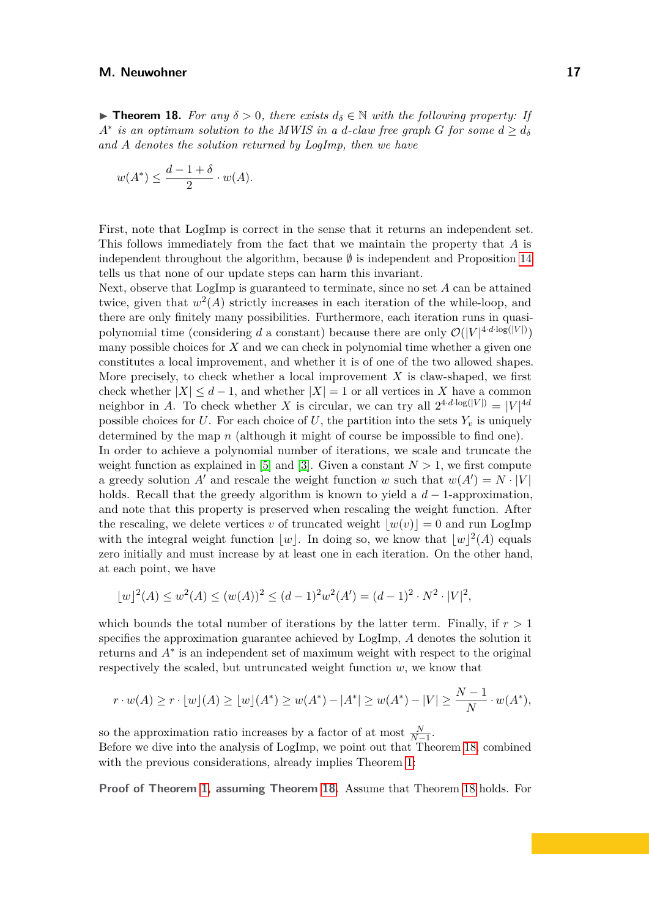▶ **Theorem 18.** *For any $\delta > 0$, there exists $d_\delta \in \mathbb{N}$ with the following property: If $A^*$ is an optimum solution to the MWIS in a $d$-claw free graph $G$ for some $d \geq d_\delta$ and $A$ denotes the solution returned by LogImp, then we have*

$$w(A^*) \leq \frac{d-1+\delta}{2} \cdot w(A).$$

First, note that LogImp is correct in the sense that it returns an independent set. This follows immediately from the fact that we maintain the property that $A$ is independent throughout the algorithm, because $\emptyset$ is independent and Proposition 14 tells us that none of our update steps can harm this invariant.
Next, observe that LogImp is guaranteed to terminate, since no set $A$ can be attained twice, given that $w^2(A)$ strictly increases in each iteration of the while-loop, and there are only finitely many possibilities. Furthermore, each iteration runs in quasi-polynomial time (considering $d$ a constant) because there are only $\mathcal{O}(|V|^{4 \cdot d \cdot \log(|V|)})$ many possible choices for $X$ and we can check in polynomial time whether a given one constitutes a local improvement, and whether it is of one of the two allowed shapes. More precisely, to check whether a local improvement $X$ is claw-shaped, we first check whether $|X| \leq d-1$, and whether $|X| = 1$ or all vertices in $X$ have a common neighbor in $A$. To check whether $X$ is circular, we can try all $2^{4 \cdot d \cdot \log(|V|)} = |V|^{4d}$ possible choices for $U$. For each choice of $U$, the partition into the sets $Y_v$ is uniquely determined by the map $n$ (although it might of course be impossible to find one).
In order to achieve a polynomial number of iterations, we scale and truncate the weight function as explained in [5] and [3]. Given a constant $N > 1$, we first compute a greedy solution $A'$ and rescale the weight function $w$ such that $w(A') = N \cdot |V|$ holds. Recall that the greedy algorithm is known to yield a $d-1$-approximation, and note that this property is preserved when rescaling the weight function. After the rescaling, we delete vertices $v$ of truncated weight $\lfloor w(v) \rfloor = 0$ and run LogImp with the integral weight function $\lfloor w \rfloor$. In doing so, we know that $\lfloor w \rfloor^2(A)$ equals zero initially and must increase by at least one in each iteration. On the other hand, at each point, we have

$$\lfloor w \rfloor^2(A) \leq w^2(A) \leq (w(A))^2 \leq (d-1)^2 w^2(A') = (d-1)^2 \cdot N^2 \cdot |V|^2,$$

which bounds the total number of iterations by the latter term. Finally, if $r > 1$ specifies the approximation guarantee achieved by LogImp, $A$ denotes the solution it returns and $A^*$ is an independent set of maximum weight with respect to the original respectively the scaled, but untruncated weight function $w$, we know that

$$r \cdot w(A) \geq r \cdot \lfloor w \rfloor(A) \geq \lfloor w \rfloor(A^*) \geq w(A^*) - |A^*| \geq w(A^*) - |V| \geq \frac{N-1}{N} \cdot w(A^*),$$

so the approximation ratio increases by a factor of at most $\frac{N}{N-1}$.
Before we dive into the analysis of LogImp, we point out that Theorem 18, combined with the previous considerations, already implies Theorem 1:

**Proof of Theorem 1, assuming Theorem 18.** Assume that Theorem 18 holds. For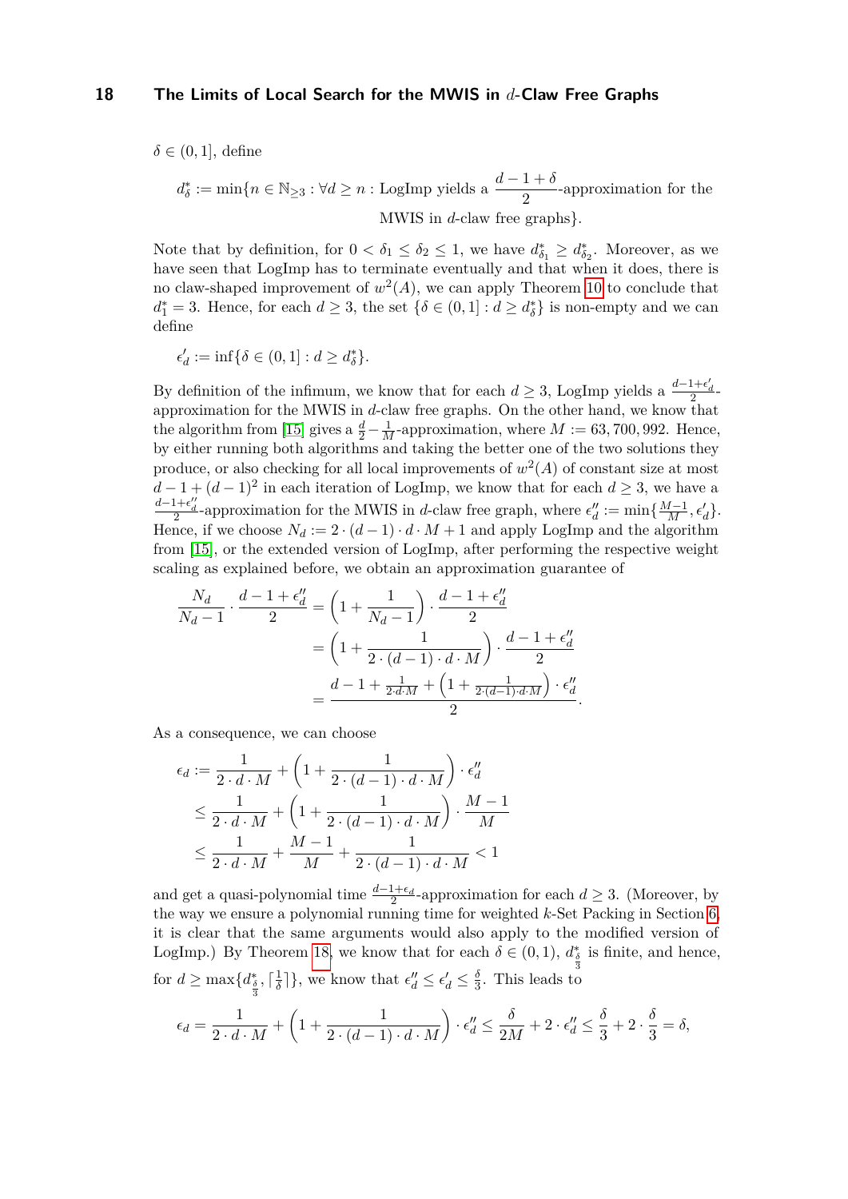$\delta \in (0,1]$, define

$$d^*_\delta := \min\{n \in \mathbb{N}_{\geq 3} : \forall d \geq n : \text{LogImp yields a } \frac{d-1+\delta}{2}\text{-approximation for the MWIS in } d\text{-claw free graphs}\}.$$

Note that by definition, for $0 < \delta_1 \leq \delta_2 \leq 1$, we have $d^*_{\delta_1} \geq d^*_{\delta_2}$. Moreover, as we have seen that LogImp has to terminate eventually and that when it does, there is no claw-shaped improvement of $w^2(A)$, we can apply Theorem 10 to conclude that $d^*_1 = 3$. Hence, for each $d \geq 3$, the set $\{\delta \in (0,1] : d \geq d^*_\delta\}$ is non-empty and we can define

$$\epsilon'_d := \inf\{\delta \in (0,1] : d \geq d^*_\delta\}.$$

By definition of the infimum, we know that for each $d \geq 3$, LogImp yields a $\frac{d-1+\epsilon'_d}{2}$-approximation for the MWIS in $d$-claw free graphs. On the other hand, we know that the algorithm from [15] gives a $\frac{d}{2} - \frac{1}{M}$-approximation, where $M := 63,700,992$. Hence, by either running both algorithms and taking the better one of the two solutions they produce, or also checking for all local improvements of $w^2(A)$ of constant size at most $d-1+(d-1)^2$ in each iteration of LogImp, we know that for each $d \geq 3$, we have a $\frac{d-1+\epsilon''_d}{2}$-approximation for the MWIS in $d$-claw free graph, where $\epsilon''_d := \min\{\frac{M-1}{M}, \epsilon'_d\}$. Hence, if we choose $N_d := 2 \cdot (d-1) \cdot d \cdot M + 1$ and apply LogImp and the algorithm from [15], or the extended version of LogImp, after performing the respective weight scaling as explained before, we obtain an approximation guarantee of

$$\begin{aligned}
\frac{N_d}{N_d - 1} \cdot \frac{d-1+\epsilon''_d}{2} &= \left(1 + \frac{1}{N_d - 1}\right) \cdot \frac{d-1+\epsilon''_d}{2} \\
&= \left(1 + \frac{1}{2 \cdot (d-1) \cdot d \cdot M}\right) \cdot \frac{d-1+\epsilon''_d}{2} \\
&= \frac{d - 1 + \frac{1}{2 \cdot d \cdot M} + \left(1 + \frac{1}{2 \cdot (d-1) \cdot d \cdot M}\right) \cdot \epsilon''_d}{2}.
\end{aligned}$$

As a consequence, we can choose

$$\begin{aligned}
\epsilon_d &:= \frac{1}{2 \cdot d \cdot M} + \left(1 + \frac{1}{2 \cdot (d-1) \cdot d \cdot M}\right) \cdot \epsilon''_d \\
&\leq \frac{1}{2 \cdot d \cdot M} + \left(1 + \frac{1}{2 \cdot (d-1) \cdot d \cdot M}\right) \cdot \frac{M-1}{M} \\
&\leq \frac{1}{2 \cdot d \cdot M} + \frac{M-1}{M} + \frac{1}{2 \cdot (d-1) \cdot d \cdot M} < 1
\end{aligned}$$

and get a quasi-polynomial time $\frac{d-1+\epsilon_d}{2}$-approximation for each $d \geq 3$. (Moreover, by the way we ensure a polynomial running time for weighted $k$-Set Packing in Section 6, it is clear that the same arguments would also apply to the modified version of LogImp.) By Theorem 18, we know that for each $\delta \in (0,1)$, $d^*_{\frac{\delta}{3}}$ is finite, and hence, for $d \geq \max\{d^*_{\frac{\delta}{3}}, \lceil \frac{1}{\delta} \rceil\}$, we know that $\epsilon''_d \leq \epsilon'_d \leq \frac{\delta}{3}$. This leads to

$$\epsilon_d = \frac{1}{2 \cdot d \cdot M} + \left(1 + \frac{1}{2 \cdot (d-1) \cdot d \cdot M}\right) \cdot \epsilon''_d \leq \frac{\delta}{2M} + 2 \cdot \epsilon''_d \leq \frac{\delta}{3} + 2 \cdot \frac{\delta}{3} = \delta,$$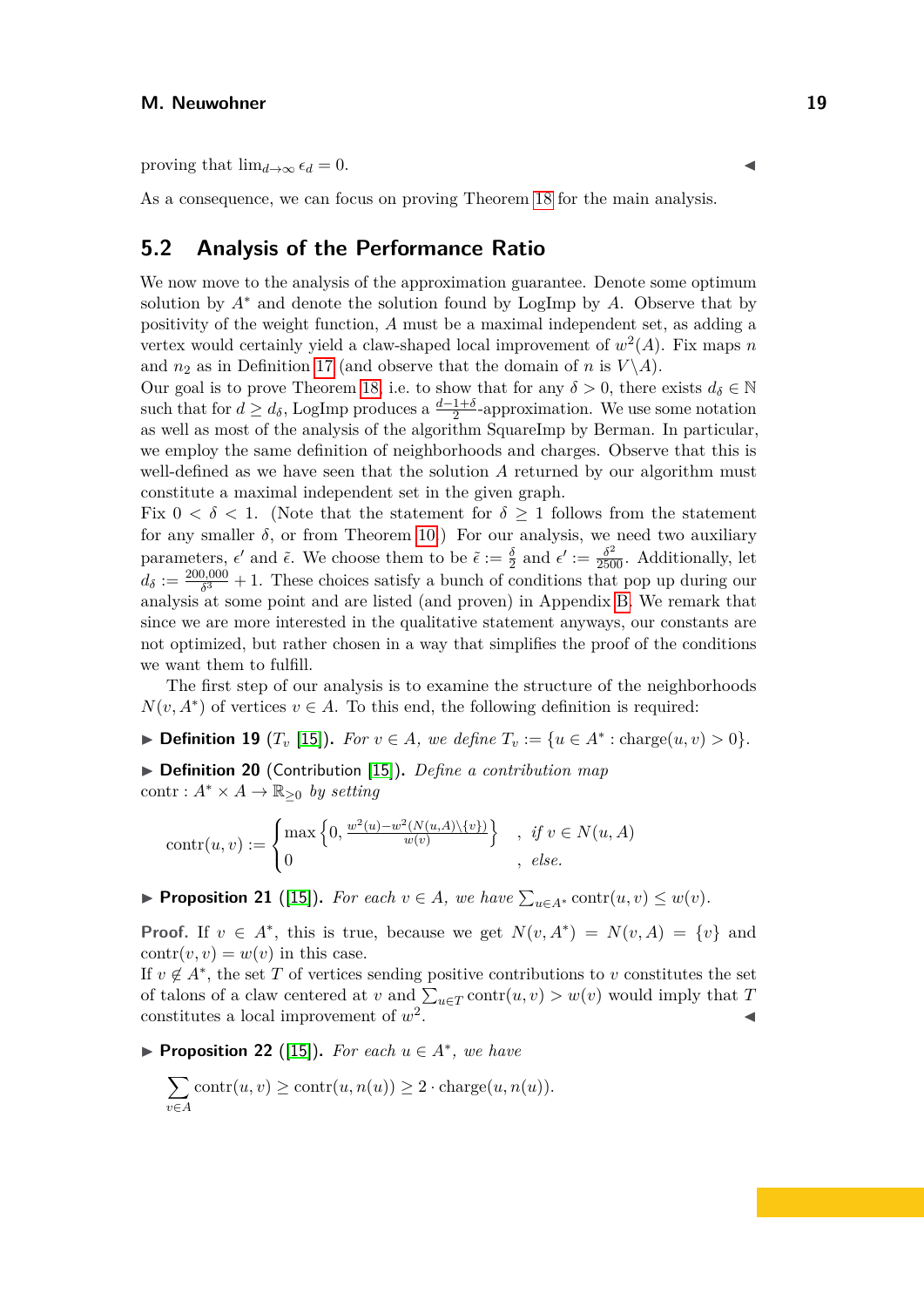proving that $\lim_{d\to\infty} \epsilon_d = 0$. ◀

As a consequence, we can focus on proving Theorem 18 for the main analysis.

## 5.2 Analysis of the Performance Ratio

We now move to the analysis of the approximation guarantee. Denote some optimum solution by $A^*$ and denote the solution found by LogImp by $A$. Observe that by positivity of the weight function, $A$ must be a maximal independent set, as adding a vertex would certainly yield a claw-shaped local improvement of $w^2(A)$. Fix maps $n$ and $n_2$ as in Definition 17 (and observe that the domain of $n$ is $V\backslash A$).
Our goal is to prove Theorem 18, i.e. to show that for any $\delta > 0$, there exists $d_\delta \in \mathbb{N}$ such that for $d \geq d_\delta$, LogImp produces a $\frac{d-1+\delta}{2}$-approximation. We use some notation as well as most of the analysis of the algorithm SquareImp by Berman. In particular, we employ the same definition of neighborhoods and charges. Observe that this is well-defined as we have seen that the solution $A$ returned by our algorithm must constitute a maximal independent set in the given graph.
Fix $0 < \delta < 1$. (Note that the statement for $\delta \geq 1$ follows from the statement for any smaller $\delta$, or from Theorem 10.) For our analysis, we need two auxiliary parameters, $\epsilon'$ and $\tilde{\epsilon}$. We choose them to be $\tilde{\epsilon} := \frac{\delta}{2}$ and $\epsilon' := \frac{\delta^2}{2500}$. Additionally, let $d_\delta := \frac{200{,}000}{\delta^3} + 1$. These choices satisfy a bunch of conditions that pop up during our analysis at some point and are listed (and proven) in Appendix B. We remark that since we are more interested in the qualitative statement anyways, our constants are not optimized, but rather chosen in a way that simplifies the proof of the conditions we want them to fulfill.

The first step of our analysis is to examine the structure of the neighborhoods $N(v, A^*)$ of vertices $v \in A$. To this end, the following definition is required:

▶ **Definition 19** ($T_v$ [15]). *For $v \in A$, we define $T_v := \{u \in A^* : \text{charge}(u, v) > 0\}$.*

▶ **Definition 20** (Contribution [15]). *Define a contribution map* $\text{contr} : A^* \times A \to \mathbb{R}_{\geq 0}$ *by setting*

$$\text{contr}(u, v) := \begin{cases} \max\left\{0, \frac{w^2(u) - w^2(N(u,A)\setminus\{v\})}{w(v)}\right\} & , \text{ if } v \in N(u, A) \\ 0 & , \text{ else.} \end{cases}$$

▶ **Proposition 21** ([15]). *For each $v \in A$, we have $\sum_{u\in A^*} \text{contr}(u, v) \leq w(v)$.*

**Proof.** If $v \in A^*$, this is true, because we get $N(v, A^*) = N(v, A) = \{v\}$ and $\text{contr}(v, v) = w(v)$ in this case.
If $v \notin A^*$, the set $T$ of vertices sending positive contributions to $v$ constitutes the set of talons of a claw centered at $v$ and $\sum_{u\in T} \text{contr}(u, v) > w(v)$ would imply that $T$ constitutes a local improvement of $w^2$. ◀

▶ **Proposition 22** ([15]). *For each $u \in A^*$, we have*

$$\sum_{v\in A} \text{contr}(u, v) \geq \text{contr}(u, n(u)) \geq 2 \cdot \text{charge}(u, n(u)).$$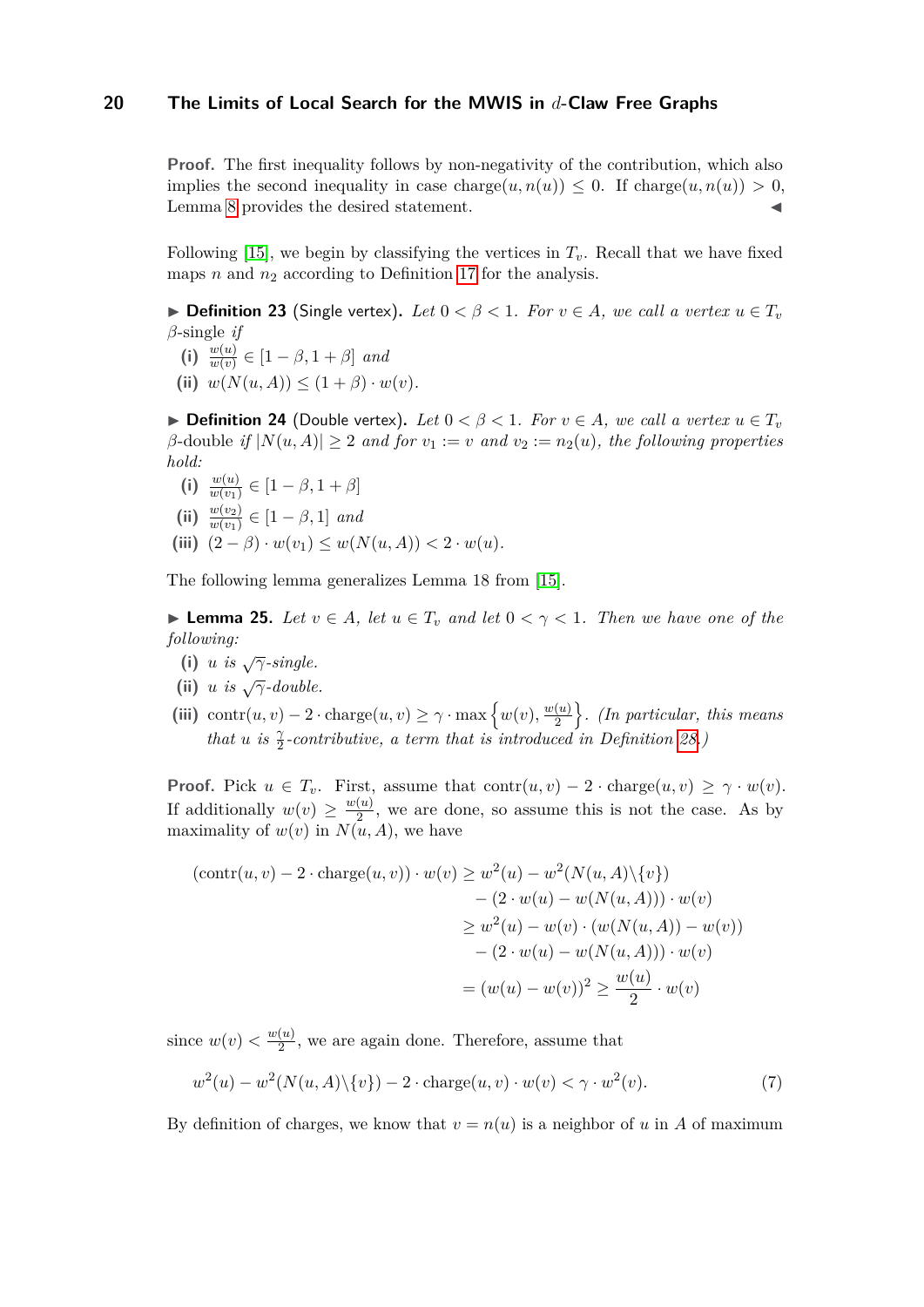**Proof.** The first inequality follows by non-negativity of the contribution, which also implies the second inequality in case $\text{charge}(u, n(u)) \leq 0$. If $\text{charge}(u, n(u)) > 0$, Lemma 8 provides the desired statement. ◀

Following [15], we begin by classifying the vertices in $T_v$. Recall that we have fixed maps $n$ and $n_2$ according to Definition 17 for the analysis.

▶ **Definition 23** (Single vertex)**.** *Let $0 < \beta < 1$. For $v \in A$, we call a vertex $u \in T_v$ $\beta$-single if*

**(i)** $\frac{w(u)}{w(v)} \in [1 - \beta, 1 + \beta]$ *and*

**(ii)** $w(N(u, A)) \leq (1 + \beta) \cdot w(v)$.

▶ **Definition 24** (Double vertex)**.** *Let $0 < \beta < 1$. For $v \in A$, we call a vertex $u \in T_v$ $\beta$-double if $|N(u, A)| \geq 2$ and for $v_1 := v$ and $v_2 := n_2(u)$, the following properties hold:*

**(i)** $\frac{w(u)}{w(v_1)} \in [1 - \beta, 1 + \beta]$

**(ii)** $\frac{w(v_2)}{w(v_1)} \in [1 - \beta, 1]$ *and*

**(iii)** $(2 - \beta) \cdot w(v_1) \leq w(N(u, A)) < 2 \cdot w(u)$.

The following lemma generalizes Lemma 18 from [15].

▶ **Lemma 25.** *Let $v \in A$, let $u \in T_v$ and let $0 < \gamma < 1$. Then we have one of the following:*

**(i)** *$u$ is $\sqrt{\gamma}$-single.*

**(ii)** *$u$ is $\sqrt{\gamma}$-double.*

**(iii)** $\text{contr}(u, v) - 2 \cdot \text{charge}(u, v) \geq \gamma \cdot \max\left\{w(v), \frac{w(u)}{2}\right\}$. *(In particular, this means that $u$ is $\frac{\gamma}{2}$-contributive, a term that is introduced in Definition 28.)*

**Proof.** Pick $u \in T_v$. First, assume that $\text{contr}(u, v) - 2 \cdot \text{charge}(u, v) \geq \gamma \cdot w(v)$. If additionally $w(v) \geq \frac{w(u)}{2}$, we are done, so assume this is not the case. As by maximality of $w(v)$ in $N(u, A)$, we have

$$
\begin{aligned}
(\text{contr}(u, v) - 2 \cdot \text{charge}(u, v)) \cdot w(v) &\geq w^2(u) - w^2(N(u, A) \backslash \{v\}) \\
&\quad - (2 \cdot w(u) - w(N(u, A))) \cdot w(v) \\
&\geq w^2(u) - w(v) \cdot (w(N(u, A)) - w(v)) \\
&\quad - (2 \cdot w(u) - w(N(u, A))) \cdot w(v) \\
&= (w(u) - w(v))^2 \geq \frac{w(u)}{2} \cdot w(v)
\end{aligned}
$$

since $w(v) < \frac{w(u)}{2}$, we are again done. Therefore, assume that

$$
w^2(u) - w^2(N(u, A) \backslash \{v\}) - 2 \cdot \text{charge}(u, v) \cdot w(v) < \gamma \cdot w^2(v). \tag{7}
$$

By definition of charges, we know that $v = n(u)$ is a neighbor of $u$ in $A$ of maximum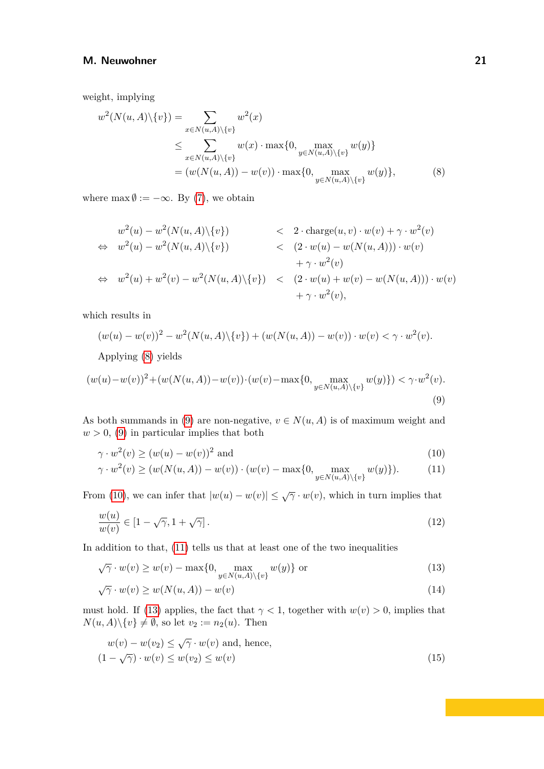weight, implying

$$
\begin{aligned}
w^2(N(u,A)\backslash\{v\}) &= \sum_{x\in N(u,A)\backslash\{v\}} w^2(x) \\
&\leq \sum_{x\in N(u,A)\backslash\{v\}} w(x)\cdot \max\{0, \max_{y\in N(u,A)\backslash\{v\}} w(y)\} \\
&= (w(N(u,A)) - w(v))\cdot \max\{0, \max_{y\in N(u,A)\backslash\{v\}} w(y)\}, \qquad (8)
\end{aligned}
$$

where $\max\emptyset := -\infty$. By (7), we obtain

$$
\begin{aligned}
& w^2(u) - w^2(N(u,A)\backslash\{v\}) && < \; 2\cdot \text{charge}(u,v)\cdot w(v) + \gamma\cdot w^2(v) \\
\Leftrightarrow\;\; & w^2(u) - w^2(N(u,A)\backslash\{v\}) && < \; (2\cdot w(u) - w(N(u,A)))\cdot w(v) \\
& && \quad + \gamma\cdot w^2(v) \\
\Leftrightarrow\;\; & w^2(u) + w^2(v) - w^2(N(u,A)\backslash\{v\}) && < \; (2\cdot w(u) + w(v) - w(N(u,A)))\cdot w(v) \\
& && \quad + \gamma\cdot w^2(v),
\end{aligned}
$$

which results in

$$(w(u)-w(v))^2 - w^2(N(u,A)\backslash\{v\}) + (w(N(u,A)) - w(v))\cdot w(v) < \gamma\cdot w^2(v).$$

Applying (8) yields

$$(w(u)-w(v))^2 + (w(N(u,A))-w(v))\cdot(w(v)-\max\{0, \max_{y\in N(u,A)\backslash\{v\}} w(y)\}) < \gamma\cdot w^2(v). \qquad (9)$$

As both summands in (9) are non-negative, $v\in N(u,A)$ is of maximum weight and $w>0$, (9) in particular implies that both

$$\gamma\cdot w^2(v) \geq (w(u)-w(v))^2 \text{ and} \qquad (10)$$

$$\gamma\cdot w^2(v) \geq (w(N(u,A)) - w(v))\cdot(w(v) - \max\{0, \max_{y\in N(u,A)\backslash\{v\}} w(y)\}). \qquad (11)$$

From (10), we can infer that $|w(u)-w(v)| \leq \sqrt{\gamma}\cdot w(v)$, which in turn implies that

$$\frac{w(u)}{w(v)} \in [1-\sqrt{\gamma}, 1+\sqrt{\gamma}]\,. \qquad (12)$$

In addition to that, (11) tells us that at least one of the two inequalities

$$\sqrt{\gamma}\cdot w(v) \geq w(v) - \max\{0, \max_{y\in N(u,A)\backslash\{v\}} w(y)\} \text{ or} \qquad (13)$$

$$\sqrt{\gamma}\cdot w(v) \geq w(N(u,A)) - w(v) \qquad (14)$$

must hold. If (13) applies, the fact that $\gamma < 1$, together with $w(v) > 0$, implies that $N(u,A)\backslash\{v\} \neq \emptyset$, so let $v_2 := n_2(u)$. Then

$$
\begin{aligned}
& w(v) - w(v_2) \leq \sqrt{\gamma}\cdot w(v) \text{ and, hence,} \\
& (1-\sqrt{\gamma})\cdot w(v) \leq w(v_2) \leq w(v) \qquad (15)
\end{aligned}
$$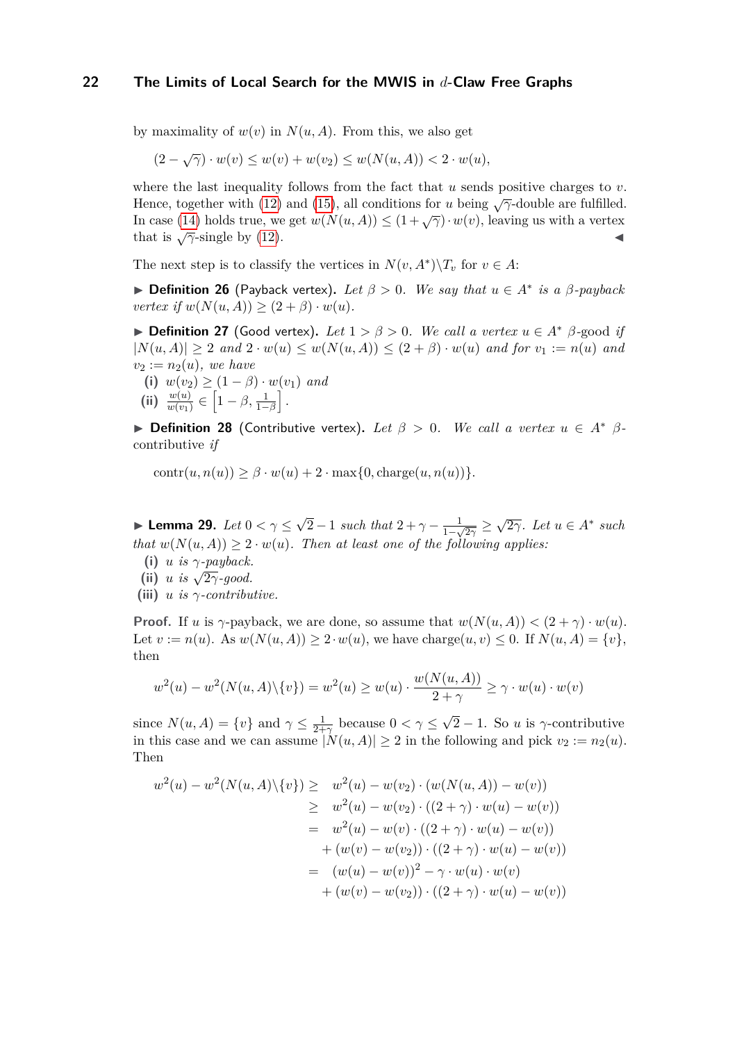by maximality of $w(v)$ in $N(u, A)$. From this, we also get

$$(2 - \sqrt{\gamma}) \cdot w(v) \leq w(v) + w(v_2) \leq w(N(u, A)) < 2 \cdot w(u),$$

where the last inequality follows from the fact that $u$ sends positive charges to $v$. Hence, together with (12) and (15), all conditions for $u$ being $\sqrt{\gamma}$-double are fulfilled. In case (14) holds true, we get $w(N(u, A)) \leq (1 + \sqrt{\gamma}) \cdot w(v)$, leaving us with a vertex that is $\sqrt{\gamma}$-single by (12). ◀

The next step is to classify the vertices in $N(v, A^*)\backslash T_v$ for $v \in A$:

▶ **Definition 26** (Payback vertex). *Let $\beta > 0$. We say that $u \in A^*$ is a $\beta$-payback vertex if $w(N(u, A)) \geq (2 + \beta) \cdot w(u)$.*

▶ **Definition 27** (Good vertex). *Let $1 > \beta > 0$. We call a vertex $u \in A^*$ $\beta$-good if $|N(u, A)| \geq 2$ and $2 \cdot w(u) \leq w(N(u, A)) \leq (2 + \beta) \cdot w(u)$ and for $v_1 := n(u)$ and $v_2 := n_2(u)$, we have*

**(i)** *$w(v_2) \geq (1 - \beta) \cdot w(v_1)$ and*

**(ii)** *$\frac{w(u)}{w(v_1)} \in \left[1 - \beta, \frac{1}{1-\beta}\right]$.*

▶ **Definition 28** (Contributive vertex). *Let $\beta > 0$. We call a vertex $u \in A^*$ $\beta$-contributive if*

$$\text{contr}(u, n(u)) \geq \beta \cdot w(u) + 2 \cdot \max\{0, \text{charge}(u, n(u))\}.$$

▶ **Lemma 29.** *Let $0 < \gamma \leq \sqrt{2} - 1$ such that $2 + \gamma - \frac{1}{1-\sqrt{2\gamma}} \geq \sqrt{2\gamma}$. Let $u \in A^*$ such that $w(N(u, A)) \geq 2 \cdot w(u)$. Then at least one of the following applies:*

**(i)** *$u$ is $\gamma$-payback.*

**(ii)** *$u$ is $\sqrt{2\gamma}$-good.*

**(iii)** *$u$ is $\gamma$-contributive.*

**Proof.** If $u$ is $\gamma$-payback, we are done, so assume that $w(N(u, A)) < (2 + \gamma) \cdot w(u)$. Let $v := n(u)$. As $w(N(u, A)) \geq 2 \cdot w(u)$, we have $\text{charge}(u, v) \leq 0$. If $N(u, A) = \{v\}$, then

$$w^2(u) - w^2(N(u, A)\backslash\{v\}) = w^2(u) \geq w(u) \cdot \frac{w(N(u, A))}{2 + \gamma} \geq \gamma \cdot w(u) \cdot w(v)$$

since $N(u, A) = \{v\}$ and $\gamma \leq \frac{1}{2+\gamma}$ because $0 < \gamma \leq \sqrt{2} - 1$. So $u$ is $\gamma$-contributive in this case and we can assume $|N(u, A)| \geq 2$ in the following and pick $v_2 := n_2(u)$. Then

$$\begin{aligned}
w^2(u) - w^2(N(u, A)\backslash\{v\}) \geq \;& w^2(u) - w(v_2) \cdot (w(N(u, A)) - w(v)) \\
\geq \;& w^2(u) - w(v_2) \cdot ((2 + \gamma) \cdot w(u) - w(v)) \\
= \;& w^2(u) - w(v) \cdot ((2 + \gamma) \cdot w(u) - w(v)) \\
& + (w(v) - w(v_2)) \cdot ((2 + \gamma) \cdot w(u) - w(v)) \\
= \;& (w(u) - w(v))^2 - \gamma \cdot w(u) \cdot w(v) \\
& + (w(v) - w(v_2)) \cdot ((2 + \gamma) \cdot w(u) - w(v))
\end{aligned}$$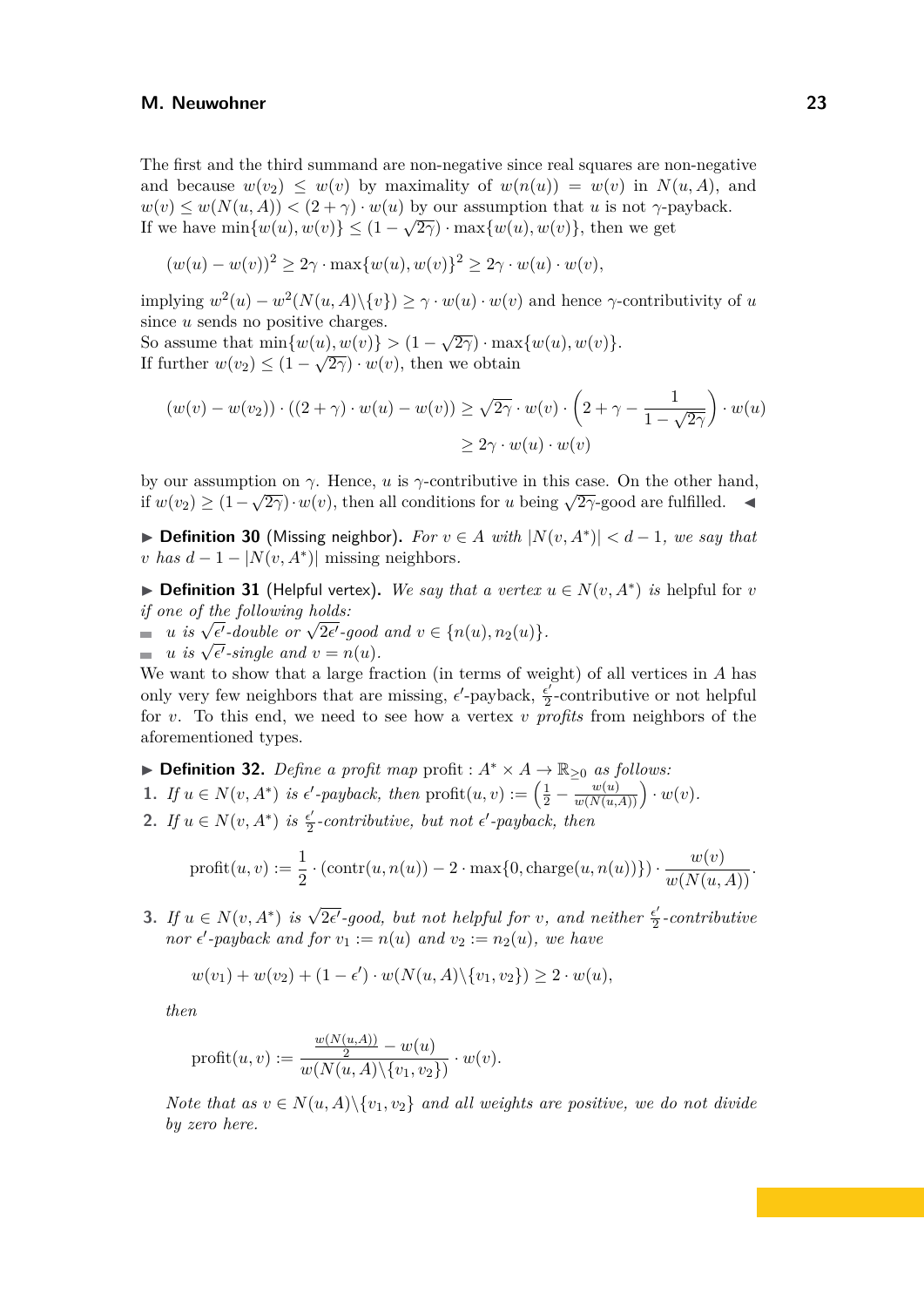The first and the third summand are non-negative since real squares are non-negative and because $w(v_2) \leq w(v)$ by maximality of $w(n(u)) = w(v)$ in $N(u, A)$, and $w(v) \leq w(N(u, A)) < (2 + \gamma) \cdot w(u)$ by our assumption that $u$ is not $\gamma$-payback.
If we have $\min\{w(u), w(v)\} \leq (1 - \sqrt{2\gamma}) \cdot \max\{w(u), w(v)\}$, then we get

$$(w(u) - w(v))^2 \geq 2\gamma \cdot \max\{w(u), w(v)\}^2 \geq 2\gamma \cdot w(u) \cdot w(v),$$

implying $w^2(u) - w^2(N(u, A) \backslash \{v\}) \geq \gamma \cdot w(u) \cdot w(v)$ and hence $\gamma$-contributivity of $u$ since $u$ sends no positive charges.
So assume that $\min\{w(u), w(v)\} > (1 - \sqrt{2\gamma}) \cdot \max\{w(u), w(v)\}$.
If further $w(v_2) \leq (1 - \sqrt{2\gamma}) \cdot w(v)$, then we obtain

$$(w(v) - w(v_2)) \cdot ((2 + \gamma) \cdot w(u) - w(v)) \geq \sqrt{2\gamma} \cdot w(v) \cdot \left(2 + \gamma - \frac{1}{1 - \sqrt{2\gamma}}\right) \cdot w(u)$$
$$\geq 2\gamma \cdot w(u) \cdot w(v)$$

by our assumption on $\gamma$. Hence, $u$ is $\gamma$-contributive in this case. On the other hand, if $w(v_2) \geq (1 - \sqrt{2\gamma}) \cdot w(v)$, then all conditions for $u$ being $\sqrt{2\gamma}$-good are fulfilled. ◀

▶ **Definition 30** (Missing neighbor). *For $v \in A$ with $|N(v, A^*)| < d - 1$, we say that $v$ has $d - 1 - |N(v, A^*)|$ missing neighbors.*

▶ **Definition 31** (Helpful vertex). *We say that a vertex $u \in N(v, A^*)$ is* helpful for $v$ *if one of the following holds:*

- *$u$ is $\sqrt{\epsilon'}$-double or $\sqrt{2\epsilon'}$-good and $v \in \{n(u), n_2(u)\}$.*
- *$u$ is $\sqrt{\epsilon'}$-single and $v = n(u)$.*

We want to show that a large fraction (in terms of weight) of all vertices in $A$ has only very few neighbors that are missing, $\epsilon'$-payback, $\frac{\epsilon'}{2}$-contributive or not helpful for $v$. To this end, we need to see how a vertex $v$ *profits* from neighbors of the aforementioned types.

▶ **Definition 32.** *Define a profit map* profit : $A^* \times A \to \mathbb{R}_{\geq 0}$ *as follows:*

1. *If $u \in N(v, A^*)$ is $\epsilon'$-payback, then* $\text{profit}(u, v) := \left(\frac{1}{2} - \frac{w(u)}{w(N(u,A))}\right) \cdot w(v)$.
2. *If $u \in N(v, A^*)$ is $\frac{\epsilon'}{2}$-contributive, but not $\epsilon'$-payback, then*

$$\text{profit}(u, v) := \frac{1}{2} \cdot (\text{contr}(u, n(u)) - 2 \cdot \max\{0, \text{charge}(u, n(u))\}) \cdot \frac{w(v)}{w(N(u, A))}.$$

3. *If $u \in N(v, A^*)$ is $\sqrt{2\epsilon'}$-good, but not helpful for $v$, and neither $\frac{\epsilon'}{2}$-contributive nor $\epsilon'$-payback and for $v_1 := n(u)$ and $v_2 := n_2(u)$, we have*

$$w(v_1) + w(v_2) + (1 - \epsilon') \cdot w(N(u, A) \backslash \{v_1, v_2\}) \geq 2 \cdot w(u),$$

*then*

$$\text{profit}(u, v) := \frac{\frac{w(N(u,A))}{2} - w(u)}{w(N(u, A) \backslash \{v_1, v_2\})} \cdot w(v).$$

*Note that as $v \in N(u, A) \backslash \{v_1, v_2\}$ and all weights are positive, we do not divide by zero here.*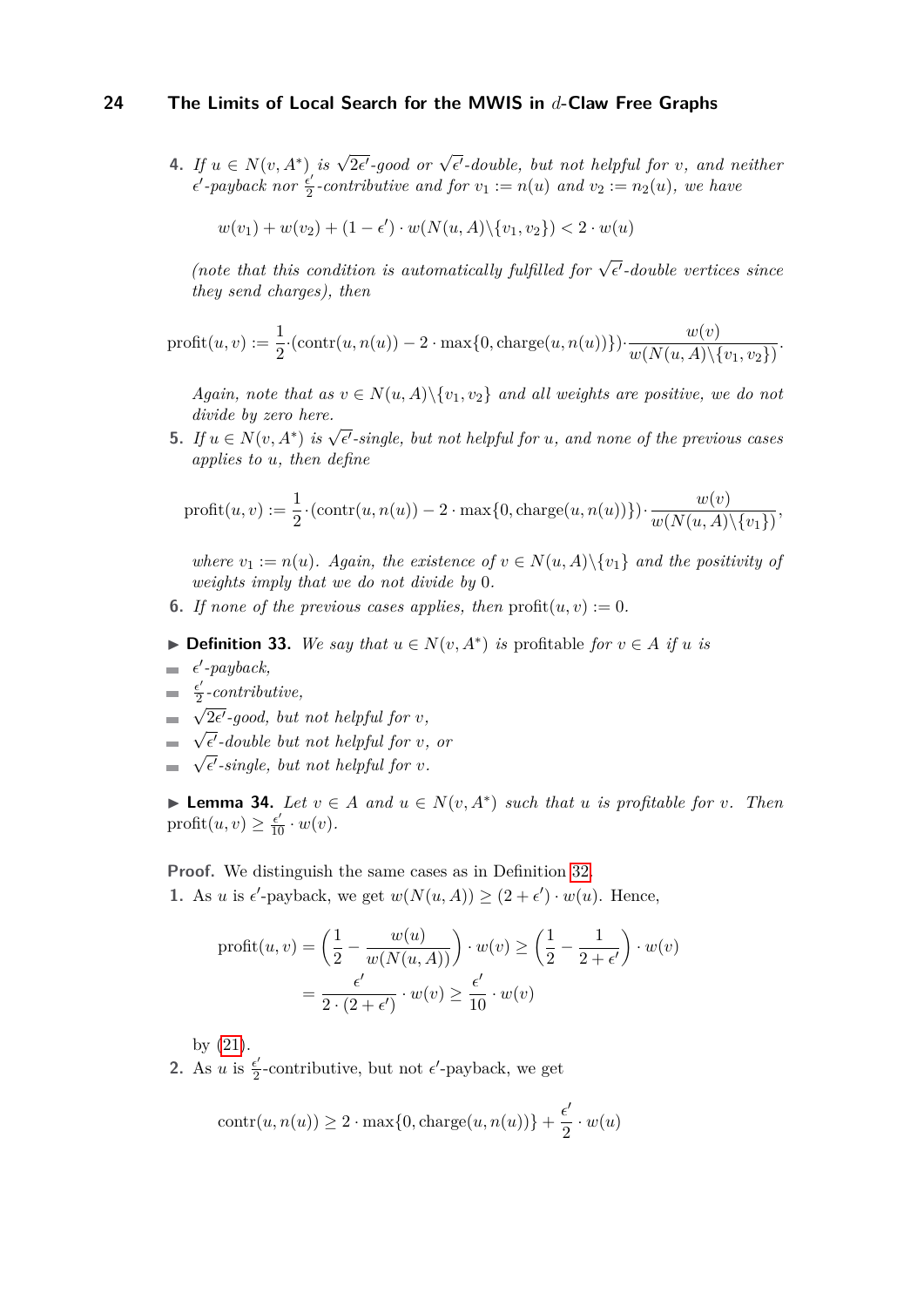4. *If $u \in N(v, A^*)$ is $\sqrt{2\epsilon'}$-good or $\sqrt{\epsilon'}$-double, but not helpful for $v$, and neither $\epsilon'$-payback nor $\frac{\epsilon'}{2}$-contributive and for $v_1 := n(u)$ and $v_2 := n_2(u)$, we have*

$$w(v_1) + w(v_2) + (1 - \epsilon') \cdot w(N(u, A) \backslash \{v_1, v_2\}) < 2 \cdot w(u)$$

*(note that this condition is automatically fulfilled for $\sqrt{\epsilon'}$-double vertices since they send charges), then*

$$\text{profit}(u, v) := \frac{1}{2} \cdot (\text{contr}(u, n(u)) - 2 \cdot \max\{0, \text{charge}(u, n(u))\}) \cdot \frac{w(v)}{w(N(u, A) \backslash \{v_1, v_2\})}.$$

*Again, note that as $v \in N(u, A) \backslash \{v_1, v_2\}$ and all weights are positive, we do not divide by zero here.*

5. *If $u \in N(v, A^*)$ is $\sqrt{\epsilon'}$-single, but not helpful for $u$, and none of the previous cases applies to $u$, then define*

$$\text{profit}(u, v) := \frac{1}{2} \cdot (\text{contr}(u, n(u)) - 2 \cdot \max\{0, \text{charge}(u, n(u))\}) \cdot \frac{w(v)}{w(N(u, A) \backslash \{v_1\})},$$

*where $v_1 := n(u)$. Again, the existence of $v \in N(u, A) \backslash \{v_1\}$ and the positivity of weights imply that we do not divide by 0.*

6. *If none of the previous cases applies, then $\text{profit}(u, v) := 0$.*

▶ **Definition 33.** *We say that $u \in N(v, A^*)$ is* profitable *for $v \in A$ if $u$ is*

- *$\epsilon'$-payback,*
- *$\frac{\epsilon'}{2}$-contributive,*
- *$\sqrt{2\epsilon'}$-good, but not helpful for $v$,*
- *$\sqrt{\epsilon'}$-double but not helpful for $v$, or*
- *$\sqrt{\epsilon'}$-single, but not helpful for $v$.*

▶ **Lemma 34.** *Let $v \in A$ and $u \in N(v, A^*)$ such that $u$ is profitable for $v$. Then $\text{profit}(u, v) \geq \frac{\epsilon'}{10} \cdot w(v)$.*

**Proof.** We distinguish the same cases as in Definition 32.

1. As $u$ is $\epsilon'$-payback, we get $w(N(u, A)) \geq (2 + \epsilon') \cdot w(u)$. Hence,

$$\begin{aligned}\text{profit}(u, v) &= \left(\frac{1}{2} - \frac{w(u)}{w(N(u, A))}\right) \cdot w(v) \geq \left(\frac{1}{2} - \frac{1}{2 + \epsilon'}\right) \cdot w(v) \\ &= \frac{\epsilon'}{2 \cdot (2 + \epsilon')} \cdot w(v) \geq \frac{\epsilon'}{10} \cdot w(v)\end{aligned}$$

by (21).

2. As $u$ is $\frac{\epsilon'}{2}$-contributive, but not $\epsilon'$-payback, we get

$$\text{contr}(u, n(u)) \geq 2 \cdot \max\{0, \text{charge}(u, n(u))\} + \frac{\epsilon'}{2} \cdot w(u)$$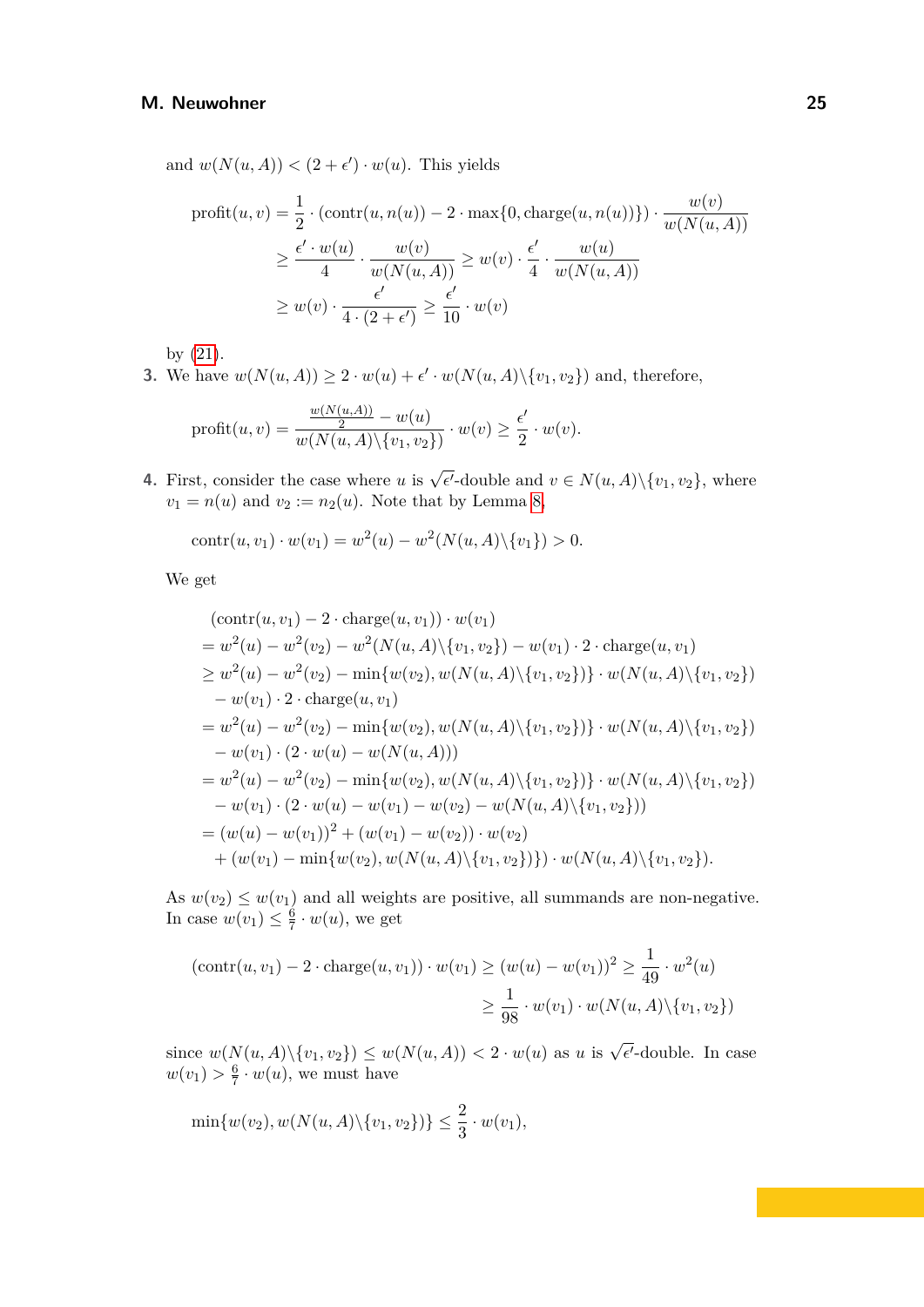and $w(N(u,A)) < (2+\epsilon') \cdot w(u)$. This yields

$$\begin{aligned}
\text{profit}(u,v) &= \frac{1}{2} \cdot (\text{contr}(u,n(u)) - 2 \cdot \max\{0, \text{charge}(u,n(u))\}) \cdot \frac{w(v)}{w(N(u,A))} \\
&\geq \frac{\epsilon' \cdot w(u)}{4} \cdot \frac{w(v)}{w(N(u,A))} \geq w(v) \cdot \frac{\epsilon'}{4} \cdot \frac{w(u)}{w(N(u,A))} \\
&\geq w(v) \cdot \frac{\epsilon'}{4 \cdot (2+\epsilon')} \geq \frac{\epsilon'}{10} \cdot w(v)
\end{aligned}$$

by (21).

3. We have $w(N(u,A)) \geq 2 \cdot w(u) + \epsilon' \cdot w(N(u,A) \backslash \{v_1, v_2\})$ and, therefore,

$$\text{profit}(u,v) = \frac{\frac{w(N(u,A))}{2} - w(u)}{w(N(u,A) \backslash \{v_1,v_2\})} \cdot w(v) \geq \frac{\epsilon'}{2} \cdot w(v).$$

4. First, consider the case where $u$ is $\sqrt{\epsilon'}$-double and $v \in N(u,A) \backslash \{v_1, v_2\}$, where $v_1 = n(u)$ and $v_2 := n_2(u)$. Note that by Lemma 8,

$$\text{contr}(u, v_1) \cdot w(v_1) = w^2(u) - w^2(N(u,A) \backslash \{v_1\}) > 0.$$

We get

$$\begin{aligned}
&(\text{contr}(u,v_1) - 2 \cdot \text{charge}(u,v_1)) \cdot w(v_1) \\
&= w^2(u) - w^2(v_2) - w^2(N(u,A) \backslash \{v_1,v_2\}) - w(v_1) \cdot 2 \cdot \text{charge}(u,v_1) \\
&\geq w^2(u) - w^2(v_2) - \min\{w(v_2), w(N(u,A) \backslash \{v_1,v_2\})\} \cdot w(N(u,A) \backslash \{v_1,v_2\}) \\
&\quad - w(v_1) \cdot 2 \cdot \text{charge}(u,v_1) \\
&= w^2(u) - w^2(v_2) - \min\{w(v_2), w(N(u,A) \backslash \{v_1,v_2\})\} \cdot w(N(u,A) \backslash \{v_1,v_2\}) \\
&\quad - w(v_1) \cdot (2 \cdot w(u) - w(N(u,A))) \\
&= w^2(u) - w^2(v_2) - \min\{w(v_2), w(N(u,A) \backslash \{v_1,v_2\})\} \cdot w(N(u,A) \backslash \{v_1,v_2\}) \\
&\quad - w(v_1) \cdot (2 \cdot w(u) - w(v_1) - w(v_2) - w(N(u,A) \backslash \{v_1,v_2\})) \\
&= (w(u) - w(v_1))^2 + (w(v_1) - w(v_2)) \cdot w(v_2) \\
&\quad + (w(v_1) - \min\{w(v_2), w(N(u,A) \backslash \{v_1,v_2\})\}) \cdot w(N(u,A) \backslash \{v_1,v_2\}).
\end{aligned}$$

As $w(v_2) \leq w(v_1)$ and all weights are positive, all summands are non-negative. In case $w(v_1) \leq \frac{6}{7} \cdot w(u)$, we get

$$\begin{aligned}
(\text{contr}(u,v_1) - 2 \cdot \text{charge}(u,v_1)) \cdot w(v_1) &\geq (w(u) - w(v_1))^2 \geq \frac{1}{49} \cdot w^2(u) \\
&\geq \frac{1}{98} \cdot w(v_1) \cdot w(N(u,A) \backslash \{v_1,v_2\})
\end{aligned}$$

since $w(N(u,A) \backslash \{v_1,v_2\}) \leq w(N(u,A)) < 2 \cdot w(u)$ as $u$ is $\sqrt{\epsilon'}$-double. In case $w(v_1) > \frac{6}{7} \cdot w(u)$, we must have

$$\min\{w(v_2), w(N(u,A) \backslash \{v_1,v_2\})\} \leq \frac{2}{3} \cdot w(v_1),$$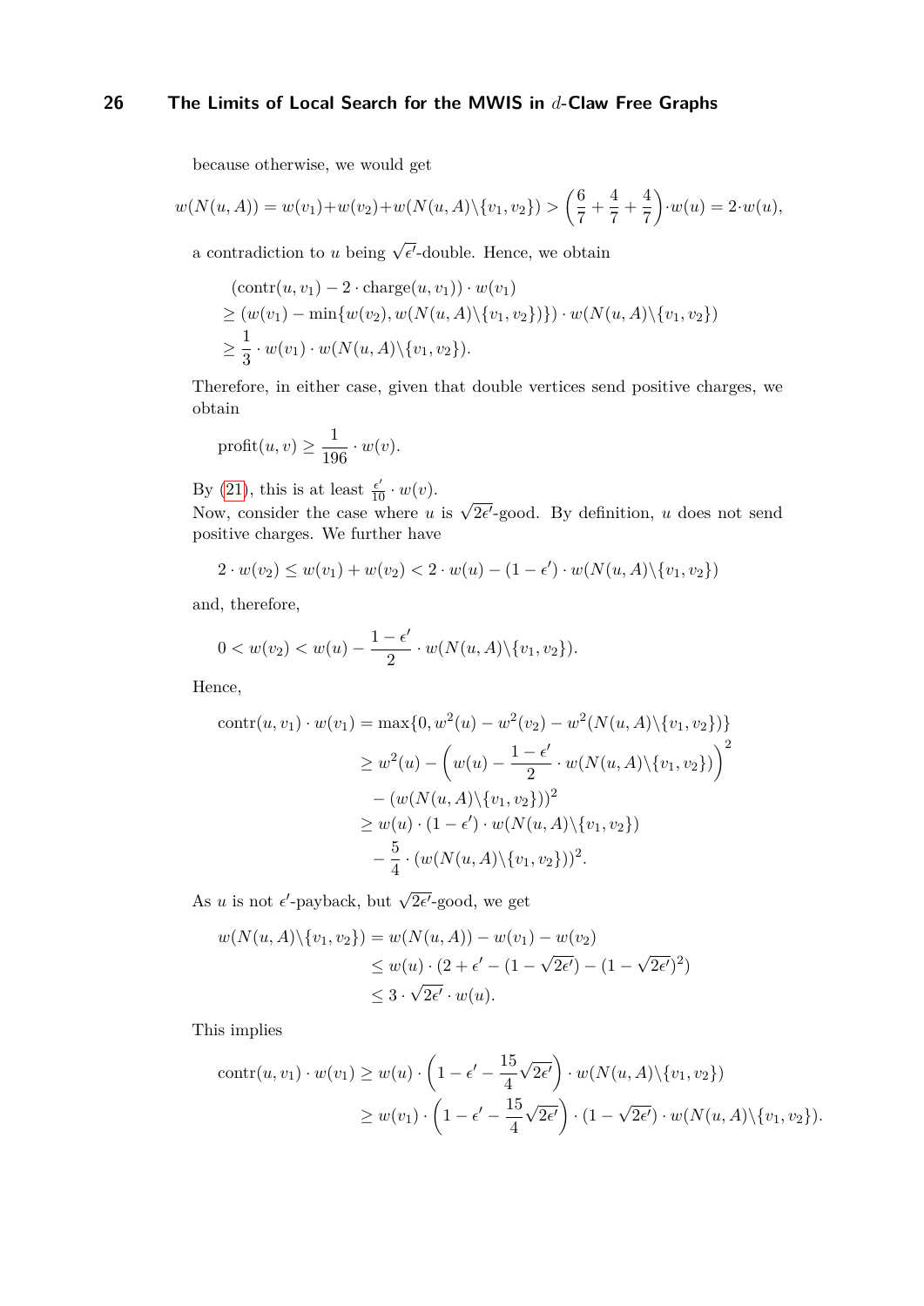because otherwise, we would get

$$w(N(u,A)) = w(v_1)+w(v_2)+w(N(u,A)\backslash\{v_1,v_2\}) > \left(\frac{6}{7}+\frac{4}{7}+\frac{4}{7}\right)\cdot w(u) = 2\cdot w(u),$$

a contradiction to $u$ being $\sqrt{\epsilon'}$-double. Hence, we obtain

$$\begin{aligned}
&(\text{contr}(u,v_1) - 2\cdot\text{charge}(u,v_1))\cdot w(v_1)\\
&\geq (w(v_1) - \min\{w(v_2), w(N(u,A)\backslash\{v_1,v_2\})\})\cdot w(N(u,A)\backslash\{v_1,v_2\})\\
&\geq \frac{1}{3}\cdot w(v_1)\cdot w(N(u,A)\backslash\{v_1,v_2\}).
\end{aligned}$$

Therefore, in either case, given that double vertices send positive charges, we obtain

$$\text{profit}(u,v) \geq \frac{1}{196}\cdot w(v).$$

By (21), this is at least $\frac{\epsilon'}{10}\cdot w(v)$.

Now, consider the case where $u$ is $\sqrt{2\epsilon'}$-good. By definition, $u$ does not send positive charges. We further have

$$2\cdot w(v_2) \leq w(v_1)+w(v_2) < 2\cdot w(u) - (1-\epsilon')\cdot w(N(u,A)\backslash\{v_1,v_2\})$$

and, therefore,

$$0 < w(v_2) < w(u) - \frac{1-\epsilon'}{2}\cdot w(N(u,A)\backslash\{v_1,v_2\}).$$

Hence,

$$\begin{aligned}
\text{contr}(u,v_1)\cdot w(v_1) &= \max\{0, w^2(u) - w^2(v_2) - w^2(N(u,A)\backslash\{v_1,v_2\})\}\\
&\geq w^2(u) - \left(w(u) - \frac{1-\epsilon'}{2}\cdot w(N(u,A)\backslash\{v_1,v_2\})\right)^2\\
&\quad - (w(N(u,A)\backslash\{v_1,v_2\}))^2\\
&\geq w(u)\cdot(1-\epsilon')\cdot w(N(u,A)\backslash\{v_1,v_2\})\\
&\quad - \frac{5}{4}\cdot(w(N(u,A)\backslash\{v_1,v_2\}))^2.
\end{aligned}$$

As $u$ is not $\epsilon'$-payback, but $\sqrt{2\epsilon'}$-good, we get

$$\begin{aligned}
w(N(u,A)\backslash\{v_1,v_2\}) &= w(N(u,A)) - w(v_1) - w(v_2)\\
&\leq w(u)\cdot(2+\epsilon' - (1-\sqrt{2\epsilon'}) - (1-\sqrt{2\epsilon'})^2)\\
&\leq 3\cdot\sqrt{2\epsilon'}\cdot w(u).
\end{aligned}$$

This implies

$$\begin{aligned}
\text{contr}(u,v_1)\cdot w(v_1) &\geq w(u)\cdot\left(1-\epsilon' - \frac{15}{4}\sqrt{2\epsilon'}\right)\cdot w(N(u,A)\backslash\{v_1,v_2\})\\
&\geq w(v_1)\cdot\left(1-\epsilon' - \frac{15}{4}\sqrt{2\epsilon'}\right)\cdot(1-\sqrt{2\epsilon'})\cdot w(N(u,A)\backslash\{v_1,v_2\}).
\end{aligned}$$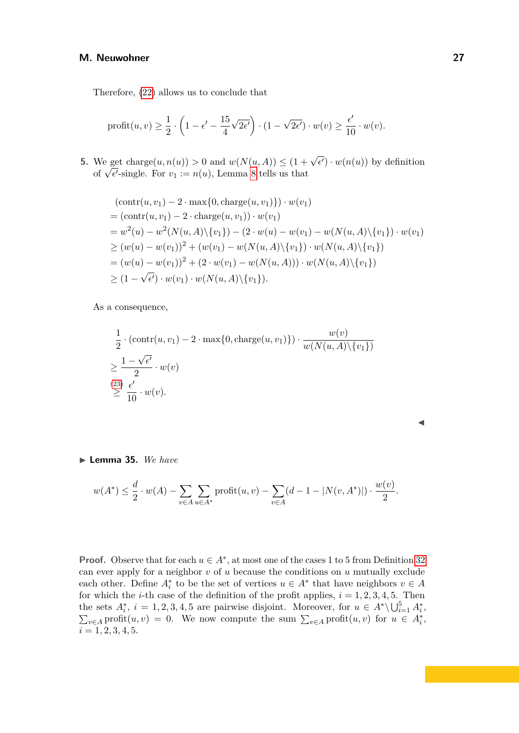Therefore, (22) allows us to conclude that

$$\text{profit}(u,v) \geq \frac{1}{2} \cdot \left(1 - \epsilon' - \frac{15}{4}\sqrt{2\epsilon'}\right) \cdot (1 - \sqrt{2\epsilon'}) \cdot w(v) \geq \frac{\epsilon'}{10} \cdot w(v).$$

**5.** We get $\text{charge}(u, n(u)) > 0$ and $w(N(u,A)) \leq (1+\sqrt{\epsilon'}) \cdot w(n(u))$ by definition of $\sqrt{\epsilon'}$-single. For $v_1 := n(u)$, Lemma 8 tells us that

$$\begin{aligned}
&(\text{contr}(u,v_1) - 2 \cdot \max\{0, \text{charge}(u,v_1)\}) \cdot w(v_1) \\
&= (\text{contr}(u,v_1) - 2 \cdot \text{charge}(u,v_1)) \cdot w(v_1) \\
&= w^2(u) - w^2(N(u,A)\backslash\{v_1\}) - (2 \cdot w(u) - w(v_1) - w(N(u,A)\backslash\{v_1\}) \cdot w(v_1) \\
&\geq (w(u) - w(v_1))^2 + (w(v_1) - w(N(u,A)\backslash\{v_1\}) \cdot w(N(u,A)\backslash\{v_1\}) \\
&= (w(u) - w(v_1))^2 + (2 \cdot w(v_1) - w(N(u,A))) \cdot w(N(u,A)\backslash\{v_1\}) \\
&\geq (1 - \sqrt{\epsilon'}) \cdot w(v_1) \cdot w(N(u,A)\backslash\{v_1\}).
\end{aligned}$$

As a consequence,

$$\begin{aligned}
&\frac{1}{2} \cdot (\text{contr}(u,v_1) - 2 \cdot \max\{0, \text{charge}(u,v_1)\}) \cdot \frac{w(v)}{w(N(u,A)\backslash\{v_1\})} \\
&\geq \frac{1-\sqrt{\epsilon'}}{2} \cdot w(v) \\
&\overset{(23)}{\geq} \frac{\epsilon'}{10} \cdot w(v).
\end{aligned}$$

◀

▶ **Lemma 35.** *We have*

$$w(A^*) \leq \frac{d}{2} \cdot w(A) - \sum_{v \in A} \sum_{u \in A^*} \text{profit}(u,v) - \sum_{v \in A} (d - 1 - |N(v, A^*)|) \cdot \frac{w(v)}{2}.$$

**Proof.** Observe that for each $u \in A^*$, at most one of the cases 1 to 5 from Definition 32 can ever apply for a neighbor $v$ of $u$ because the conditions on $u$ mutually exclude each other. Define $A_i^*$ to be the set of vertices $u \in A^*$ that have neighbors $v \in A$ for which the $i$-th case of the definition of the profit applies, $i = 1, 2, 3, 4, 5$. Then the sets $A_i^*$, $i = 1, 2, 3, 4, 5$ are pairwise disjoint. Moreover, for $u \in A^* \backslash \bigcup_{i=1}^5 A_i^*$, $\sum_{v \in A} \text{profit}(u,v) = 0$. We now compute the sum $\sum_{v \in A} \text{profit}(u,v)$ for $u \in A_i^*$, $i = 1, 2, 3, 4, 5$.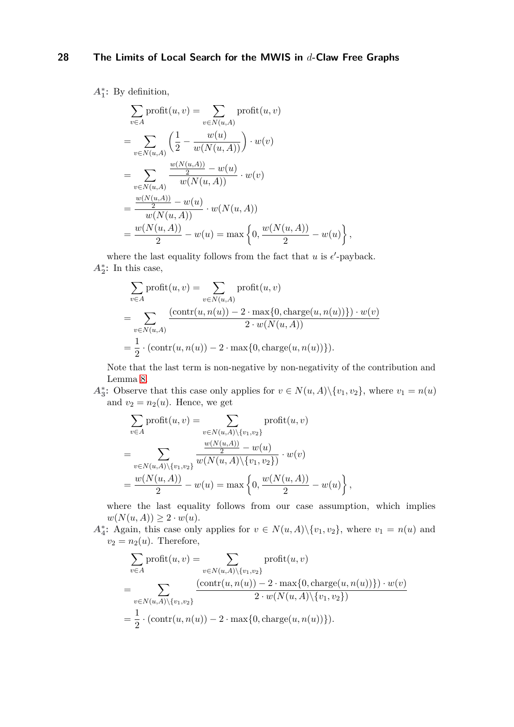**$A_1^*$:** By definition,

$$
\begin{aligned}
&\sum_{v\in A}\text{profit}(u,v) = \sum_{v\in N(u,A)}\text{profit}(u,v)\\
&= \sum_{v\in N(u,A)}\left(\frac{1}{2}-\frac{w(u)}{w(N(u,A))}\right)\cdot w(v)\\
&= \sum_{v\in N(u,A)}\frac{\frac{w(N(u,A))}{2}-w(u)}{w(N(u,A))}\cdot w(v)\\
&= \frac{\frac{w(N(u,A))}{2}-w(u)}{w(N(u,A))}\cdot w(N(u,A))\\
&= \frac{w(N(u,A))}{2}-w(u) = \max\left\{0,\frac{w(N(u,A))}{2}-w(u)\right\},
\end{aligned}
$$

where the last equality follows from the fact that $u$ is $\epsilon'$-payback.

**$A_2^*$:** In this case,

$$
\begin{aligned}
&\sum_{v\in A}\text{profit}(u,v) = \sum_{v\in N(u,A)}\text{profit}(u,v)\\
&= \sum_{v\in N(u,A)}\frac{(\text{contr}(u,n(u)) - 2\cdot\max\{0,\text{charge}(u,n(u))\})\cdot w(v)}{2\cdot w(N(u,A))}\\
&= \frac{1}{2}\cdot(\text{contr}(u,n(u)) - 2\cdot\max\{0,\text{charge}(u,n(u))\}).
\end{aligned}
$$

Note that the last term is non-negative by non-negativity of the contribution and Lemma 8.

**$A_3^*$:** Observe that this case only applies for $v\in N(u,A)\backslash\{v_1,v_2\}$, where $v_1 = n(u)$ and $v_2 = n_2(u)$. Hence, we get

$$
\begin{aligned}
&\sum_{v\in A}\text{profit}(u,v) = \sum_{v\in N(u,A)\backslash\{v_1,v_2\}}\text{profit}(u,v)\\
&= \sum_{v\in N(u,A)\backslash\{v_1,v_2\}}\frac{\frac{w(N(u,A))}{2}-w(u)}{w(N(u,A)\backslash\{v_1,v_2\})}\cdot w(v)\\
&= \frac{w(N(u,A))}{2}-w(u) = \max\left\{0,\frac{w(N(u,A))}{2}-w(u)\right\},
\end{aligned}
$$

where the last equality follows from our case assumption, which implies $w(N(u,A))\geq 2\cdot w(u)$.

**$A_4^*$:** Again, this case only applies for $v\in N(u,A)\backslash\{v_1,v_2\}$, where $v_1 = n(u)$ and $v_2 = n_2(u)$. Therefore,

$$
\begin{aligned}
&\sum_{v\in A}\text{profit}(u,v) = \sum_{v\in N(u,A)\backslash\{v_1,v_2\}}\text{profit}(u,v)\\
&= \sum_{v\in N(u,A)\backslash\{v_1,v_2\}}\frac{(\text{contr}(u,n(u)) - 2\cdot\max\{0,\text{charge}(u,n(u))\})\cdot w(v)}{2\cdot w(N(u,A)\backslash\{v_1,v_2\})}\\
&= \frac{1}{2}\cdot(\text{contr}(u,n(u)) - 2\cdot\max\{0,\text{charge}(u,n(u))\}).
\end{aligned}
$$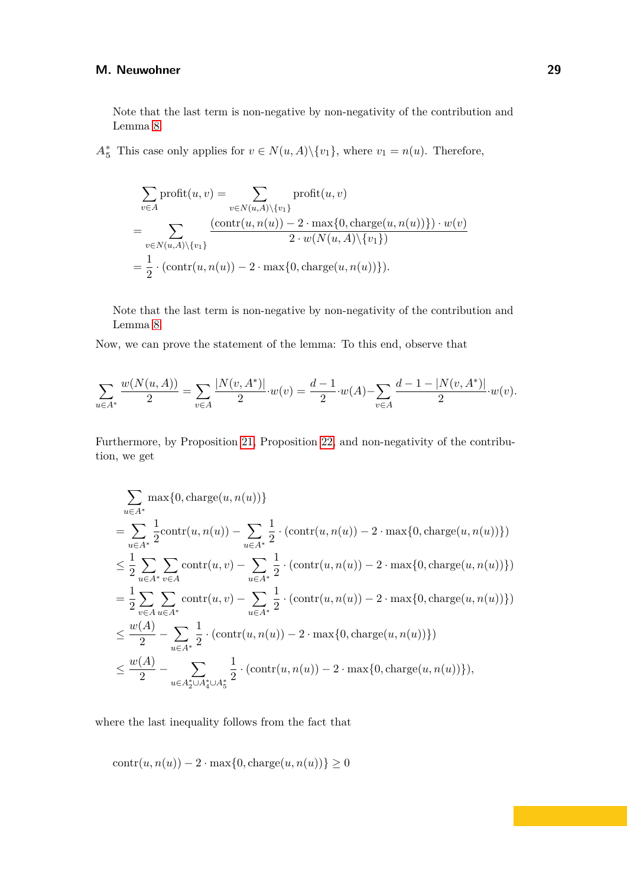Note that the last term is non-negative by non-negativity of the contribution and Lemma 8.

$A_5^*$ This case only applies for $v \in N(u,A)\backslash\{v_1\}$, where $v_1 = n(u)$. Therefore,

$$\begin{aligned}
&\sum_{v\in A} \text{profit}(u,v) = \sum_{v\in N(u,A)\backslash\{v_1\}} \text{profit}(u,v) \\
&= \sum_{v\in N(u,A)\backslash\{v_1\}} \frac{(\text{contr}(u,n(u)) - 2\cdot\max\{0,\text{charge}(u,n(u))\})\cdot w(v)}{2\cdot w(N(u,A)\backslash\{v_1\})} \\
&= \frac{1}{2}\cdot(\text{contr}(u,n(u)) - 2\cdot\max\{0,\text{charge}(u,n(u))\}).
\end{aligned}$$

Note that the last term is non-negative by non-negativity of the contribution and Lemma 8.

Now, we can prove the statement of the lemma: To this end, observe that

$$\sum_{u\in A^*}\frac{w(N(u,A))}{2} = \sum_{v\in A}\frac{|N(v,A^*)|}{2}\cdot w(v) = \frac{d-1}{2}\cdot w(A) - \sum_{v\in A}\frac{d-1-|N(v,A^*)|}{2}\cdot w(v).$$

Furthermore, by Proposition 21, Proposition 22, and non-negativity of the contribution, we get

$$\begin{aligned}
&\sum_{u\in A^*}\max\{0,\text{charge}(u,n(u))\} \\
&= \sum_{u\in A^*}\frac{1}{2}\text{contr}(u,n(u)) - \sum_{u\in A^*}\frac{1}{2}\cdot(\text{contr}(u,n(u)) - 2\cdot\max\{0,\text{charge}(u,n(u))\}) \\
&\leq \frac{1}{2}\sum_{u\in A^*}\sum_{v\in A}\text{contr}(u,v) - \sum_{u\in A^*}\frac{1}{2}\cdot(\text{contr}(u,n(u)) - 2\cdot\max\{0,\text{charge}(u,n(u))\}) \\
&= \frac{1}{2}\sum_{v\in A}\sum_{u\in A^*}\text{contr}(u,v) - \sum_{u\in A^*}\frac{1}{2}\cdot(\text{contr}(u,n(u)) - 2\cdot\max\{0,\text{charge}(u,n(u))\}) \\
&\leq \frac{w(A)}{2} - \sum_{u\in A^*}\frac{1}{2}\cdot(\text{contr}(u,n(u)) - 2\cdot\max\{0,\text{charge}(u,n(u))\}) \\
&\leq \frac{w(A)}{2} - \sum_{u\in A_2^*\cup A_4^*\cup A_5^*}\frac{1}{2}\cdot(\text{contr}(u,n(u)) - 2\cdot\max\{0,\text{charge}(u,n(u))\}),
\end{aligned}$$

where the last inequality follows from the fact that

$$\text{contr}(u,n(u)) - 2\cdot\max\{0,\text{charge}(u,n(u))\} \geq 0$$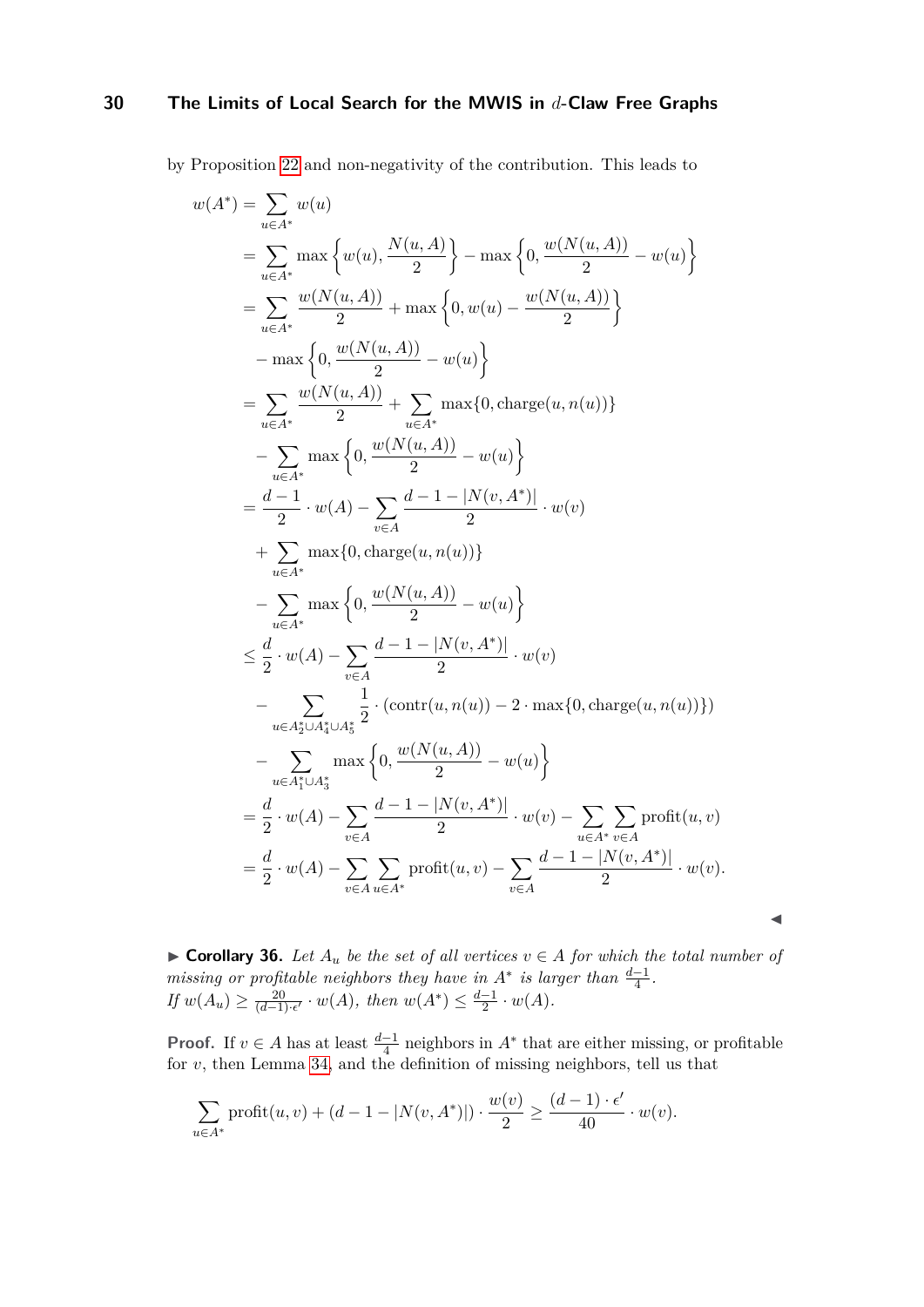by Proposition 22 and non-negativity of the contribution. This leads to

$$
\begin{aligned}
w(A^*) &= \sum_{u\in A^*} w(u) \\
&= \sum_{u\in A^*} \max\left\{w(u), \frac{N(u,A)}{2}\right\} - \max\left\{0, \frac{w(N(u,A))}{2} - w(u)\right\} \\
&= \sum_{u\in A^*} \frac{w(N(u,A))}{2} + \max\left\{0, w(u) - \frac{w(N(u,A))}{2}\right\} \\
&\quad - \max\left\{0, \frac{w(N(u,A))}{2} - w(u)\right\} \\
&= \sum_{u\in A^*} \frac{w(N(u,A))}{2} + \sum_{u\in A^*} \max\{0, \text{charge}(u, n(u))\} \\
&\quad - \sum_{u\in A^*} \max\left\{0, \frac{w(N(u,A))}{2} - w(u)\right\} \\
&= \frac{d-1}{2}\cdot w(A) - \sum_{v\in A} \frac{d-1-|N(v,A^*)|}{2}\cdot w(v) \\
&\quad + \sum_{u\in A^*} \max\{0, \text{charge}(u, n(u))\} \\
&\quad - \sum_{u\in A^*} \max\left\{0, \frac{w(N(u,A))}{2} - w(u)\right\} \\
&\le \frac{d}{2}\cdot w(A) - \sum_{v\in A} \frac{d-1-|N(v,A^*)|}{2}\cdot w(v) \\
&\quad - \sum_{u\in A_2^*\cup A_4^*\cup A_5^*} \frac{1}{2}\cdot (\text{contr}(u,n(u)) - 2\cdot \max\{0, \text{charge}(u,n(u))\}) \\
&\quad - \sum_{u\in A_1^*\cup A_3^*} \max\left\{0, \frac{w(N(u,A))}{2} - w(u)\right\} \\
&= \frac{d}{2}\cdot w(A) - \sum_{v\in A} \frac{d-1-|N(v,A^*)|}{2}\cdot w(v) - \sum_{u\in A^*}\sum_{v\in A} \text{profit}(u,v) \\
&= \frac{d}{2}\cdot w(A) - \sum_{v\in A}\sum_{u\in A^*} \text{profit}(u,v) - \sum_{v\in A} \frac{d-1-|N(v,A^*)|}{2}\cdot w(v).
\end{aligned}
$$

◀

▶ **Corollary 36.** *Let $A_u$ be the set of all vertices $v\in A$ for which the total number of missing or profitable neighbors they have in $A^*$ is larger than $\frac{d-1}{4}$.*
*If $w(A_u) \ge \frac{20}{(d-1)\cdot\epsilon'}\cdot w(A)$, then $w(A^*) \le \frac{d-1}{2}\cdot w(A)$.*

**Proof.** If $v\in A$ has at least $\frac{d-1}{4}$ neighbors in $A^*$ that are either missing, or profitable for $v$, then Lemma 34, and the definition of missing neighbors, tell us that

$$
\sum_{u\in A^*} \text{profit}(u,v) + (d-1-|N(v,A^*)|)\cdot\frac{w(v)}{2} \ge \frac{(d-1)\cdot\epsilon'}{40}\cdot w(v).
$$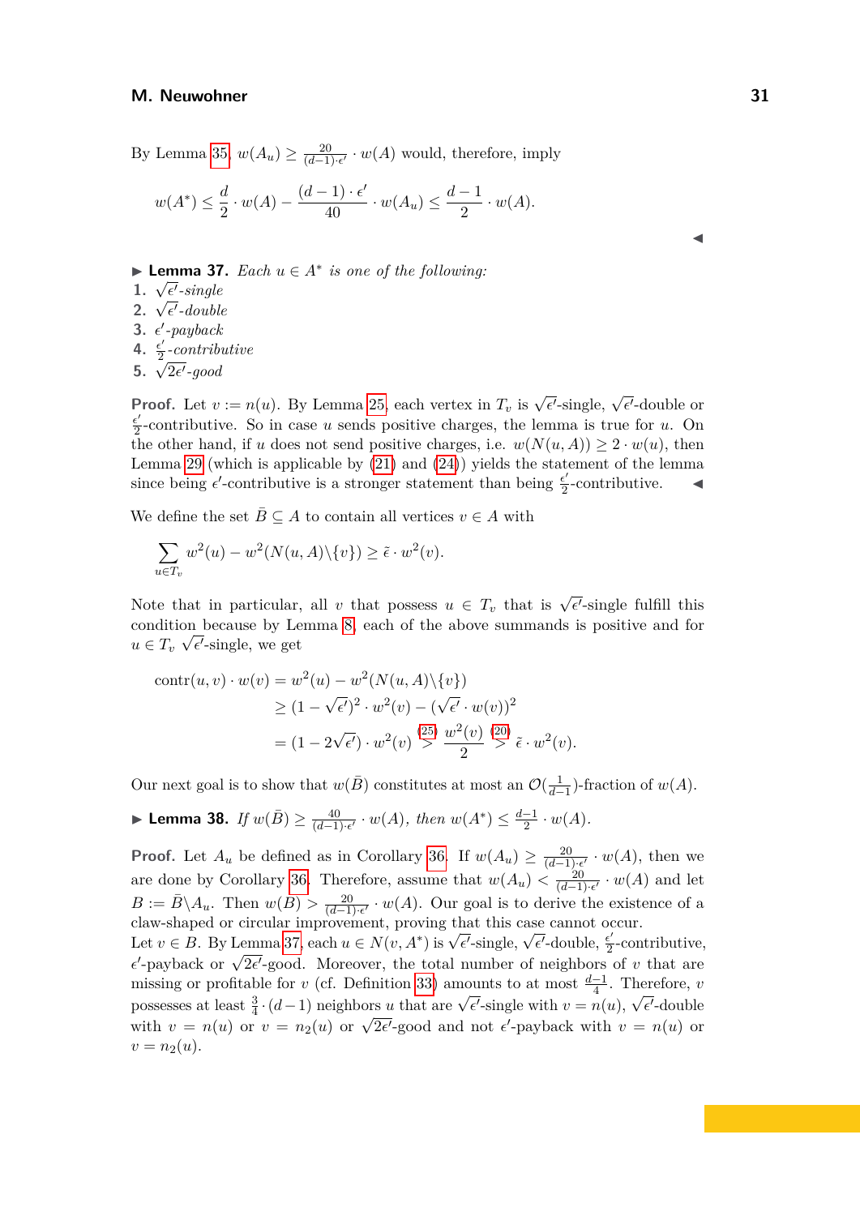By Lemma 35, $w(A_u) \geq \frac{20}{(d-1)\cdot\epsilon'} \cdot w(A)$ would, therefore, imply

$$w(A^*) \leq \frac{d}{2} \cdot w(A) - \frac{(d-1)\cdot\epsilon'}{40} \cdot w(A_u) \leq \frac{d-1}{2} \cdot w(A).$$

◀

▶ **Lemma 37.** *Each $u \in A^*$ is one of the following:*

1. *$\sqrt{\epsilon'}$-single*
2. *$\sqrt{\epsilon'}$-double*
3. *$\epsilon'$-payback*
4. *$\frac{\epsilon'}{2}$-contributive*
5. *$\sqrt{2\epsilon'}$-good*

**Proof.** Let $v := n(u)$. By Lemma 25, each vertex in $T_v$ is $\sqrt{\epsilon'}$-single, $\sqrt{\epsilon'}$-double or $\frac{\epsilon'}{2}$-contributive. So in case $u$ sends positive charges, the lemma is true for $u$. On the other hand, if $u$ does not send positive charges, i.e. $w(N(u,A)) \geq 2 \cdot w(u)$, then Lemma 29 (which is applicable by (21) and (24)) yields the statement of the lemma since being $\epsilon'$-contributive is a stronger statement than being $\frac{\epsilon'}{2}$-contributive. ◀

We define the set $\bar{B} \subseteq A$ to contain all vertices $v \in A$ with

$$\sum_{u \in T_v} w^2(u) - w^2(N(u,A)\backslash\{v\}) \geq \tilde{\epsilon} \cdot w^2(v).$$

Note that in particular, all $v$ that possess $u \in T_v$ that is $\sqrt{\epsilon'}$-single fulfill this condition because by Lemma 8, each of the above summands is positive and for $u \in T_v$ $\sqrt{\epsilon'}$-single, we get

$$\begin{aligned}
\text{contr}(u,v) \cdot w(v) &= w^2(u) - w^2(N(u,A)\backslash\{v\}) \\
&\geq (1-\sqrt{\epsilon'})^2 \cdot w^2(v) - (\sqrt{\epsilon'} \cdot w(v))^2 \\
&= (1-2\sqrt{\epsilon'}) \cdot w^2(v) \overset{(25)}{>} \frac{w^2(v)}{2} \overset{(20)}{>} \tilde{\epsilon} \cdot w^2(v).
\end{aligned}$$

Our next goal is to show that $w(\bar{B})$ constitutes at most an $\mathcal{O}(\frac{1}{d-1})$-fraction of $w(A)$.

▶ **Lemma 38.** *If $w(\bar{B}) \geq \frac{40}{(d-1)\cdot\epsilon'} \cdot w(A)$, then $w(A^*) \leq \frac{d-1}{2} \cdot w(A)$.*

**Proof.** Let $A_u$ be defined as in Corollary 36. If $w(A_u) \geq \frac{20}{(d-1)\cdot\epsilon'} \cdot w(A)$, then we are done by Corollary 36. Therefore, assume that $w(A_u) < \frac{20}{(d-1)\cdot\epsilon'} \cdot w(A)$ and let $B := \bar{B}\backslash A_u$. Then $w(B) > \frac{20}{(d-1)\cdot\epsilon'} \cdot w(A)$. Our goal is to derive the existence of a claw-shaped or circular improvement, proving that this case cannot occur.
Let $v \in B$. By Lemma 37, each $u \in N(v, A^*)$ is $\sqrt{\epsilon'}$-single, $\sqrt{\epsilon'}$-double, $\frac{\epsilon'}{2}$-contributive, $\epsilon'$-payback or $\sqrt{2\epsilon'}$-good. Moreover, the total number of neighbors of $v$ that are missing or profitable for $v$ (cf. Definition 33) amounts to at most $\frac{d-1}{4}$. Therefore, $v$ possesses at least $\frac{3}{4} \cdot (d-1)$ neighbors $u$ that are $\sqrt{\epsilon'}$-single with $v = n(u)$, $\sqrt{\epsilon'}$-double with $v = n(u)$ or $v = n_2(u)$ or $\sqrt{2\epsilon'}$-good and not $\epsilon'$-payback with $v = n(u)$ or $v = n_2(u)$.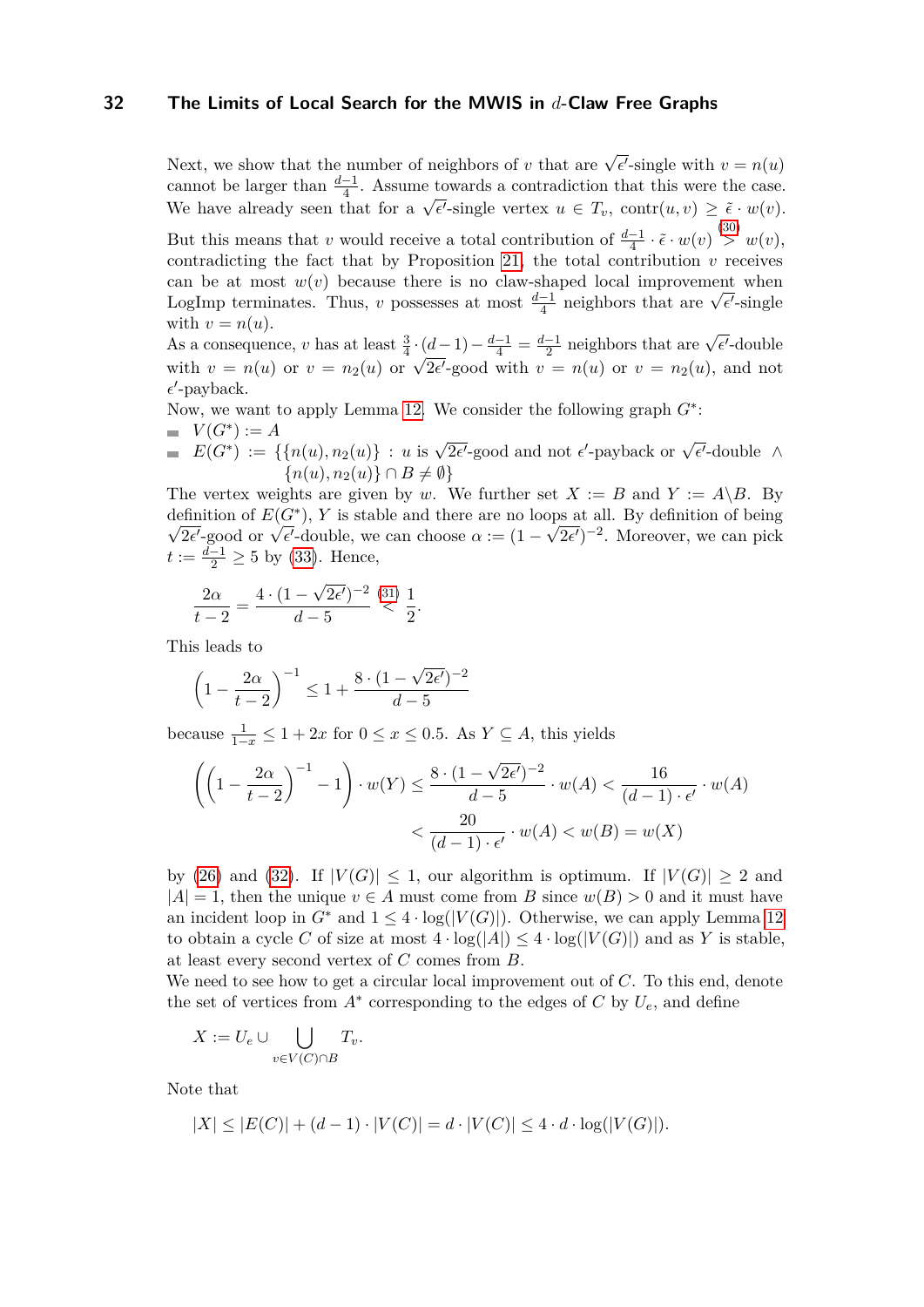Next, we show that the number of neighbors of $v$ that are $\sqrt{\epsilon'}$-single with $v = n(u)$ cannot be larger than $\frac{d-1}{4}$. Assume towards a contradiction that this were the case. We have already seen that for a $\sqrt{\epsilon'}$-single vertex $u \in T_v$, $\text{contr}(u, v) \geq \tilde{\epsilon} \cdot w(v)$. But this means that $v$ would receive a total contribution of $\frac{d-1}{4} \cdot \tilde{\epsilon} \cdot w(v) \overset{(30)}{>} w(v)$, contradicting the fact that by Proposition 21, the total contribution $v$ receives can be at most $w(v)$ because there is no claw-shaped local improvement when LogImp terminates. Thus, $v$ possesses at most $\frac{d-1}{4}$ neighbors that are $\sqrt{\epsilon'}$-single with $v = n(u)$.

As a consequence, $v$ has at least $\frac{3}{4} \cdot (d-1) - \frac{d-1}{4} = \frac{d-1}{2}$ neighbors that are $\sqrt{\epsilon'}$-double with $v = n(u)$ or $v = n_2(u)$ or $\sqrt{2\epsilon'}$-good with $v = n(u)$ or $v = n_2(u)$, and not $\epsilon'$-payback.

Now, we want to apply Lemma 12. We consider the following graph $G^*$:

- $V(G^*) := A$
- $E(G^*) := \{\{n(u), n_2(u)\} : u$ is $\sqrt{2\epsilon'}$-good and not $\epsilon'$-payback or $\sqrt{\epsilon'}$-double $\wedge$ $\{n(u), n_2(u)\} \cap B \neq \emptyset\}$

The vertex weights are given by $w$. We further set $X := B$ and $Y := A \setminus B$. By definition of $E(G^*)$, $Y$ is stable and there are no loops at all. By definition of being $\sqrt{2\epsilon'}$-good or $\sqrt{\epsilon'}$-double, we can choose $\alpha := (1 - \sqrt{2\epsilon'})^{-2}$. Moreover, we can pick $t := \frac{d-1}{2} \geq 5$ by (33). Hence,

$$\frac{2\alpha}{t-2} = \frac{4 \cdot (1 - \sqrt{2\epsilon'})^{-2}}{d-5} \overset{(31)}{<} \frac{1}{2}.$$

This leads to

$$\left(1 - \frac{2\alpha}{t-2}\right)^{-1} \leq 1 + \frac{8 \cdot (1 - \sqrt{2\epsilon'})^{-2}}{d-5}$$

because $\frac{1}{1-x} \leq 1 + 2x$ for $0 \leq x \leq 0.5$. As $Y \subseteq A$, this yields

$$\left(\left(1 - \frac{2\alpha}{t-2}\right)^{-1} - 1\right) \cdot w(Y) \leq \frac{8 \cdot (1 - \sqrt{2\epsilon'})^{-2}}{d-5} \cdot w(A) < \frac{16}{(d-1) \cdot \epsilon'} \cdot w(A)$$
$$< \frac{20}{(d-1) \cdot \epsilon'} \cdot w(A) < w(B) = w(X)$$

by (26) and (32). If $|V(G)| \leq 1$, our algorithm is optimum. If $|V(G)| \geq 2$ and $|A| = 1$, then the unique $v \in A$ must come from $B$ since $w(B) > 0$ and it must have an incident loop in $G^*$ and $1 \leq 4 \cdot \log(|V(G)|)$. Otherwise, we can apply Lemma 12 to obtain a cycle $C$ of size at most $4 \cdot \log(|A|) \leq 4 \cdot \log(|V(G)|)$ and as $Y$ is stable, at least every second vertex of $C$ comes from $B$.

We need to see how to get a circular local improvement out of $C$. To this end, denote the set of vertices from $A^*$ corresponding to the edges of $C$ by $U_e$, and define

$$X := U_e \cup \bigcup_{v \in V(C) \cap B} T_v.$$

Note that

$$|X| \leq |E(C)| + (d-1) \cdot |V(C)| = d \cdot |V(C)| \leq 4 \cdot d \cdot \log(|V(G)|).$$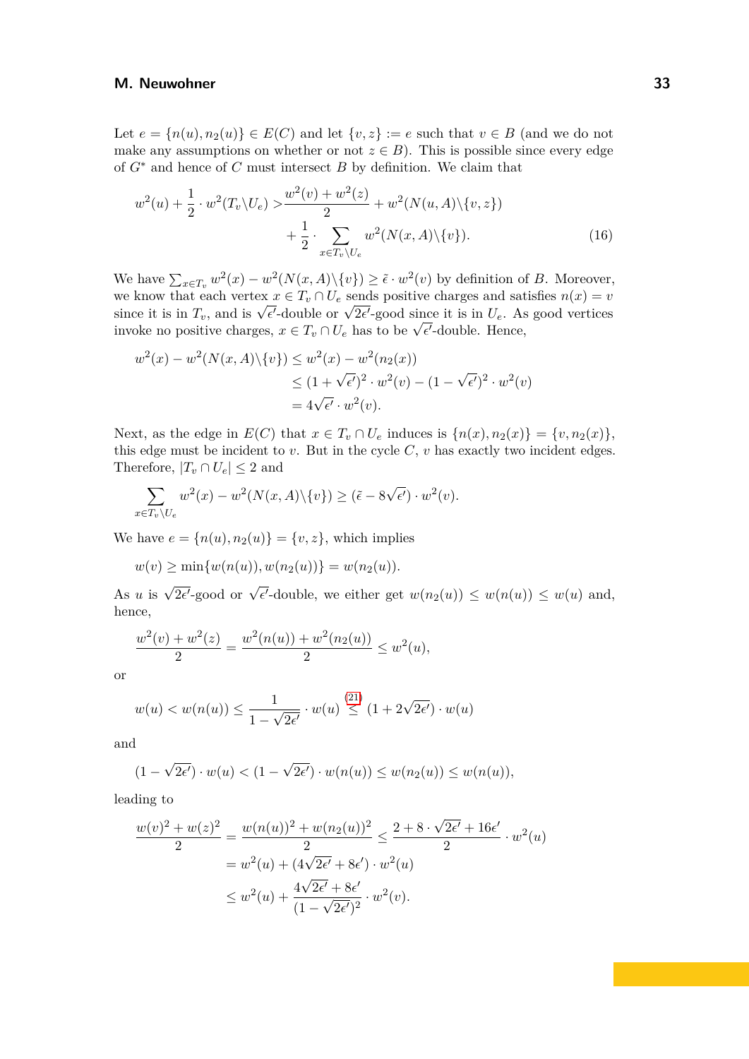Let $e = \{n(u), n_2(u)\} \in E(C)$ and let $\{v, z\} := e$ such that $v \in B$ (and we do not make any assumptions on whether or not $z \in B$). This is possible since every edge of $G^*$ and hence of $C$ must intersect $B$ by definition. We claim that

$$w^2(u) + \frac{1}{2} \cdot w^2(T_v \backslash U_e) > \frac{w^2(v) + w^2(z)}{2} + w^2(N(u, A) \backslash \{v, z\}) + \frac{1}{2} \cdot \sum_{x \in T_v \backslash U_e} w^2(N(x, A) \backslash \{v\}). \tag{16}$$

We have $\sum_{x \in T_v} w^2(x) - w^2(N(x, A) \backslash \{v\}) \geq \tilde{\epsilon} \cdot w^2(v)$ by definition of $B$. Moreover, we know that each vertex $x \in T_v \cap U_e$ sends positive charges and satisfies $n(x) = v$ since it is in $T_v$, and is $\sqrt{\epsilon'}$-double or $\sqrt{2\epsilon'}$-good since it is in $U_e$. As good vertices invoke no positive charges, $x \in T_v \cap U_e$ has to be $\sqrt{\epsilon'}$-double. Hence,

$$\begin{aligned}
w^2(x) - w^2(N(x, A) \backslash \{v\}) &\leq w^2(x) - w^2(n_2(x)) \\
&\leq (1 + \sqrt{\epsilon'})^2 \cdot w^2(v) - (1 - \sqrt{\epsilon'})^2 \cdot w^2(v) \\
&= 4\sqrt{\epsilon'} \cdot w^2(v).
\end{aligned}$$

Next, as the edge in $E(C)$ that $x \in T_v \cap U_e$ induces is $\{n(x), n_2(x)\} = \{v, n_2(x)\}$, this edge must be incident to $v$. But in the cycle $C$, $v$ has exactly two incident edges. Therefore, $|T_v \cap U_e| \leq 2$ and

$$\sum_{x \in T_v \backslash U_e} w^2(x) - w^2(N(x, A) \backslash \{v\}) \geq (\tilde{\epsilon} - 8\sqrt{\epsilon'}) \cdot w^2(v).$$

We have $e = \{n(u), n_2(u)\} = \{v, z\}$, which implies

$$w(v) \geq \min\{w(n(u)), w(n_2(u))\} = w(n_2(u)).$$

As $u$ is $\sqrt{2\epsilon'}$-good or $\sqrt{\epsilon'}$-double, we either get $w(n_2(u)) \leq w(n(u)) \leq w(u)$ and, hence,

$$\frac{w^2(v) + w^2(z)}{2} = \frac{w^2(n(u)) + w^2(n_2(u))}{2} \leq w^2(u),$$

or

$$w(u) < w(n(u)) \leq \frac{1}{1 - \sqrt{2\epsilon'}} \cdot w(u) \overset{(21)}{\leq} (1 + 2\sqrt{2\epsilon'}) \cdot w(u)$$

and

$$(1 - \sqrt{2\epsilon'}) \cdot w(u) < (1 - \sqrt{2\epsilon'}) \cdot w(n(u)) \leq w(n_2(u)) \leq w(n(u)),$$

leading to

$$\begin{aligned}
\frac{w(v)^2 + w(z)^2}{2} = \frac{w(n(u))^2 + w(n_2(u))^2}{2} &\leq \frac{2 + 8 \cdot \sqrt{2\epsilon'} + 16\epsilon'}{2} \cdot w^2(u) \\
&= w^2(u) + (4\sqrt{2\epsilon'} + 8\epsilon') \cdot w^2(u) \\
&\leq w^2(u) + \frac{4\sqrt{2\epsilon'} + 8\epsilon'}{(1 - \sqrt{2\epsilon'})^2} \cdot w^2(v).
\end{aligned}$$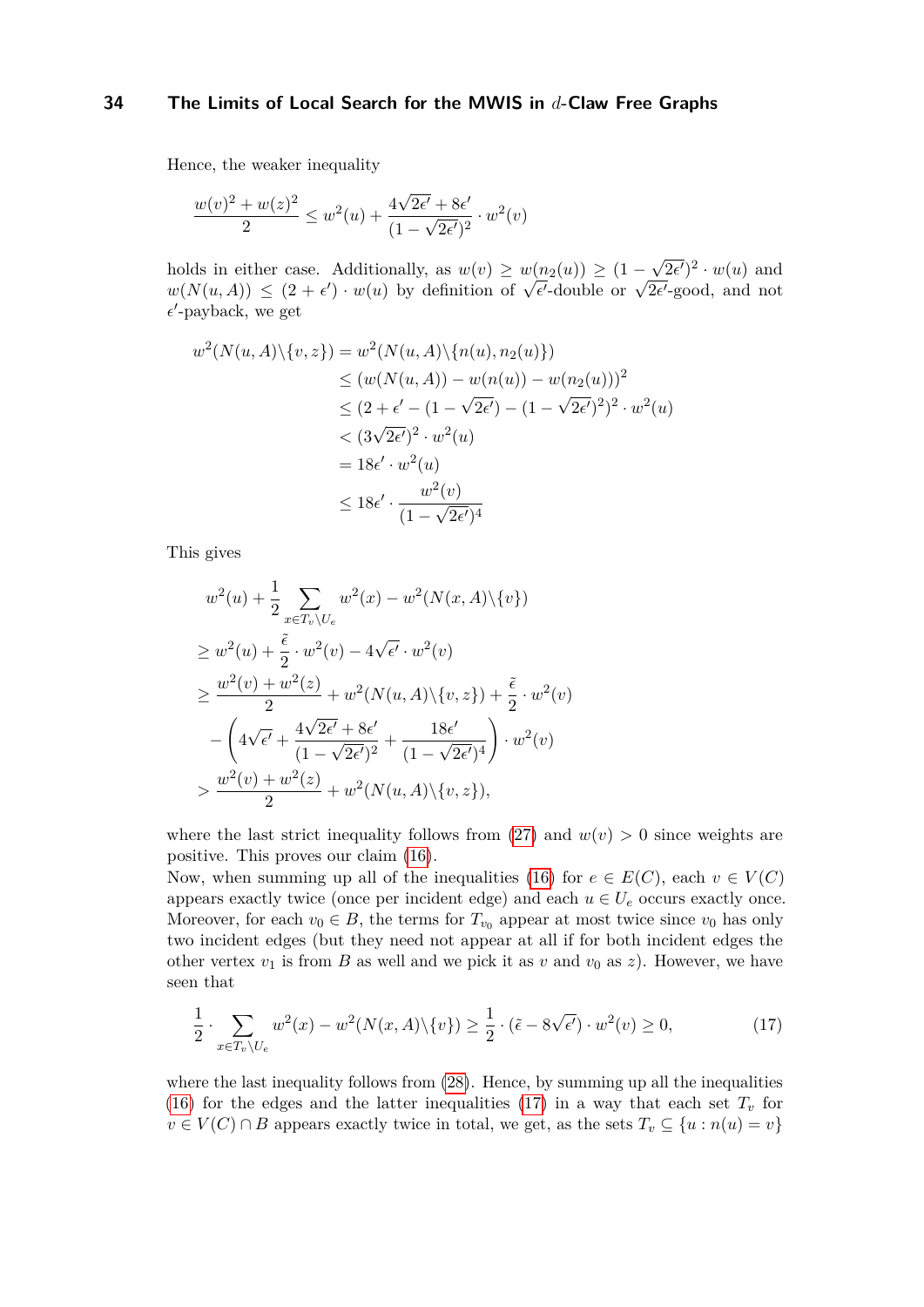Hence, the weaker inequality

$$\frac{w(v)^2 + w(z)^2}{2} \le w^2(u) + \frac{4\sqrt{2\epsilon'} + 8\epsilon'}{(1-\sqrt{2\epsilon'})^2} \cdot w^2(v)$$

holds in either case. Additionally, as $w(v) \ge w(n_2(u)) \ge (1-\sqrt{2\epsilon'})^2 \cdot w(u)$ and $w(N(u,A)) \le (2+\epsilon') \cdot w(u)$ by definition of $\sqrt{\epsilon'}$-double or $\sqrt{2\epsilon'}$-good, and not $\epsilon'$-payback, we get

$$\begin{aligned}
w^2(N(u,A)\backslash\{v,z\}) &= w^2(N(u,A)\backslash\{n(u), n_2(u)\}) \\
&\le (w(N(u,A)) - w(n(u)) - w(n_2(u)))^2 \\
&\le (2+\epsilon' - (1-\sqrt{2\epsilon'}) - (1-\sqrt{2\epsilon'})^2)^2 \cdot w^2(u) \\
&< (3\sqrt{2\epsilon'})^2 \cdot w^2(u) \\
&= 18\epsilon' \cdot w^2(u) \\
&\le 18\epsilon' \cdot \frac{w^2(v)}{(1-\sqrt{2\epsilon'})^4}
\end{aligned}$$

This gives

$$\begin{aligned}
&w^2(u) + \frac{1}{2}\sum_{x \in T_v \backslash U_e} w^2(x) - w^2(N(x,A)\backslash\{v\}) \\
&\ge w^2(u) + \frac{\tilde{\epsilon}}{2} \cdot w^2(v) - 4\sqrt{\epsilon'} \cdot w^2(v) \\
&\ge \frac{w^2(v) + w^2(z)}{2} + w^2(N(u,A)\backslash\{v,z\}) + \frac{\tilde{\epsilon}}{2} \cdot w^2(v) \\
&\quad - \left(4\sqrt{\epsilon'} + \frac{4\sqrt{2\epsilon'} + 8\epsilon'}{(1-\sqrt{2\epsilon'})^2} + \frac{18\epsilon'}{(1-\sqrt{2\epsilon'})^4}\right) \cdot w^2(v) \\
&> \frac{w^2(v) + w^2(z)}{2} + w^2(N(u,A)\backslash\{v,z\}),
\end{aligned}$$

where the last strict inequality follows from (27) and $w(v) > 0$ since weights are positive. This proves our claim (16).

Now, when summing up all of the inequalities (16) for $e \in E(C)$, each $v \in V(C)$ appears exactly twice (once per incident edge) and each $u \in U_e$ occurs exactly once. Moreover, for each $v_0 \in B$, the terms for $T_{v_0}$ appear at most twice since $v_0$ has only two incident edges (but they need not appear at all if for both incident edges the other vertex $v_1$ is from $B$ as well and we pick it as $v$ and $v_0$ as $z$). However, we have seen that

$$\frac{1}{2} \cdot \sum_{x \in T_v \backslash U_e} w^2(x) - w^2(N(x,A)\backslash\{v\}) \ge \frac{1}{2} \cdot (\tilde{\epsilon} - 8\sqrt{\epsilon'}) \cdot w^2(v) \ge 0, \tag{17}$$

where the last inequality follows from (28). Hence, by summing up all the inequalities (16) for the edges and the latter inequalities (17) in a way that each set $T_v$ for $v \in V(C) \cap B$ appears exactly twice in total, we get, as the sets $T_v \subseteq \{u : n(u) = v\}$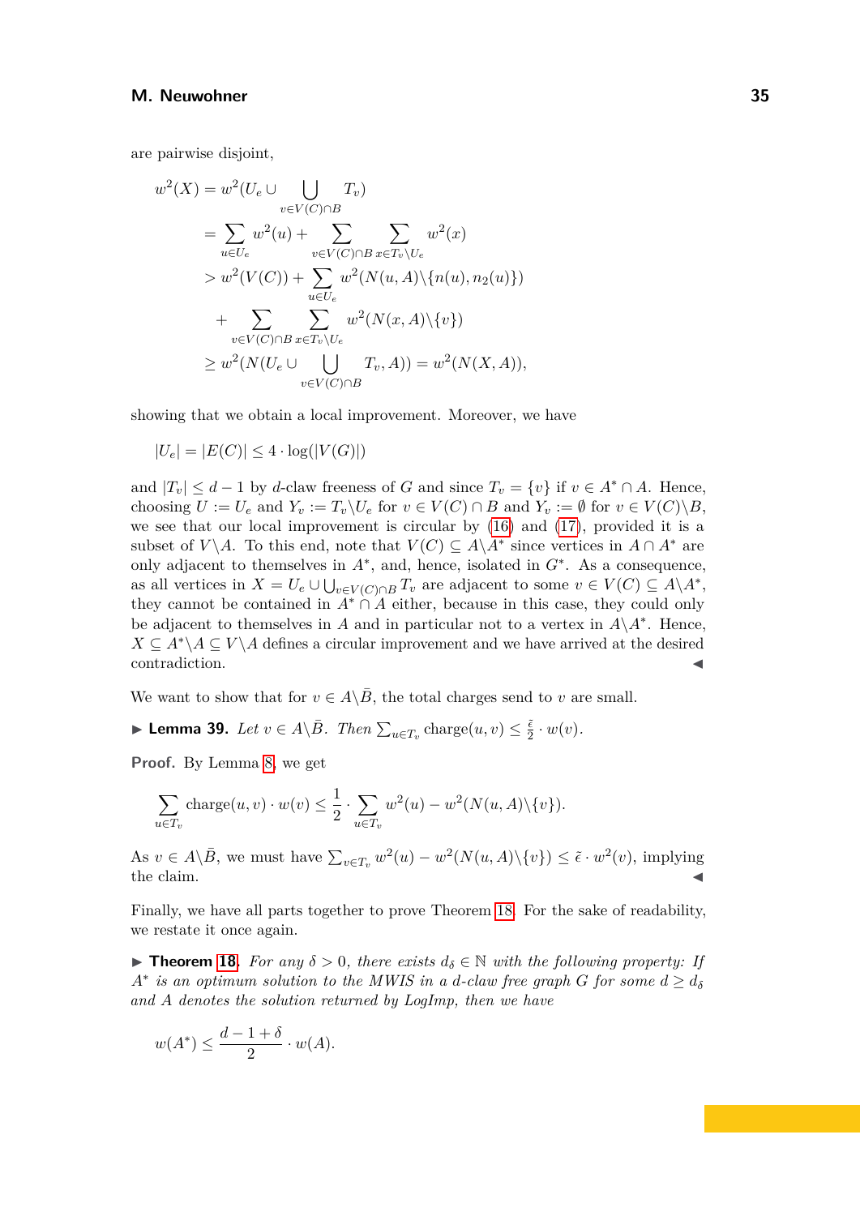are pairwise disjoint,

$$
\begin{aligned}
w^2(X) &= w^2(U_e \cup \bigcup_{v\in V(C)\cap B} T_v) \\
&= \sum_{u\in U_e} w^2(u) + \sum_{v\in V(C)\cap B} \sum_{x\in T_v\setminus U_e} w^2(x) \\
&> w^2(V(C)) + \sum_{u\in U_e} w^2(N(u,A)\setminus\{n(u), n_2(u)\}) \\
&\quad + \sum_{v\in V(C)\cap B} \sum_{x\in T_v\setminus U_e} w^2(N(x,A)\setminus\{v\}) \\
&\geq w^2(N(U_e \cup \bigcup_{v\in V(C)\cap B} T_v, A)) = w^2(N(X,A)),
\end{aligned}
$$

showing that we obtain a local improvement. Moreover, we have

$$|U_e| = |E(C)| \leq 4 \cdot \log(|V(G)|)$$

and $|T_v| \leq d-1$ by $d$-claw freeness of $G$ and since $T_v = \{v\}$ if $v \in A^* \cap A$. Hence, choosing $U := U_e$ and $Y_v := T_v\setminus U_e$ for $v \in V(C)\cap B$ and $Y_v := \emptyset$ for $v \in V(C)\setminus B$, we see that our local improvement is circular by (16) and (17), provided it is a subset of $V\setminus A$. To this end, note that $V(C) \subseteq A\setminus A^*$ since vertices in $A\cap A^*$ are only adjacent to themselves in $A^*$, and, hence, isolated in $G^*$. As a consequence, as all vertices in $X = U_e \cup \bigcup_{v\in V(C)\cap B} T_v$ are adjacent to some $v \in V(C) \subseteq A\setminus A^*$, they cannot be contained in $A^*\cap A$ either, because in this case, they could only be adjacent to themselves in $A$ and in particular not to a vertex in $A\setminus A^*$. Hence, $X \subseteq A^*\setminus A \subseteq V\setminus A$ defines a circular improvement and we have arrived at the desired contradiction. ◀

We want to show that for $v \in A\setminus\bar{B}$, the total charges send to $v$ are small.

▶ **Lemma 39.** *Let $v \in A\setminus\bar{B}$. Then $\sum_{u\in T_v} \text{charge}(u,v) \leq \frac{\tilde{\epsilon}}{2}\cdot w(v)$.*

**Proof.** By Lemma 8, we get

$$\sum_{u\in T_v} \text{charge}(u,v)\cdot w(v) \leq \frac{1}{2}\cdot \sum_{u\in T_v} w^2(u) - w^2(N(u,A)\setminus\{v\}).$$

As $v \in A\setminus\bar{B}$, we must have $\sum_{v\in T_v} w^2(u) - w^2(N(u,A)\setminus\{v\}) \leq \tilde{\epsilon}\cdot w^2(v)$, implying the claim. ◀

Finally, we have all parts together to prove Theorem 18. For the sake of readability, we restate it once again.

▶ **Theorem 18.** *For any $\delta > 0$, there exists $d_\delta \in \mathbb{N}$ with the following property: If $A^*$ is an optimum solution to the MWIS in a $d$-claw free graph $G$ for some $d \geq d_\delta$ and $A$ denotes the solution returned by LogImp, then we have*

$$w(A^*) \leq \frac{d-1+\delta}{2}\cdot w(A).$$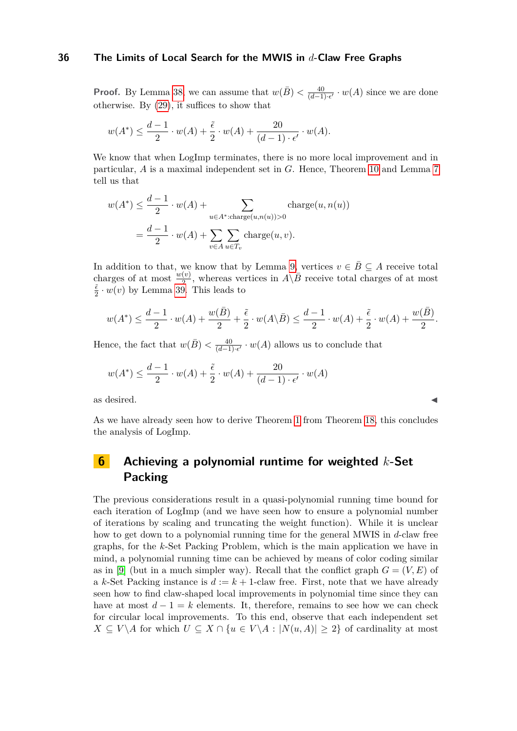**Proof.** By Lemma 38, we can assume that $w(\bar{B}) < \frac{40}{(d-1)\cdot\epsilon'} \cdot w(A)$ since we are done otherwise. By (29), it suffices to show that

$$w(A^*) \leq \frac{d-1}{2} \cdot w(A) + \frac{\tilde{\epsilon}}{2} \cdot w(A) + \frac{20}{(d-1)\cdot\epsilon'} \cdot w(A).$$

We know that when LogImp terminates, there is no more local improvement and in particular, $A$ is a maximal independent set in $G$. Hence, Theorem 10 and Lemma 7 tell us that

$$\begin{aligned} w(A^*) &\leq \frac{d-1}{2} \cdot w(A) + \sum_{u \in A^* : \mathrm{charge}(u, n(u)) > 0} \mathrm{charge}(u, n(u)) \\ &= \frac{d-1}{2} \cdot w(A) + \sum_{v \in A} \sum_{u \in T_v} \mathrm{charge}(u, v). \end{aligned}$$

In addition to that, we know that by Lemma 9, vertices $v \in \bar{B} \subseteq A$ receive total charges of at most $\frac{w(v)}{2}$, whereas vertices in $A \backslash \bar{B}$ receive total charges of at most $\frac{\tilde{\epsilon}}{2} \cdot w(v)$ by Lemma 39. This leads to

$$w(A^*) \leq \frac{d-1}{2} \cdot w(A) + \frac{w(\bar{B})}{2} + \frac{\tilde{\epsilon}}{2} \cdot w(A \backslash \bar{B}) \leq \frac{d-1}{2} \cdot w(A) + \frac{\tilde{\epsilon}}{2} \cdot w(A) + \frac{w(\bar{B})}{2}.$$

Hence, the fact that $w(\bar{B}) < \frac{40}{(d-1)\cdot\epsilon'} \cdot w(A)$ allows us to conclude that

$$w(A^*) \leq \frac{d-1}{2} \cdot w(A) + \frac{\tilde{\epsilon}}{2} \cdot w(A) + \frac{20}{(d-1)\cdot\epsilon'} \cdot w(A)$$

as desired. ◀

As we have already seen how to derive Theorem 1 from Theorem 18, this concludes the analysis of LogImp.

## 6 Achieving a polynomial runtime for weighted $k$-Set Packing

The previous considerations result in a quasi-polynomial running time bound for each iteration of LogImp (and we have seen how to ensure a polynomial number of iterations by scaling and truncating the weight function). While it is unclear how to get down to a polynomial running time for the general MWIS in $d$-claw free graphs, for the $k$-Set Packing Problem, which is the main application we have in mind, a polynomial running time can be achieved by means of color coding similar as in [9] (but in a much simpler way). Recall that the conflict graph $G = (V, E)$ of a $k$-Set Packing instance is $d := k+1$-claw free. First, note that we have already seen how to find claw-shaped local improvements in polynomial time since they can have at most $d - 1 = k$ elements. It, therefore, remains to see how we can check for circular local improvements. To this end, observe that each independent set $X \subseteq V \backslash A$ for which $U \subseteq X \cap \{u \in V \backslash A : |N(u, A)| \geq 2\}$ of cardinality at most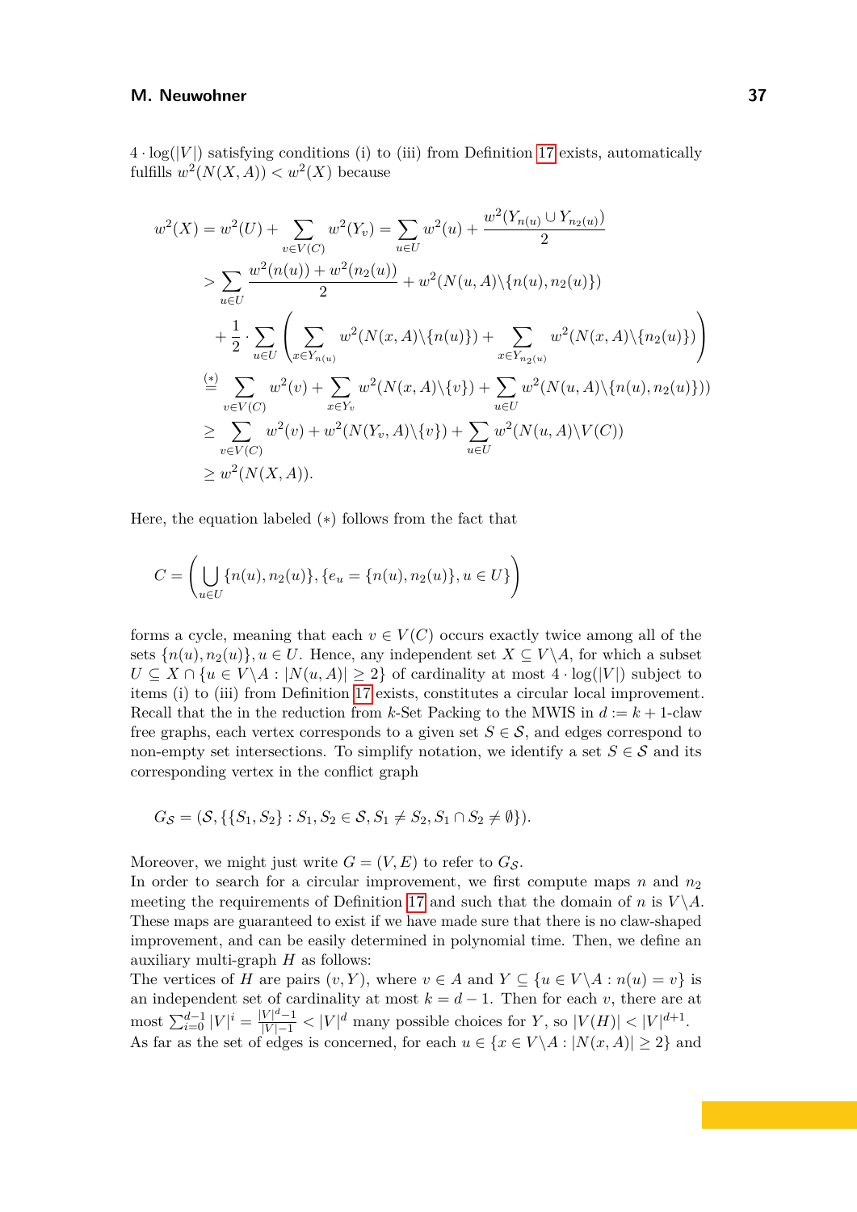$4 \cdot \log(|V|)$ satisfying conditions (i) to (iii) from Definition 17 exists, automatically fulfills $w^2(N(X,A)) < w^2(X)$ because

$$
\begin{aligned}
w^2(X) &= w^2(U) + \sum_{v \in V(C)} w^2(Y_v) = \sum_{u \in U} w^2(u) + \frac{w^2(Y_{n(u)} \cup Y_{n_2(u)})}{2} \\
&> \sum_{u \in U} \frac{w^2(n(u)) + w^2(n_2(u))}{2} + w^2(N(u,A) \setminus \{n(u), n_2(u)\}) \\
&\quad + \frac{1}{2} \cdot \sum_{u \in U} \left( \sum_{x \in Y_{n(u)}} w^2(N(x,A) \setminus \{n(u)\}) + \sum_{x \in Y_{n_2(u)}} w^2(N(x,A) \setminus \{n_2(u)\}) \right) \\
&\overset{(*)}{=} \sum_{v \in V(C)} w^2(v) + \sum_{x \in Y_v} w^2(N(x,A) \setminus \{v\}) + \sum_{u \in U} w^2(N(u,A) \setminus \{n(u), n_2(u)\})) \\
&\geq \sum_{v \in V(C)} w^2(v) + w^2(N(Y_v, A) \setminus \{v\}) + \sum_{u \in U} w^2(N(u,A) \setminus V(C)) \\
&\geq w^2(N(X,A)).
\end{aligned}
$$

Here, the equation labeled $(*)$ follows from the fact that

$$
C = \left( \bigcup_{u \in U} \{n(u), n_2(u)\}, \{e_u = \{n(u), n_2(u)\}, u \in U\} \right)
$$

forms a cycle, meaning that each $v \in V(C)$ occurs exactly twice among all of the sets $\{n(u), n_2(u)\}, u \in U$. Hence, any independent set $X \subseteq V \setminus A$, for which a subset $U \subseteq X \cap \{u \in V \setminus A : |N(u,A)| \geq 2\}$ of cardinality at most $4 \cdot \log(|V|)$ subject to items (i) to (iii) from Definition 17 exists, constitutes a circular local improvement. Recall that the in the reduction from $k$-Set Packing to the MWIS in $d := k+1$-claw free graphs, each vertex corresponds to a given set $S \in \mathcal{S}$, and edges correspond to non-empty set intersections. To simplify notation, we identify a set $S \in \mathcal{S}$ and its corresponding vertex in the conflict graph

$$
G_{\mathcal{S}} = (\mathcal{S}, \{\{S_1, S_2\} : S_1, S_2 \in \mathcal{S}, S_1 \neq S_2, S_1 \cap S_2 \neq \emptyset\}).
$$

Moreover, we might just write $G = (V, E)$ to refer to $G_{\mathcal{S}}$.
In order to search for a circular improvement, we first compute maps $n$ and $n_2$ meeting the requirements of Definition 17 and such that the domain of $n$ is $V \setminus A$. These maps are guaranteed to exist if we have made sure that there is no claw-shaped improvement, and can be easily determined in polynomial time. Then, we define an auxiliary multi-graph $H$ as follows:
The vertices of $H$ are pairs $(v, Y)$, where $v \in A$ and $Y \subseteq \{u \in V \setminus A : n(u) = v\}$ is an independent set of cardinality at most $k = d-1$. Then for each $v$, there are at most $\sum_{i=0}^{d-1} |V|^i = \frac{|V|^d - 1}{|V|-1} < |V|^d$ many possible choices for $Y$, so $|V(H)| < |V|^{d+1}$.
As far as the set of edges is concerned, for each $u \in \{x \in V \setminus A : |N(x,A)| \geq 2\}$ and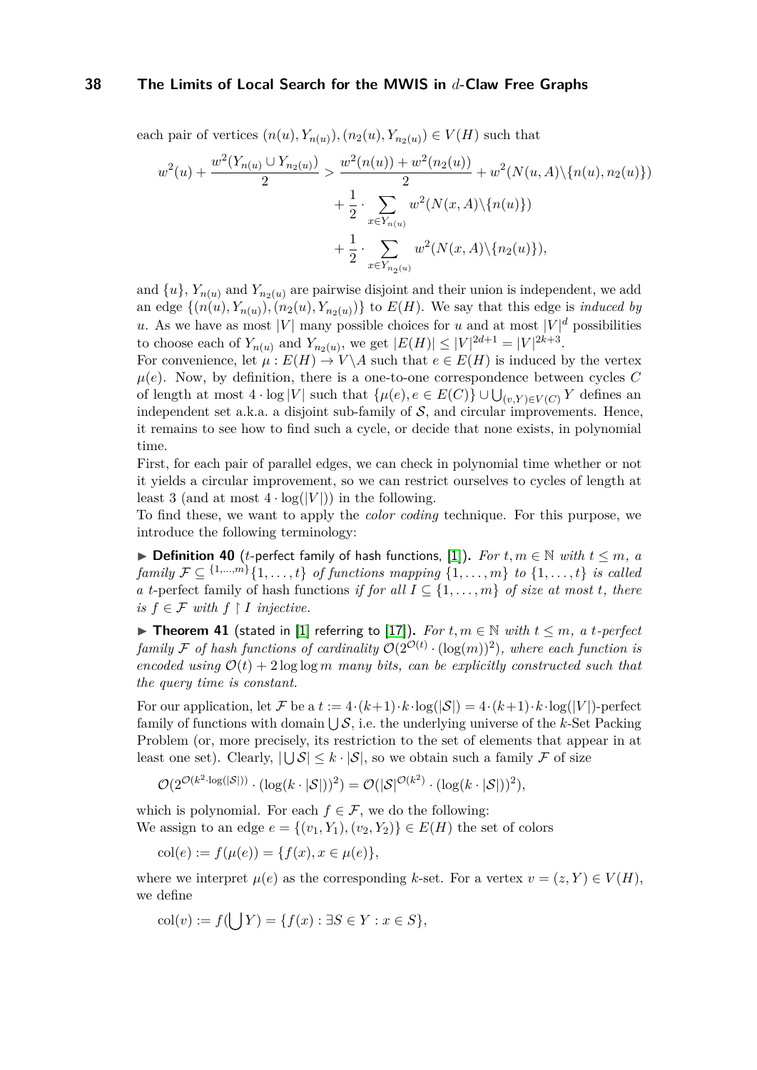each pair of vertices $(n(u), Y_{n(u)}), (n_2(u), Y_{n_2(u)}) \in V(H)$ such that

$$w^2(u) + \frac{w^2(Y_{n(u)} \cup Y_{n_2(u)})}{2} > \frac{w^2(n(u)) + w^2(n_2(u))}{2} + w^2(N(u, A)\backslash\{n(u), n_2(u)\}) + \frac{1}{2} \cdot \sum_{x \in Y_{n(u)}} w^2(N(x, A)\backslash\{n(u)\}) + \frac{1}{2} \cdot \sum_{x \in Y_{n_2(u)}} w^2(N(x, A)\backslash\{n_2(u)\}),$$

and $\{u\}$, $Y_{n(u)}$ and $Y_{n_2(u)}$ are pairwise disjoint and their union is independent, we add an edge $\{(n(u), Y_{n(u)}), (n_2(u), Y_{n_2(u)})\}$ to $E(H)$. We say that this edge is *induced by* $u$. As we have as most $|V|$ many possible choices for $u$ and at most $|V|^d$ possibilities to choose each of $Y_{n(u)}$ and $Y_{n_2(u)}$, we get $|E(H)| \leq |V|^{2d+1} = |V|^{2k+3}$.
For convenience, let $\mu : E(H) \to V\backslash A$ such that $e \in E(H)$ is induced by the vertex $\mu(e)$. Now, by definition, there is a one-to-one correspondence between cycles $C$ of length at most $4 \cdot \log |V|$ such that $\{\mu(e), e \in E(C)\} \cup \bigcup_{(v,Y) \in V(C)} Y$ defines an independent set a.k.a. a disjoint sub-family of $\mathcal{S}$, and circular improvements. Hence, it remains to see how to find such a cycle, or decide that none exists, in polynomial time.
First, for each pair of parallel edges, we can check in polynomial time whether or not it yields a circular improvement, so we can restrict ourselves to cycles of length at least 3 (and at most $4 \cdot \log(|V|)$) in the following.
To find these, we want to apply the *color coding* technique. For this purpose, we introduce the following terminology:

▶ **Definition 40** ($t$-perfect family of hash functions, [1]). *For $t, m \in \mathbb{N}$ with $t \leq m$, a family $\mathcal{F} \subseteq {}^{\{1,\dots,m\}}\{1, \dots, t\}$ of functions mapping $\{1, \dots, m\}$ to $\{1, \dots, t\}$ is called a $t$-perfect family of hash functions if for all $I \subseteq \{1, \dots, m\}$ of size at most $t$, there is $f \in \mathcal{F}$ with $f \restriction I$ injective.*

▶ **Theorem 41** (stated in [1] referring to [17]). *For $t, m \in \mathbb{N}$ with $t \leq m$, a $t$-perfect family $\mathcal{F}$ of hash functions of cardinality $\mathcal{O}(2^{\mathcal{O}(t)} \cdot (\log(m))^2)$, where each function is encoded using $\mathcal{O}(t) + 2 \log \log m$ many bits, can be explicitly constructed such that the query time is constant.*

For our application, let $\mathcal{F}$ be a $t := 4 \cdot (k+1) \cdot k \cdot \log(|\mathcal{S}|) = 4 \cdot (k+1) \cdot k \cdot \log(|V|)$-perfect family of functions with domain $\bigcup \mathcal{S}$, i.e. the underlying universe of the $k$-Set Packing Problem (or, more precisely, its restriction to the set of elements that appear in at least one set). Clearly, $|\bigcup \mathcal{S}| \leq k \cdot |\mathcal{S}|$, so we obtain such a family $\mathcal{F}$ of size

$$\mathcal{O}(2^{\mathcal{O}(k^2 \cdot \log(|\mathcal{S}|))} \cdot (\log(k \cdot |\mathcal{S}|))^2) = \mathcal{O}(|\mathcal{S}|^{\mathcal{O}(k^2)} \cdot (\log(k \cdot |\mathcal{S}|))^2),$$

which is polynomial. For each $f \in \mathcal{F}$, we do the following:
We assign to an edge $e = \{(v_1, Y_1), (v_2, Y_2)\} \in E(H)$ the set of colors

$$\text{col}(e) := f(\mu(e)) = \{f(x), x \in \mu(e)\},$$

where we interpret $\mu(e)$ as the corresponding $k$-set. For a vertex $v = (z, Y) \in V(H)$, we define

$$\text{col}(v) := f(\bigcup Y) = \{f(x) : \exists S \in Y : x \in S\},$$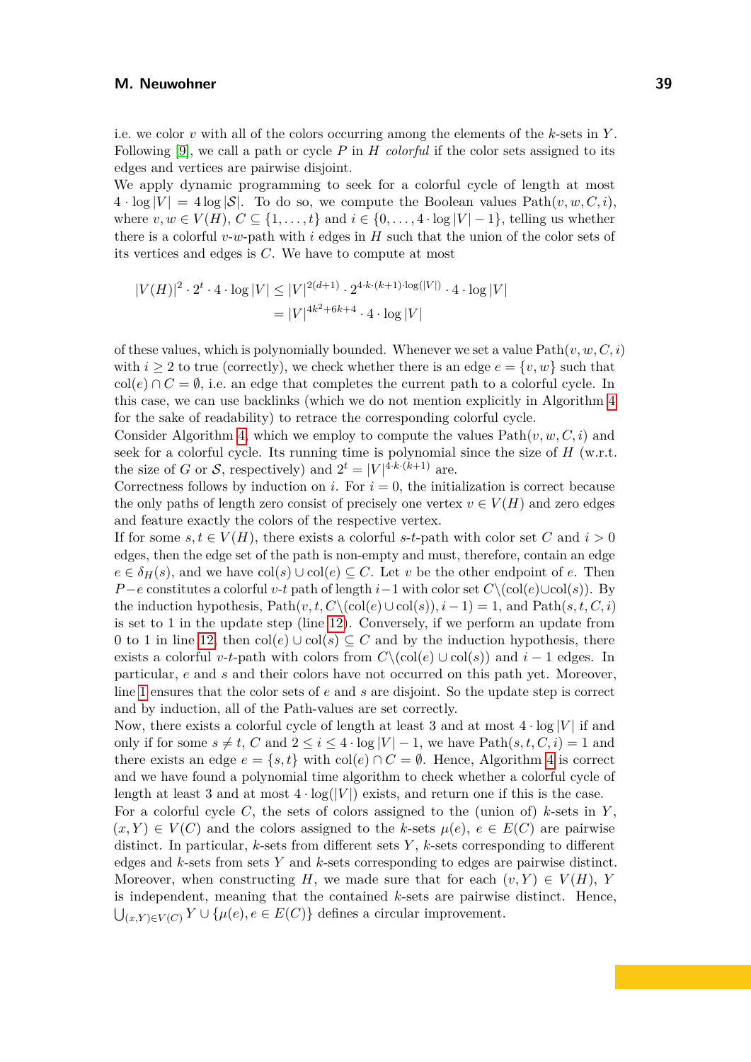i.e. we color $v$ with all of the colors occurring among the elements of the $k$-sets in $Y$. Following [9], we call a path or cycle $P$ in $H$ *colorful* if the color sets assigned to its edges and vertices are pairwise disjoint.

We apply dynamic programming to seek for a colorful cycle of length at most $4 \cdot \log |V| = 4 \log |\mathcal{S}|$. To do so, we compute the Boolean values $\text{Path}(v, w, C, i)$, where $v, w \in V(H)$, $C \subseteq \{1, \ldots, t\}$ and $i \in \{0, \ldots, 4 \cdot \log |V| - 1\}$, telling us whether there is a colorful $v$-$w$-path with $i$ edges in $H$ such that the union of the color sets of its vertices and edges is $C$. We have to compute at most

$$
\begin{aligned}
|V(H)|^2 \cdot 2^t \cdot 4 \cdot \log |V| &\leq |V|^{2(d+1)} \cdot 2^{4 \cdot k \cdot (k+1) \cdot \log(|V|)} \cdot 4 \cdot \log |V| \\
&= |V|^{4k^2+6k+4} \cdot 4 \cdot \log |V|
\end{aligned}
$$

of these values, which is polynomially bounded. Whenever we set a value $\text{Path}(v, w, C, i)$ with $i \geq 2$ to true (correctly), we check whether there is an edge $e = \{v, w\}$ such that $\text{col}(e) \cap C = \emptyset$, i.e. an edge that completes the current path to a colorful cycle. In this case, we can use backlinks (which we do not mention explicitly in Algorithm 4 for the sake of readability) to retrace the corresponding colorful cycle.

Consider Algorithm 4, which we employ to compute the values $\text{Path}(v, w, C, i)$ and seek for a colorful cycle. Its running time is polynomial since the size of $H$ (w.r.t. the size of $G$ or $\mathcal{S}$, respectively) and $2^t = |V|^{4 \cdot k \cdot (k+1)}$ are.

Correctness follows by induction on $i$. For $i = 0$, the initialization is correct because the only paths of length zero consist of precisely one vertex $v \in V(H)$ and zero edges and feature exactly the colors of the respective vertex.

If for some $s, t \in V(H)$, there exists a colorful $s$-$t$-path with color set $C$ and $i > 0$ edges, then the edge set of the path is non-empty and must, therefore, contain an edge $e \in \delta_H(s)$, and we have $\text{col}(s) \cup \text{col}(e) \subseteq C$. Let $v$ be the other endpoint of $e$. Then $P - e$ constitutes a colorful $v$-$t$ path of length $i-1$ with color set $C \backslash (\text{col}(e) \cup \text{col}(s))$. By the induction hypothesis, $\text{Path}(v, t, C \backslash (\text{col}(e) \cup \text{col}(s)), i-1) = 1$, and $\text{Path}(s, t, C, i)$ is set to 1 in the update step (line 12). Conversely, if we perform an update from 0 to 1 in line 12, then $\text{col}(e) \cup \text{col}(s) \subseteq C$ and by the induction hypothesis, there exists a colorful $v$-$t$-path with colors from $C \backslash (\text{col}(e) \cup \text{col}(s))$ and $i - 1$ edges. In particular, $e$ and $s$ and their colors have not occurred on this path yet. Moreover, line 1 ensures that the color sets of $e$ and $s$ are disjoint. So the update step is correct and by induction, all of the Path-values are set correctly.

Now, there exists a colorful cycle of length at least 3 and at most $4 \cdot \log |V|$ if and only if for some $s \neq t$, $C$ and $2 \leq i \leq 4 \cdot \log |V| - 1$, we have $\text{Path}(s, t, C, i) = 1$ and there exists an edge $e = \{s, t\}$ with $\text{col}(e) \cap C = \emptyset$. Hence, Algorithm 4 is correct and we have found a polynomial time algorithm to check whether a colorful cycle of length at least 3 and at most $4 \cdot \log(|V|)$ exists, and return one if this is the case.

For a colorful cycle $C$, the sets of colors assigned to the (union of) $k$-sets in $Y$, $(x, Y) \in V(C)$ and the colors assigned to the $k$-sets $\mu(e)$, $e \in E(C)$ are pairwise distinct. In particular, $k$-sets from different sets $Y$, $k$-sets corresponding to different edges and $k$-sets from sets $Y$ and $k$-sets corresponding to edges are pairwise distinct. Moreover, when constructing $H$, we made sure that for each $(v, Y) \in V(H)$, $Y$ is independent, meaning that the contained $k$-sets are pairwise distinct. Hence, $\bigcup_{(x,Y) \in V(C)} Y \cup \{\mu(e), e \in E(C)\}$ defines a circular improvement.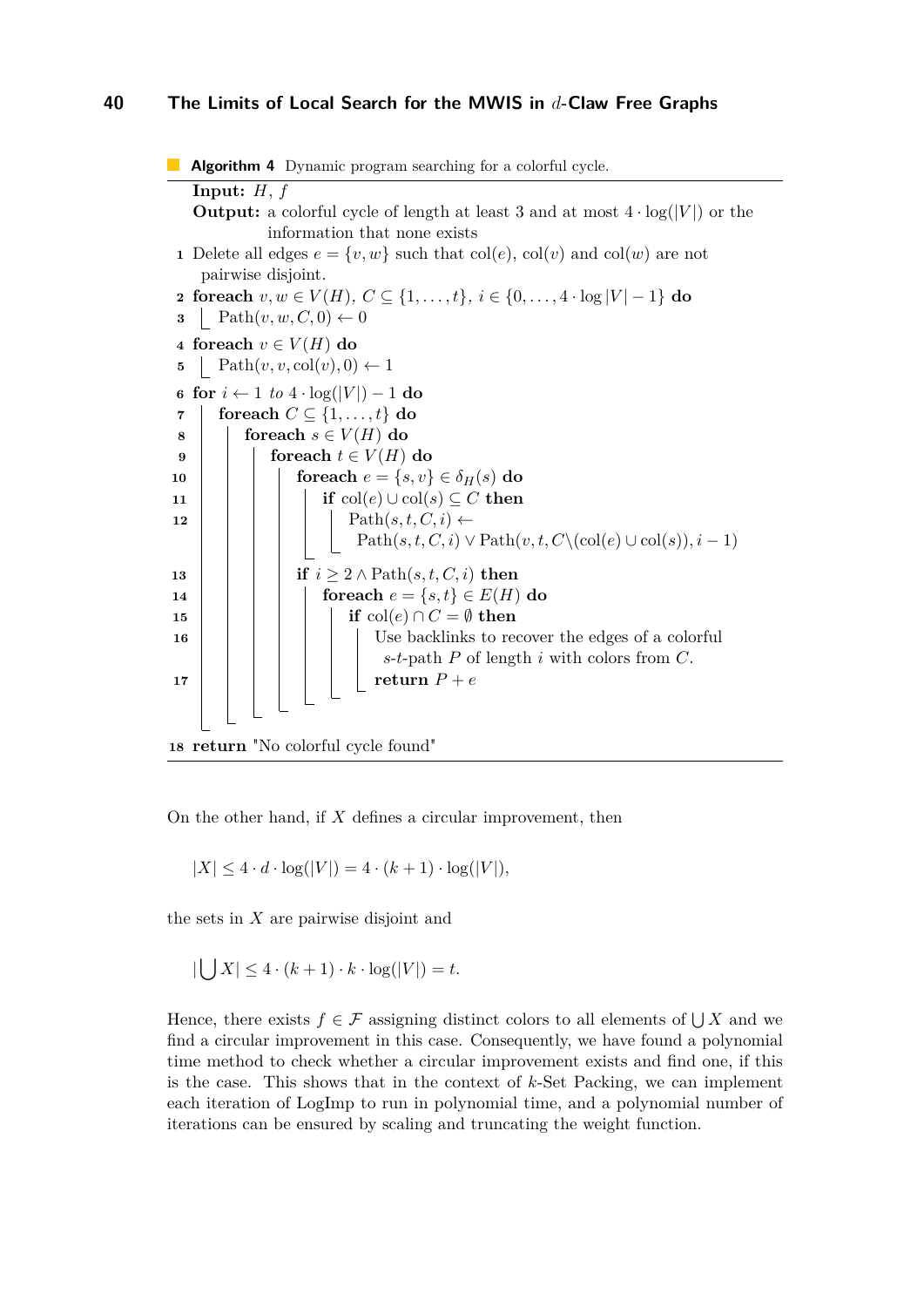**Algorithm 4** Dynamic program searching for a colorful cycle.

```
Input: H, f
Output: a colorful cycle of length at least 3 and at most 4 · log(|V|) or the
        information that none exists
1  Delete all edges e = {v, w} such that col(e), col(v) and col(w) are not
   pairwise disjoint.
2  foreach v, w ∈ V(H), C ⊆ {1, . . . , t}, i ∈ {0, . . . , 4 · log |V| − 1} do
3      Path(v, w, C, 0) ← 0
4  foreach v ∈ V(H) do
5      Path(v, v, col(v), 0) ← 1
6  for i ← 1 to 4 · log(|V|) − 1 do
7      foreach C ⊆ {1, . . . , t} do
8          foreach s ∈ V(H) do
9              foreach t ∈ V(H) do
10                 foreach e = {s, v} ∈ δ_H(s) do
11                     if col(e) ∪ col(s) ⊆ C then
12                         Path(s, t, C, i) ←
                             Path(s, t, C, i) ∨ Path(v, t, C\(col(e) ∪ col(s)), i − 1)
13                 if i ≥ 2 ∧ Path(s, t, C, i) then
14                     foreach e = {s, t} ∈ E(H) do
15                         if col(e) ∩ C = ∅ then
16                             Use backlinks to recover the edges of a colorful
                               s-t-path P of length i with colors from C.
17                             return P + e
18 return "No colorful cycle found"
```

On the other hand, if $X$ defines a circular improvement, then

$$|X| \leq 4 \cdot d \cdot \log(|V|) = 4 \cdot (k+1) \cdot \log(|V|),$$

the sets in $X$ are pairwise disjoint and

$$|\bigcup X| \leq 4 \cdot (k+1) \cdot k \cdot \log(|V|) = t.$$

Hence, there exists $f \in \mathcal{F}$ assigning distinct colors to all elements of $\bigcup X$ and we find a circular improvement in this case. Consequently, we have found a polynomial time method to check whether a circular improvement exists and find one, if this is the case. This shows that in the context of $k$-Set Packing, we can implement each iteration of LogImp to run in polynomial time, and a polynomial number of iterations can be ensured by scaling and truncating the weight function.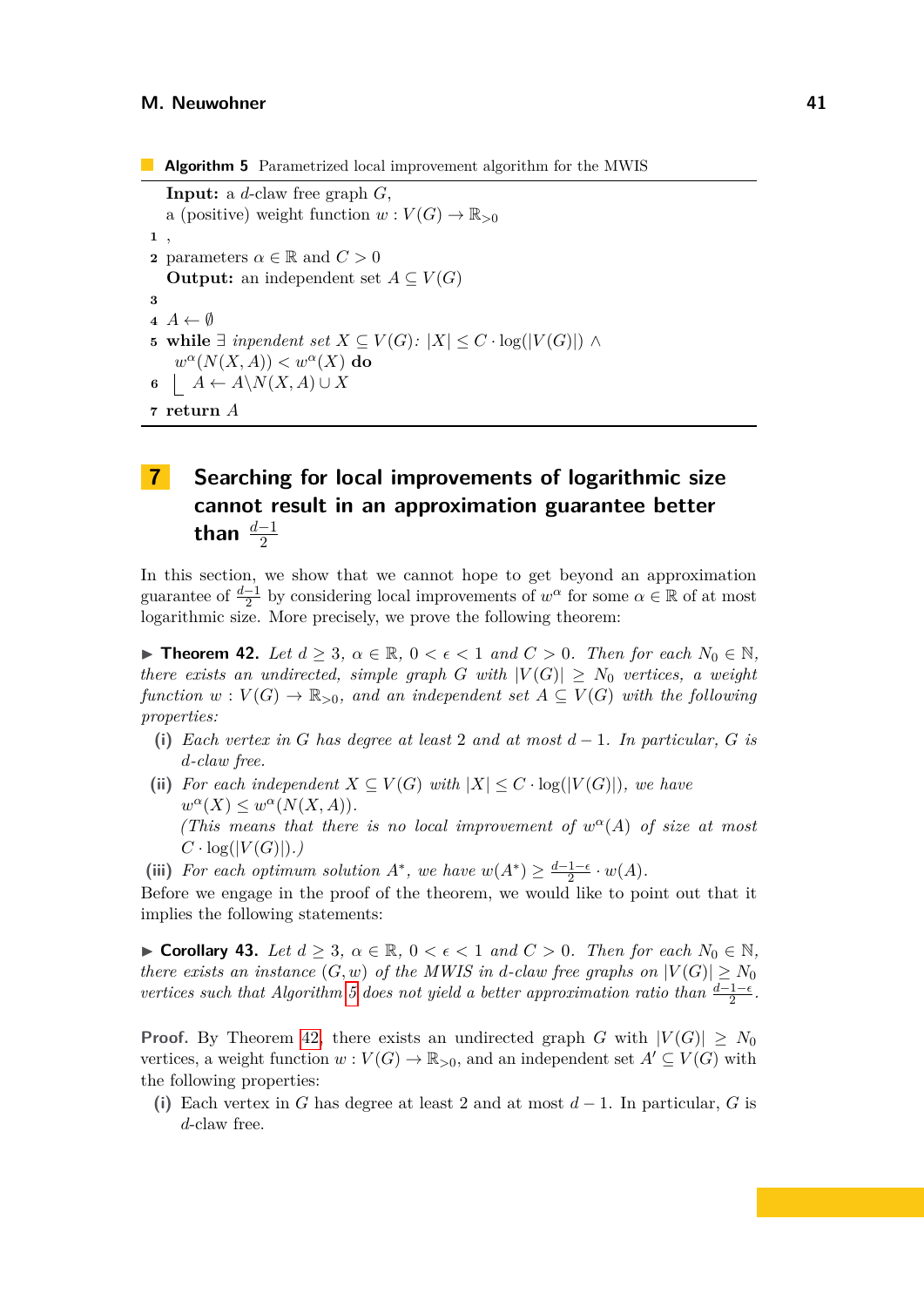**Algorithm 5** Parametrized local improvement algorithm for the MWIS

**Input:** a $d$-claw free graph $G$,
a (positive) weight function $w : V(G) \to \mathbb{R}_{>0}$

1 ,

2 parameters $\alpha \in \mathbb{R}$ and $C > 0$

**Output:** an independent set $A \subseteq V(G)$

3

4 $A \leftarrow \emptyset$

5 **while** $\exists$ *inpendent set* $X \subseteq V(G)$: $|X| \leq C \cdot \log(|V(G)|) \wedge$ $w^\alpha(N(X, A)) < w^\alpha(X)$ **do**

6 $\quad A \leftarrow A \backslash N(X, A) \cup X$

7 **return** $A$

# 7 Searching for local improvements of logarithmic size cannot result in an approximation guarantee better than $\frac{d-1}{2}$

In this section, we show that we cannot hope to get beyond an approximation guarantee of $\frac{d-1}{2}$ by considering local improvements of $w^\alpha$ for some $\alpha \in \mathbb{R}$ of at most logarithmic size. More precisely, we prove the following theorem:

▶ **Theorem 42.** *Let $d \geq 3$, $\alpha \in \mathbb{R}$, $0 < \epsilon < 1$ and $C > 0$. Then for each $N_0 \in \mathbb{N}$, there exists an undirected, simple graph $G$ with $|V(G)| \geq N_0$ vertices, a weight function $w : V(G) \to \mathbb{R}_{>0}$, and an independent set $A \subseteq V(G)$ with the following properties:*

**(i)** *Each vertex in $G$ has degree at least 2 and at most $d - 1$. In particular, $G$ is $d$-claw free.*

**(ii)** *For each independent $X \subseteq V(G)$ with $|X| \leq C \cdot \log(|V(G)|)$, we have $w^\alpha(X) \leq w^\alpha(N(X, A))$.*
*(This means that there is no local improvement of $w^\alpha(A)$ of size at most $C \cdot \log(|V(G)|)$.)*

**(iii)** *For each optimum solution $A^*$, we have $w(A^*) \geq \frac{d-1-\epsilon}{2} \cdot w(A)$.*

Before we engage in the proof of the theorem, we would like to point out that it implies the following statements:

▶ **Corollary 43.** *Let $d \geq 3$, $\alpha \in \mathbb{R}$, $0 < \epsilon < 1$ and $C > 0$. Then for each $N_0 \in \mathbb{N}$, there exists an instance $(G, w)$ of the MWIS in $d$-claw free graphs on $|V(G)| \geq N_0$ vertices such that Algorithm 5 does not yield a better approximation ratio than $\frac{d-1-\epsilon}{2}$.*

**Proof.** By Theorem 42, there exists an undirected graph $G$ with $|V(G)| \geq N_0$ vertices, a weight function $w : V(G) \to \mathbb{R}_{>0}$, and an independent set $A' \subseteq V(G)$ with the following properties:

**(i)** Each vertex in $G$ has degree at least 2 and at most $d - 1$. In particular, $G$ is $d$-claw free.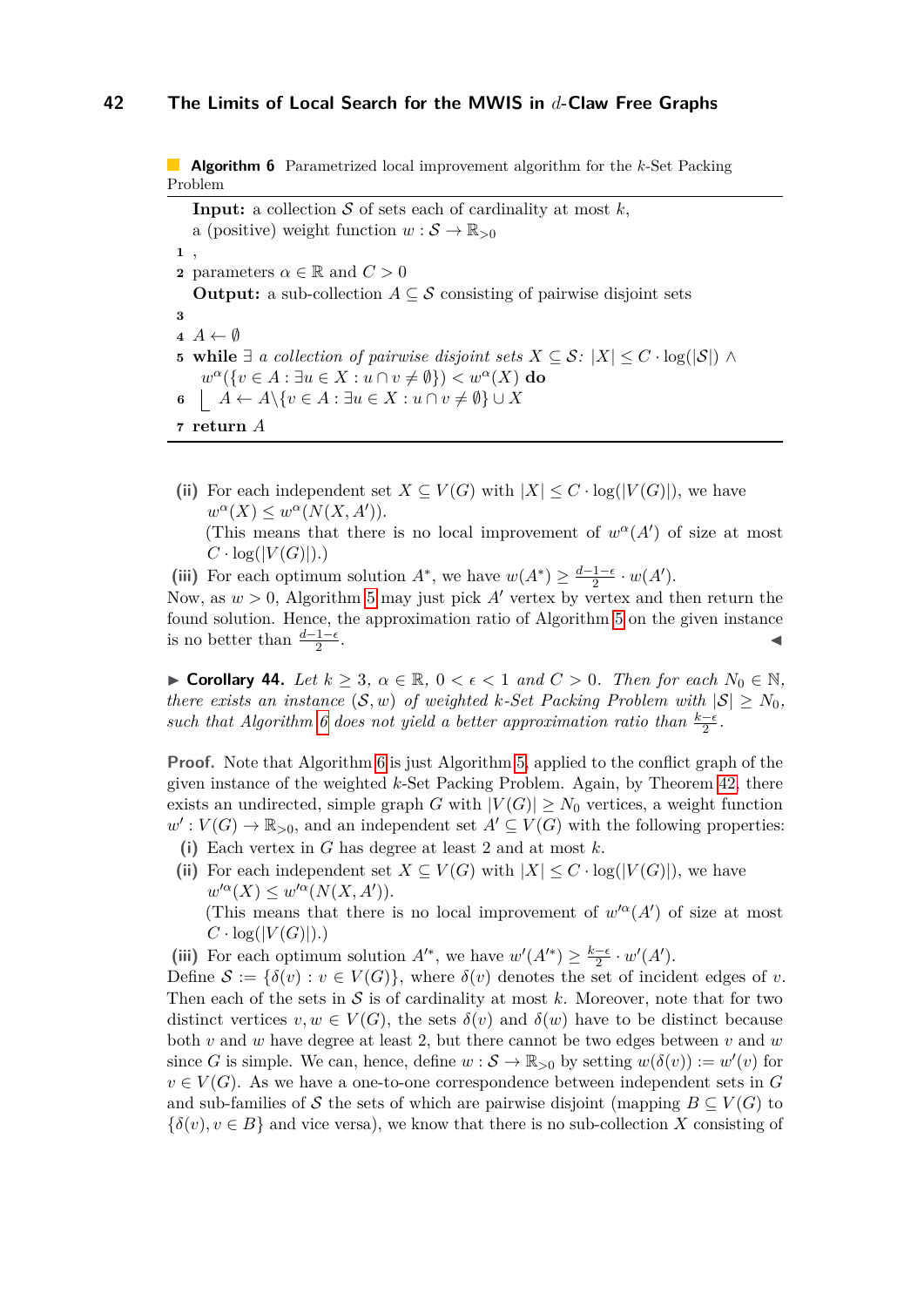**Algorithm 6** Parametrized local improvement algorithm for the $k$-Set Packing Problem

```
  Input: a collection S of sets each of cardinality at most k,
         a (positive) weight function w : S → R_{>0}
1 ,
2 parameters α ∈ R and C > 0
  Output: a sub-collection A ⊆ S consisting of pairwise disjoint sets
3
4 A ← ∅
5 while ∃ a collection of pairwise disjoint sets X ⊆ S: |X| ≤ C · log(|S|) ∧
    w^α({v ∈ A : ∃u ∈ X : u ∩ v ≠ ∅}) < w^α(X) do
6   A ← A\{v ∈ A : ∃u ∈ X : u ∩ v ≠ ∅} ∪ X
7 return A
```

**(ii)** For each independent set $X \subseteq V(G)$ with $|X| \leq C \cdot \log(|V(G)|)$, we have $w^\alpha(X) \leq w^\alpha(N(X, A'))$.
(This means that there is no local improvement of $w^\alpha(A')$ of size at most $C \cdot \log(|V(G)|)$.)

**(iii)** For each optimum solution $A^*$, we have $w(A^*) \geq \frac{d-1-\epsilon}{2} \cdot w(A')$.

Now, as $w > 0$, Algorithm 5 may just pick $A'$ vertex by vertex and then return the found solution. Hence, the approximation ratio of Algorithm 5 on the given instance is no better than $\frac{d-1-\epsilon}{2}$. ◀

▶ **Corollary 44.** *Let $k \geq 3$, $\alpha \in \mathbb{R}$, $0 < \epsilon < 1$ and $C > 0$. Then for each $N_0 \in \mathbb{N}$, there exists an instance $(\mathcal{S}, w)$ of weighted $k$-Set Packing Problem with $|\mathcal{S}| \geq N_0$, such that Algorithm 6 does not yield a better approximation ratio than $\frac{k-\epsilon}{2}$.*

**Proof.** Note that Algorithm 6 is just Algorithm 5, applied to the conflict graph of the given instance of the weighted $k$-Set Packing Problem. Again, by Theorem 42, there exists an undirected, simple graph $G$ with $|V(G)| \geq N_0$ vertices, a weight function $w' : V(G) \to \mathbb{R}_{>0}$, and an independent set $A' \subseteq V(G)$ with the following properties:

**(i)** Each vertex in $G$ has degree at least 2 and at most $k$.

**(ii)** For each independent set $X \subseteq V(G)$ with $|X| \leq C \cdot \log(|V(G)|)$, we have $w'^\alpha(X) \leq w'^\alpha(N(X, A'))$.
(This means that there is no local improvement of $w'^\alpha(A')$ of size at most $C \cdot \log(|V(G)|)$.)

**(iii)** For each optimum solution $A'^*$, we have $w'(A'^*) \geq \frac{k-\epsilon}{2} \cdot w'(A')$.

Define $\mathcal{S} := \{\delta(v) : v \in V(G)\}$, where $\delta(v)$ denotes the set of incident edges of $v$. Then each of the sets in $\mathcal{S}$ is of cardinality at most $k$. Moreover, note that for two distinct vertices $v, w \in V(G)$, the sets $\delta(v)$ and $\delta(w)$ have to be distinct because both $v$ and $w$ have degree at least 2, but there cannot be two edges between $v$ and $w$ since $G$ is simple. We can, hence, define $w : \mathcal{S} \to \mathbb{R}_{>0}$ by setting $w(\delta(v)) := w'(v)$ for $v \in V(G)$. As we have a one-to-one correspondence between independent sets in $G$ and sub-families of $\mathcal{S}$ the sets of which are pairwise disjoint (mapping $B \subseteq V(G)$ to $\{\delta(v), v \in B\}$ and vice versa), we know that there is no sub-collection $X$ consisting of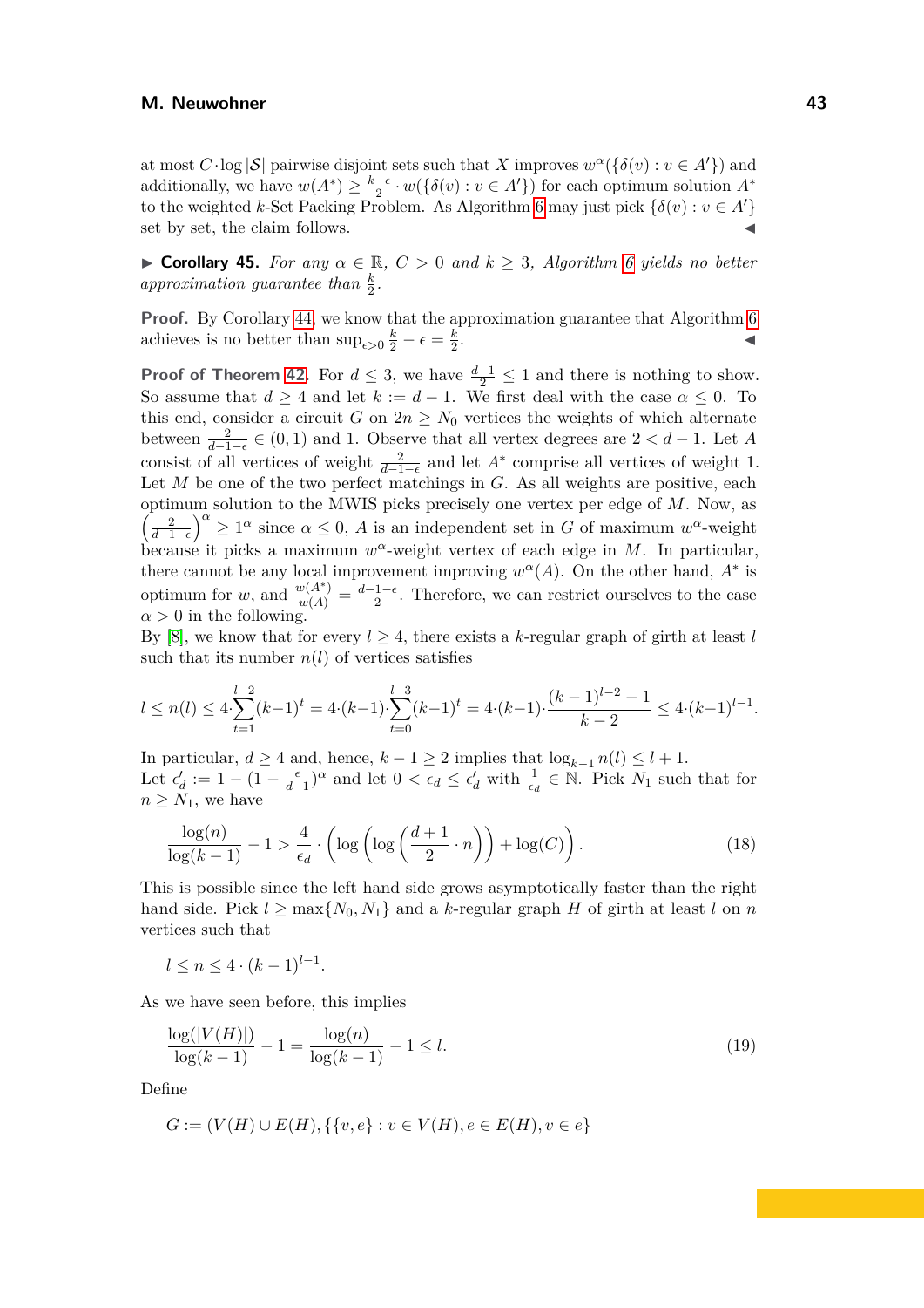at most $C \cdot \log |\mathcal{S}|$ pairwise disjoint sets such that $X$ improves $w^\alpha(\{\delta(v) : v \in A'\})$ and additionally, we have $w(A^*) \geq \frac{k-\epsilon}{2} \cdot w(\{\delta(v) : v \in A'\})$ for each optimum solution $A^*$ to the weighted $k$-Set Packing Problem. As Algorithm 6 may just pick $\{\delta(v) : v \in A'\}$ set by set, the claim follows. ◀

▶ **Corollary 45.** *For any $\alpha \in \mathbb{R}$, $C > 0$ and $k \geq 3$, Algorithm 6 yields no better approximation guarantee than $\frac{k}{2}$.*

**Proof.** By Corollary 44, we know that the approximation guarantee that Algorithm 6 achieves is no better than $\sup_{\epsilon > 0} \frac{k}{2} - \epsilon = \frac{k}{2}$. ◀

**Proof of Theorem 42.** For $d \leq 3$, we have $\frac{d-1}{2} \leq 1$ and there is nothing to show. So assume that $d \geq 4$ and let $k := d - 1$. We first deal with the case $\alpha \leq 0$. To this end, consider a circuit $G$ on $2n \geq N_0$ vertices the weights of which alternate between $\frac{2}{d-1-\epsilon} \in (0,1)$ and 1. Observe that all vertex degrees are $2 < d - 1$. Let $A$ consist of all vertices of weight $\frac{2}{d-1-\epsilon}$ and let $A^*$ comprise all vertices of weight 1. Let $M$ be one of the two perfect matchings in $G$. As all weights are positive, each optimum solution to the MWIS picks precisely one vertex per edge of $M$. Now, as $\left(\frac{2}{d-1-\epsilon}\right)^\alpha \geq 1^\alpha$ since $\alpha \leq 0$, $A$ is an independent set in $G$ of maximum $w^\alpha$-weight because it picks a maximum $w^\alpha$-weight vertex of each edge in $M$. In particular, there cannot be any local improvement improving $w^\alpha(A)$. On the other hand, $A^*$ is optimum for $w$, and $\frac{w(A^*)}{w(A)} = \frac{d-1-\epsilon}{2}$. Therefore, we can restrict ourselves to the case $\alpha > 0$ in the following.

By [8], we know that for every $l \geq 4$, there exists a $k$-regular graph of girth at least $l$ such that its number $n(l)$ of vertices satisfies

$$l \leq n(l) \leq 4 \cdot \sum_{t=1}^{l-2} (k-1)^t = 4 \cdot (k-1) \cdot \sum_{t=0}^{l-3} (k-1)^t = 4 \cdot (k-1) \cdot \frac{(k-1)^{l-2} - 1}{k-2} \leq 4 \cdot (k-1)^{l-1}.$$

In particular, $d \geq 4$ and, hence, $k - 1 \geq 2$ implies that $\log_{k-1} n(l) \leq l + 1$.

Let $\epsilon'_d := 1 - (1 - \frac{\epsilon}{d-1})^\alpha$ and let $0 < \epsilon_d \leq \epsilon'_d$ with $\frac{1}{\epsilon_d} \in \mathbb{N}$. Pick $N_1$ such that for $n \geq N_1$, we have

$$\frac{\log(n)}{\log(k-1)} - 1 > \frac{4}{\epsilon_d} \cdot \left( \log\left( \log\left( \frac{d+1}{2} \cdot n \right) \right) + \log(C) \right). \tag{18}$$

This is possible since the left hand side grows asymptotically faster than the right hand side. Pick $l \geq \max\{N_0, N_1\}$ and a $k$-regular graph $H$ of girth at least $l$ on $n$ vertices such that

$$l \leq n \leq 4 \cdot (k-1)^{l-1}.$$

As we have seen before, this implies

$$\frac{\log(|V(H)|)}{\log(k-1)} - 1 = \frac{\log(n)}{\log(k-1)} - 1 \leq l. \tag{19}$$

Define

$$G := (V(H) \cup E(H), \{\{v, e\} : v \in V(H), e \in E(H), v \in e\}$$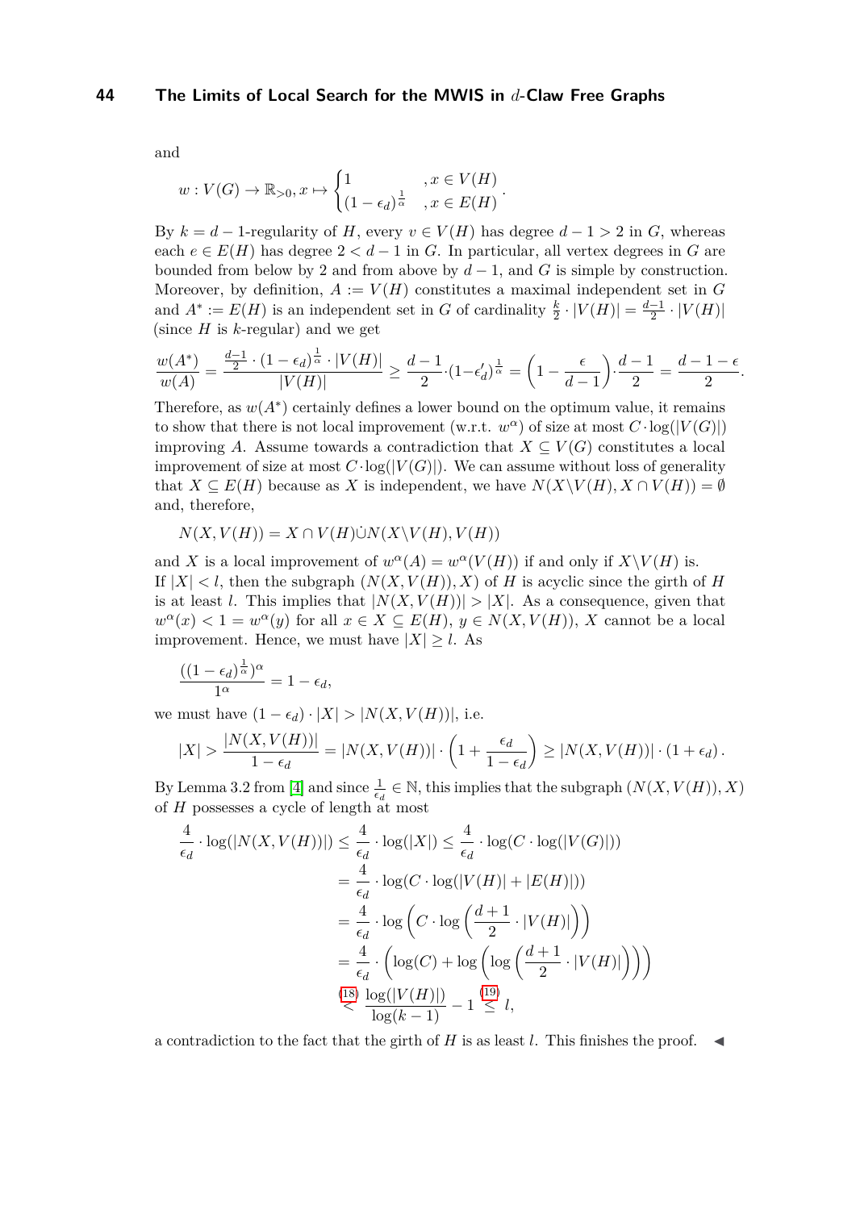and

$$w : V(G) \to \mathbb{R}_{>0}, x \mapsto \begin{cases} 1 & , x \in V(H) \\ (1-\epsilon_d)^{\frac{1}{\alpha}} & , x \in E(H) \end{cases}.$$

By $k = d-1$-regularity of $H$, every $v \in V(H)$ has degree $d-1 > 2$ in $G$, whereas each $e \in E(H)$ has degree $2 < d-1$ in $G$. In particular, all vertex degrees in $G$ are bounded from below by 2 and from above by $d-1$, and $G$ is simple by construction. Moreover, by definition, $A := V(H)$ constitutes a maximal independent set in $G$ and $A^* := E(H)$ is an independent set in $G$ of cardinality $\frac{k}{2} \cdot |V(H)| = \frac{d-1}{2} \cdot |V(H)|$ (since $H$ is $k$-regular) and we get

$$\frac{w(A^*)}{w(A)} = \frac{\frac{d-1}{2} \cdot (1-\epsilon_d)^{\frac{1}{\alpha}} \cdot |V(H)|}{|V(H)|} \geq \frac{d-1}{2} \cdot (1-\epsilon_d')^{\frac{1}{\alpha}} = \left(1 - \frac{\epsilon}{d-1}\right) \cdot \frac{d-1}{2} = \frac{d-1-\epsilon}{2}.$$

Therefore, as $w(A^*)$ certainly defines a lower bound on the optimum value, it remains to show that there is not local improvement (w.r.t. $w^\alpha$) of size at most $C \cdot \log(|V(G)|)$ improving $A$. Assume towards a contradiction that $X \subseteq V(G)$ constitutes a local improvement of size at most $C \cdot \log(|V(G)|)$. We can assume without loss of generality that $X \subseteq E(H)$ because as $X$ is independent, we have $N(X \setminus V(H), X \cap V(H)) = \emptyset$ and, therefore,

$$N(X, V(H)) = X \cap V(H) \dot\cup N(X \setminus V(H), V(H))$$

and $X$ is a local improvement of $w^\alpha(A) = w^\alpha(V(H))$ if and only if $X \setminus V(H)$ is.
If $|X| < l$, then the subgraph $(N(X, V(H)), X)$ of $H$ is acyclic since the girth of $H$ is at least $l$. This implies that $|N(X, V(H))| > |X|$. As a consequence, given that $w^\alpha(x) < 1 = w^\alpha(y)$ for all $x \in X \subseteq E(H)$, $y \in N(X, V(H))$, $X$ cannot be a local improvement. Hence, we must have $|X| \geq l$. As

$$\frac{((1-\epsilon_d)^{\frac{1}{\alpha}})^\alpha}{1^\alpha} = 1 - \epsilon_d,$$

we must have $(1-\epsilon_d) \cdot |X| > |N(X, V(H))|$, i.e.

$$|X| > \frac{|N(X, V(H))|}{1-\epsilon_d} = |N(X, V(H))| \cdot \left(1 + \frac{\epsilon_d}{1-\epsilon_d}\right) \geq |N(X, V(H))| \cdot (1 + \epsilon_d).$$

By Lemma 3.2 from [4] and since $\frac{1}{\epsilon_d} \in \mathbb{N}$, this implies that the subgraph $(N(X, V(H)), X)$ of $H$ possesses a cycle of length at most

$$\begin{aligned}
\frac{4}{\epsilon_d} \cdot \log(|N(X, V(H))|) &\leq \frac{4}{\epsilon_d} \cdot \log(|X|) \leq \frac{4}{\epsilon_d} \cdot \log(C \cdot \log(|V(G)|)) \\
&= \frac{4}{\epsilon_d} \cdot \log(C \cdot \log(|V(H)| + |E(H)|)) \\
&= \frac{4}{\epsilon_d} \cdot \log\left(C \cdot \log\left(\frac{d+1}{2} \cdot |V(H)|\right)\right) \\
&= \frac{4}{\epsilon_d} \cdot \left(\log(C) + \log\left(\log\left(\frac{d+1}{2} \cdot |V(H)|\right)\right)\right) \\
&\overset{(18)}{<} \frac{\log(|V(H)|)}{\log(k-1)} - 1 \overset{(19)}{\leq} l,
\end{aligned}$$

a contradiction to the fact that the girth of $H$ is as least $l$. This finishes the proof. ◀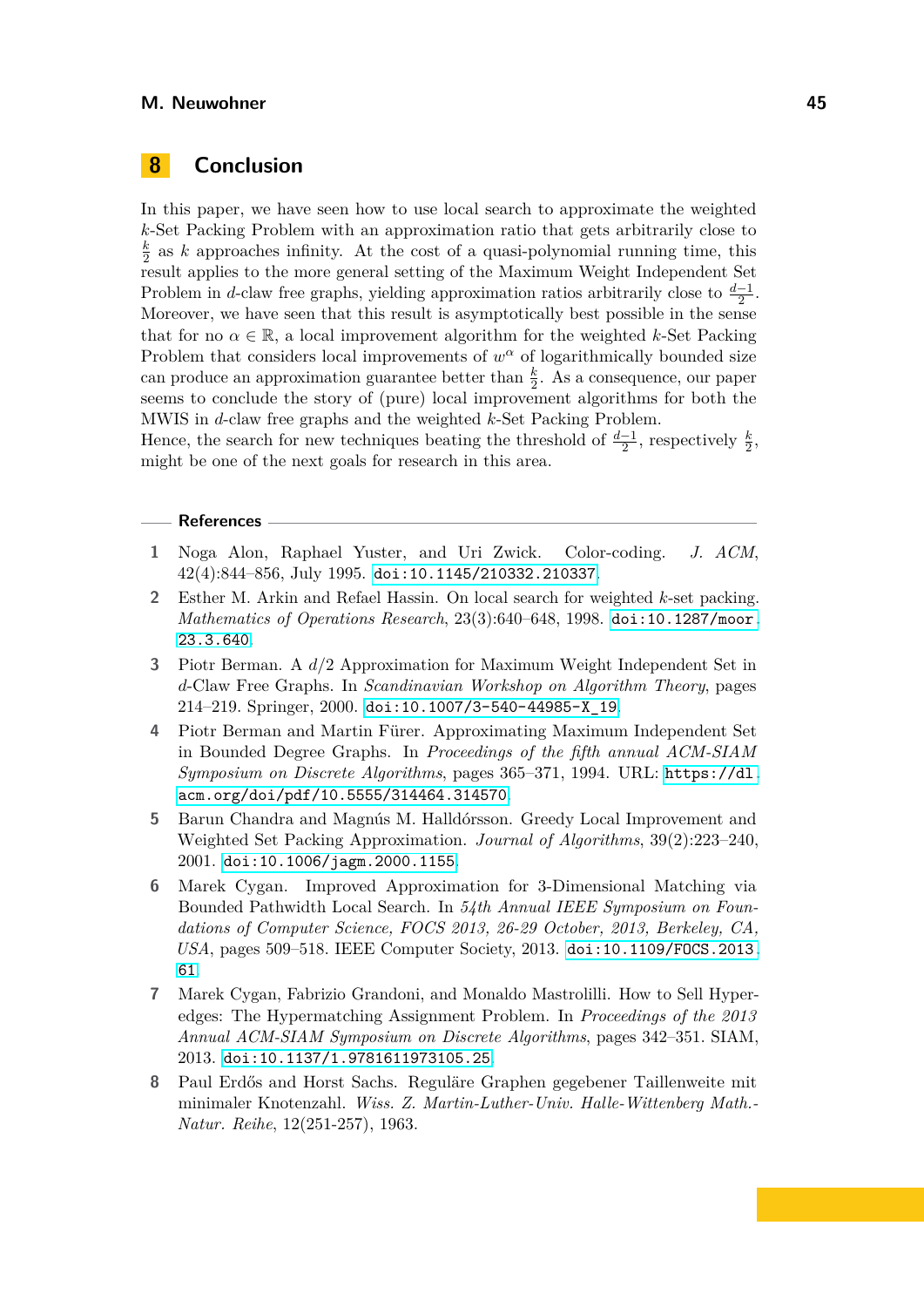## 8 Conclusion

In this paper, we have seen how to use local search to approximate the weighted $k$-Set Packing Problem with an approximation ratio that gets arbitrarily close to $\frac{k}{2}$ as $k$ approaches infinity. At the cost of a quasi-polynomial running time, this result applies to the more general setting of the Maximum Weight Independent Set Problem in $d$-claw free graphs, yielding approximation ratios arbitrarily close to $\frac{d-1}{2}$. Moreover, we have seen that this result is asymptotically best possible in the sense that for no $\alpha \in \mathbb{R}$, a local improvement algorithm for the weighted $k$-Set Packing Problem that considers local improvements of $w^\alpha$ of logarithmically bounded size can produce an approximation guarantee better than $\frac{k}{2}$. As a consequence, our paper seems to conclude the story of (pure) local improvement algorithms for both the MWIS in $d$-claw free graphs and the weighted $k$-Set Packing Problem.
Hence, the search for new techniques beating the threshold of $\frac{d-1}{2}$, respectively $\frac{k}{2}$, might be one of the next goals for research in this area.

### References

1. Noga Alon, Raphael Yuster, and Uri Zwick. Color-coding. *J. ACM*, 42(4):844–856, July 1995. doi:10.1145/210332.210337.
2. Esther M. Arkin and Refael Hassin. On local search for weighted $k$-set packing. *Mathematics of Operations Research*, 23(3):640–648, 1998. doi:10.1287/moor.23.3.640.
3. Piotr Berman. A $d/2$ Approximation for Maximum Weight Independent Set in $d$-Claw Free Graphs. In *Scandinavian Workshop on Algorithm Theory*, pages 214–219. Springer, 2000. doi:10.1007/3-540-44985-X_19.
4. Piotr Berman and Martin Fürer. Approximating Maximum Independent Set in Bounded Degree Graphs. In *Proceedings of the fifth annual ACM-SIAM Symposium on Discrete Algorithms*, pages 365–371, 1994. URL: https://dl.acm.org/doi/pdf/10.5555/314464.314570.
5. Barun Chandra and Magnús M. Halldórsson. Greedy Local Improvement and Weighted Set Packing Approximation. *Journal of Algorithms*, 39(2):223–240, 2001. doi:10.1006/jagm.2000.1155.
6. Marek Cygan. Improved Approximation for 3-Dimensional Matching via Bounded Pathwidth Local Search. In *54th Annual IEEE Symposium on Foundations of Computer Science, FOCS 2013, 26-29 October, 2013, Berkeley, CA, USA*, pages 509–518. IEEE Computer Society, 2013. doi:10.1109/FOCS.2013.61.
7. Marek Cygan, Fabrizio Grandoni, and Monaldo Mastrolilli. How to Sell Hyperedges: The Hypermatching Assignment Problem. In *Proceedings of the 2013 Annual ACM-SIAM Symposium on Discrete Algorithms*, pages 342–351. SIAM, 2013. doi:10.1137/1.9781611973105.25.
8. Paul Erdős and Horst Sachs. Reguläre Graphen gegebener Taillenweite mit minimaler Knotenzahl. *Wiss. Z. Martin-Luther-Univ. Halle-Wittenberg Math.-Natur. Reihe*, 12(251-257), 1963.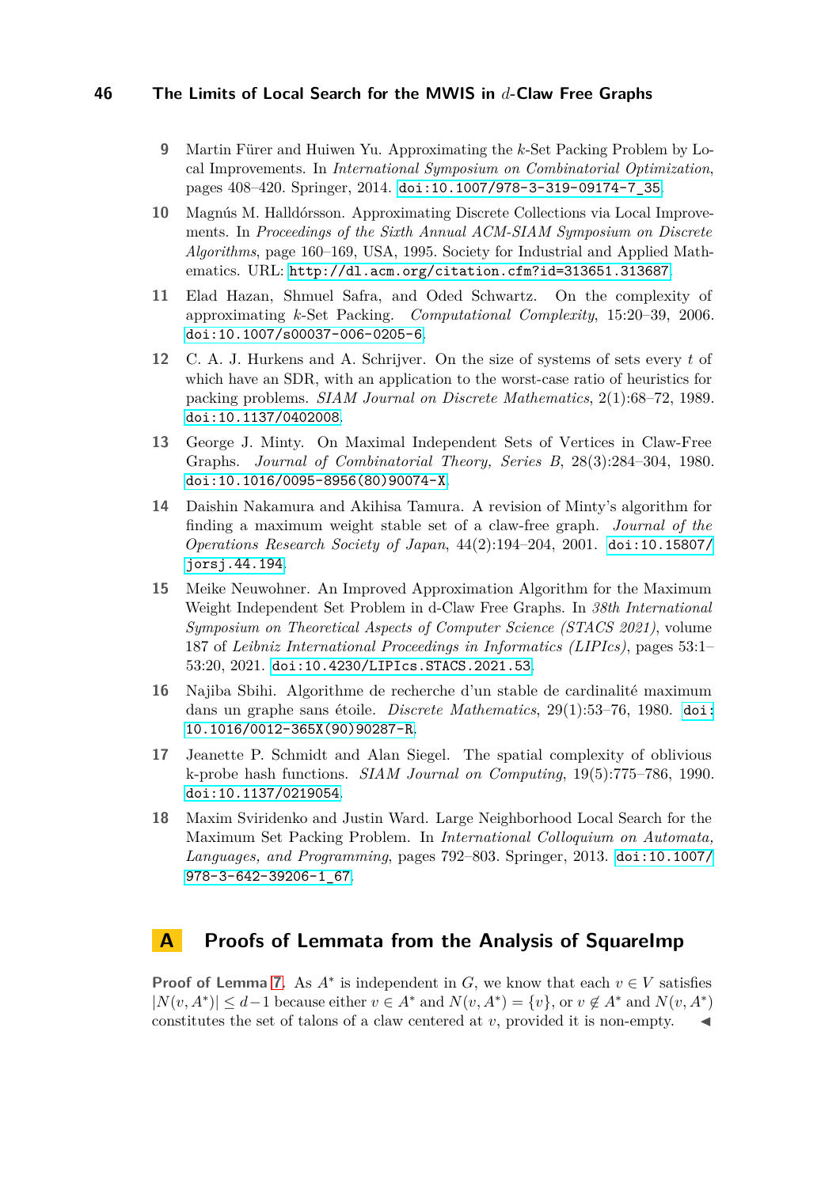9. Martin Fürer and Huiwen Yu. Approximating the $k$-Set Packing Problem by Local Improvements. In *International Symposium on Combinatorial Optimization*, pages 408–420. Springer, 2014. doi:10.1007/978-3-319-09174-7_35.

10. Magnús M. Halldórsson. Approximating Discrete Collections via Local Improvements. In *Proceedings of the Sixth Annual ACM-SIAM Symposium on Discrete Algorithms*, page 160–169, USA, 1995. Society for Industrial and Applied Mathematics. URL: http://dl.acm.org/citation.cfm?id=313651.313687.

11. Elad Hazan, Shmuel Safra, and Oded Schwartz. On the complexity of approximating $k$-Set Packing. *Computational Complexity*, 15:20–39, 2006. doi:10.1007/s00037-006-0205-6.

12. C. A. J. Hurkens and A. Schrijver. On the size of systems of sets every $t$ of which have an SDR, with an application to the worst-case ratio of heuristics for packing problems. *SIAM Journal on Discrete Mathematics*, 2(1):68–72, 1989. doi:10.1137/0402008.

13. George J. Minty. On Maximal Independent Sets of Vertices in Claw-Free Graphs. *Journal of Combinatorial Theory, Series B*, 28(3):284–304, 1980. doi:10.1016/0095-8956(80)90074-X.

14. Daishin Nakamura and Akihisa Tamura. A revision of Minty's algorithm for finding a maximum weight stable set of a claw-free graph. *Journal of the Operations Research Society of Japan*, 44(2):194–204, 2001. doi:10.15807/jorsj.44.194.

15. Meike Neuwohner. An Improved Approximation Algorithm for the Maximum Weight Independent Set Problem in d-Claw Free Graphs. In *38th International Symposium on Theoretical Aspects of Computer Science (STACS 2021)*, volume 187 of *Leibniz International Proceedings in Informatics (LIPIcs)*, pages 53:1–53:20, 2021. doi:10.4230/LIPIcs.STACS.2021.53.

16. Najiba Sbihi. Algorithme de recherche d'un stable de cardinalité maximum dans un graphe sans étoile. *Discrete Mathematics*, 29(1):53–76, 1980. doi:10.1016/0012-365X(90)90287-R.

17. Jeanette P. Schmidt and Alan Siegel. The spatial complexity of oblivious k-probe hash functions. *SIAM Journal on Computing*, 19(5):775–786, 1990. doi:10.1137/0219054.

18. Maxim Sviridenko and Justin Ward. Large Neighborhood Local Search for the Maximum Set Packing Problem. In *International Colloquium on Automata, Languages, and Programming*, pages 792–803. Springer, 2013. doi:10.1007/978-3-642-39206-1_67.

# A Proofs of Lemmata from the Analysis of SquareImp

**Proof of Lemma 7.** As $A^*$ is independent in $G$, we know that each $v \in V$ satisfies $|N(v, A^*)| \leq d-1$ because either $v \in A^*$ and $N(v, A^*) = \{v\}$, or $v \notin A^*$ and $N(v, A^*)$ constitutes the set of talons of a claw centered at $v$, provided it is non-empty. ◀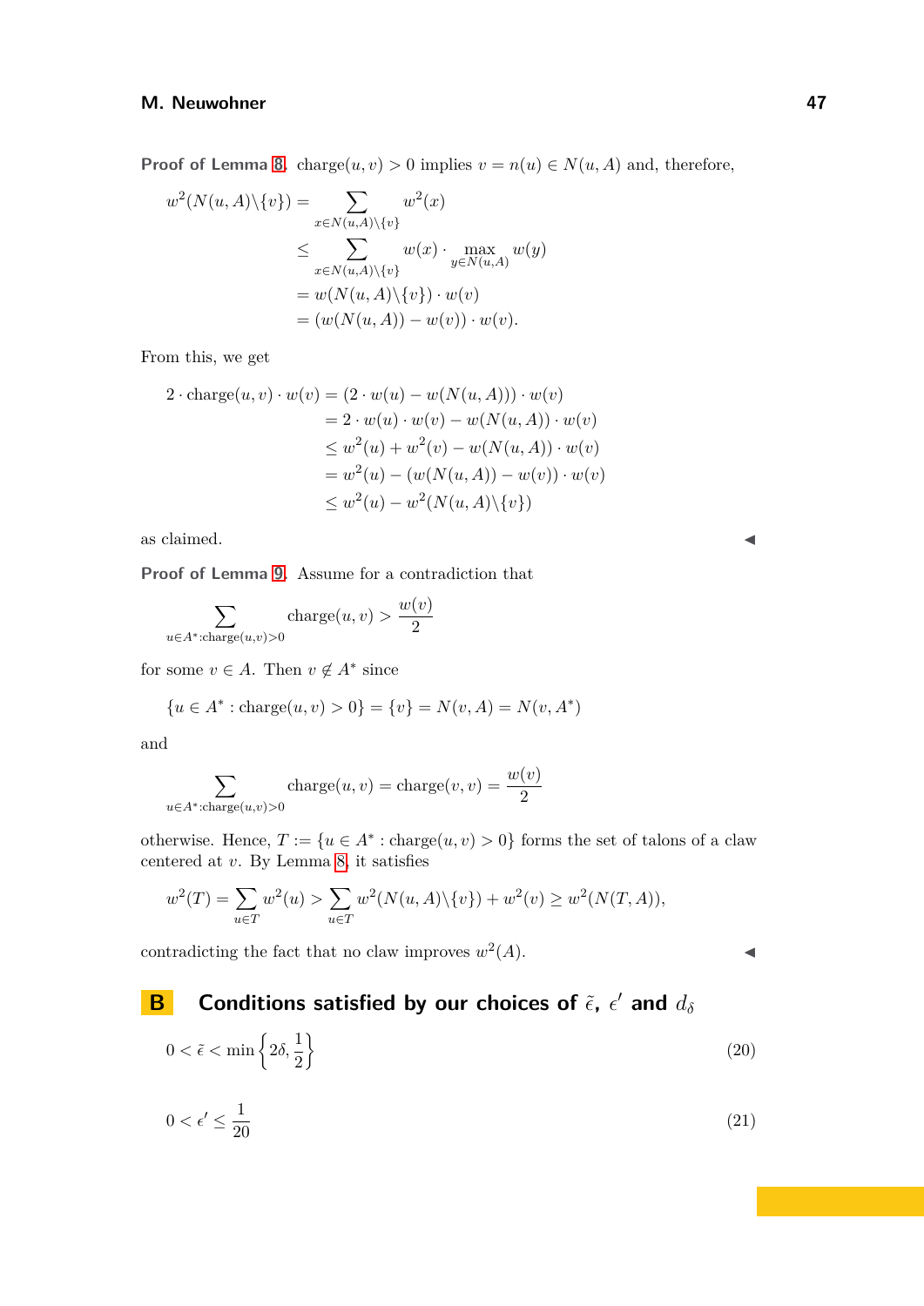**Proof of Lemma 8.** $\text{charge}(u,v) > 0$ implies $v = n(u) \in N(u,A)$ and, therefore,

$$
\begin{aligned}
w^2(N(u,A)\backslash\{v\}) &= \sum_{x\in N(u,A)\backslash\{v\}} w^2(x) \\
&\leq \sum_{x\in N(u,A)\backslash\{v\}} w(x) \cdot \max_{y\in N(u,A)} w(y) \\
&= w(N(u,A)\backslash\{v\}) \cdot w(v) \\
&= (w(N(u,A)) - w(v)) \cdot w(v).
\end{aligned}
$$

From this, we get

$$
\begin{aligned}
2 \cdot \text{charge}(u,v) \cdot w(v) &= (2 \cdot w(u) - w(N(u,A))) \cdot w(v) \\
&= 2 \cdot w(u) \cdot w(v) - w(N(u,A)) \cdot w(v) \\
&\leq w^2(u) + w^2(v) - w(N(u,A)) \cdot w(v) \\
&= w^2(u) - (w(N(u,A)) - w(v)) \cdot w(v) \\
&\leq w^2(u) - w^2(N(u,A)\backslash\{v\})
\end{aligned}
$$

as claimed. ◀

**Proof of Lemma 9.** Assume for a contradiction that

$$
\sum_{u\in A^*:\text{charge}(u,v)>0} \text{charge}(u,v) > \frac{w(v)}{2}
$$

for some $v \in A$. Then $v \notin A^*$ since

$$
\{u \in A^* : \text{charge}(u,v) > 0\} = \{v\} = N(v,A) = N(v,A^*)
$$

and

$$
\sum_{u\in A^*:\text{charge}(u,v)>0} \text{charge}(u,v) = \text{charge}(v,v) = \frac{w(v)}{2}
$$

otherwise. Hence, $T := \{u \in A^* : \text{charge}(u,v) > 0\}$ forms the set of talons of a claw centered at $v$. By Lemma 8, it satisfies

$$
w^2(T) = \sum_{u\in T} w^2(u) > \sum_{u\in T} w^2(N(u,A)\backslash\{v\}) + w^2(v) \geq w^2(N(T,A)),
$$

contradicting the fact that no claw improves $w^2(A)$. ◀

# B Conditions satisfied by our choices of $\tilde{\epsilon}$, $\epsilon'$ and $d_\delta$

$$
0 < \tilde{\epsilon} < \min\left\{2\delta, \frac{1}{2}\right\} \tag{20}
$$

$$
0 < \epsilon' \leq \frac{1}{20} \tag{21}
$$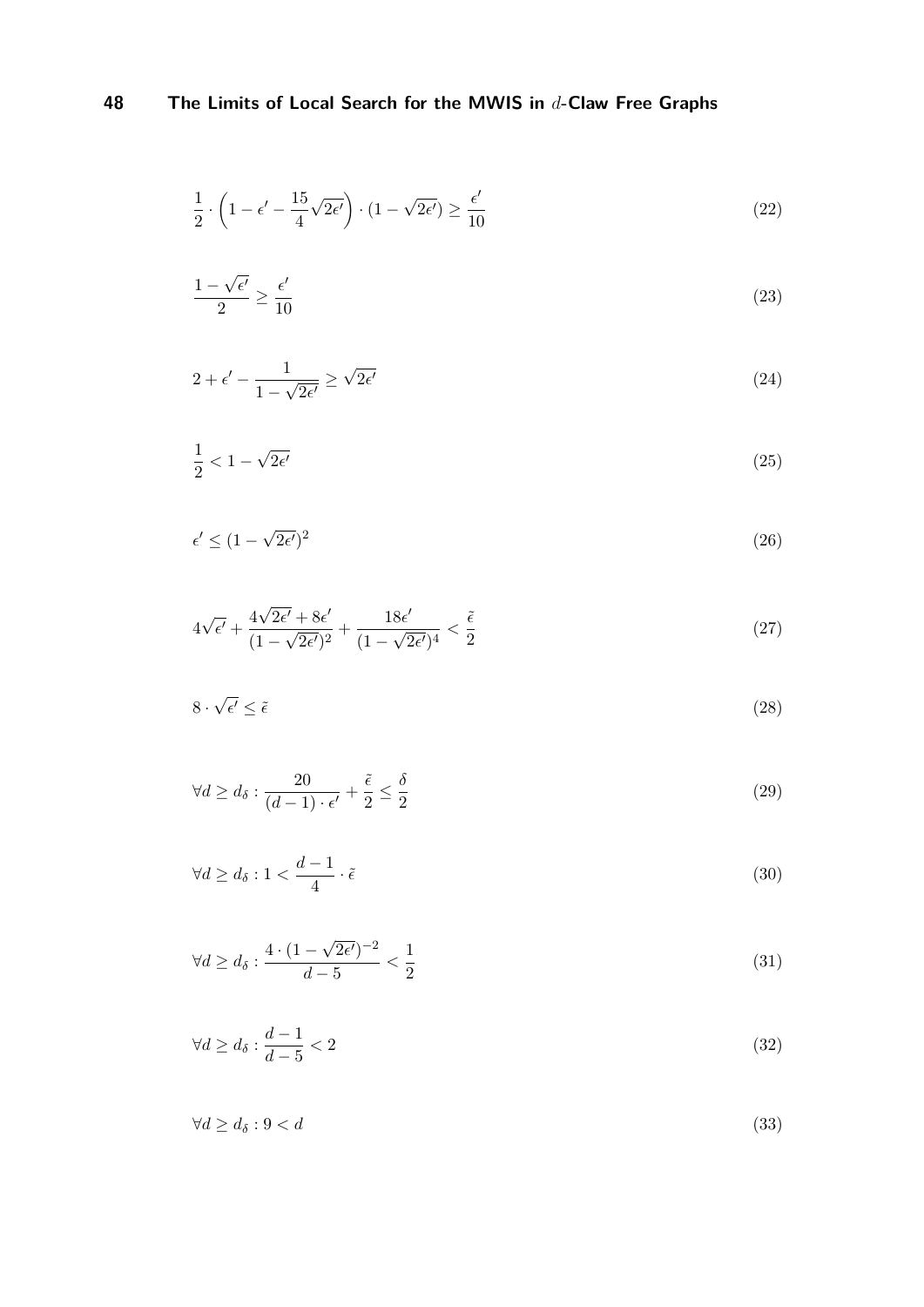$$\frac{1}{2} \cdot \left(1 - \epsilon' - \frac{15}{4}\sqrt{2\epsilon'}\right) \cdot (1 - \sqrt{2\epsilon'}) \geq \frac{\epsilon'}{10} \tag{22}$$

$$\frac{1 - \sqrt{\epsilon'}}{2} \geq \frac{\epsilon'}{10} \tag{23}$$

$$2 + \epsilon' - \frac{1}{1 - \sqrt{2\epsilon'}} \geq \sqrt{2\epsilon'} \tag{24}$$

$$\frac{1}{2} < 1 - \sqrt{2\epsilon'} \tag{25}$$

$$\epsilon' \leq (1 - \sqrt{2\epsilon'})^2 \tag{26}$$

$$4\sqrt{\epsilon'} + \frac{4\sqrt{2\epsilon'} + 8\epsilon'}{(1 - \sqrt{2\epsilon'})^2} + \frac{18\epsilon'}{(1 - \sqrt{2\epsilon'})^4} < \frac{\tilde{\epsilon}}{2} \tag{27}$$

$$8 \cdot \sqrt{\epsilon'} \leq \tilde{\epsilon} \tag{28}$$

$$\forall d \geq d_\delta : \frac{20}{(d-1) \cdot \epsilon'} + \frac{\tilde{\epsilon}}{2} \leq \frac{\delta}{2} \tag{29}$$

$$\forall d \geq d_\delta : 1 < \frac{d-1}{4} \cdot \tilde{\epsilon} \tag{30}$$

$$\forall d \geq d_\delta : \frac{4 \cdot (1 - \sqrt{2\epsilon'})^{-2}}{d - 5} < \frac{1}{2} \tag{31}$$

$$\forall d \geq d_\delta : \frac{d-1}{d-5} < 2 \tag{32}$$

$$\forall d \geq d_\delta : 9 < d \tag{33}$$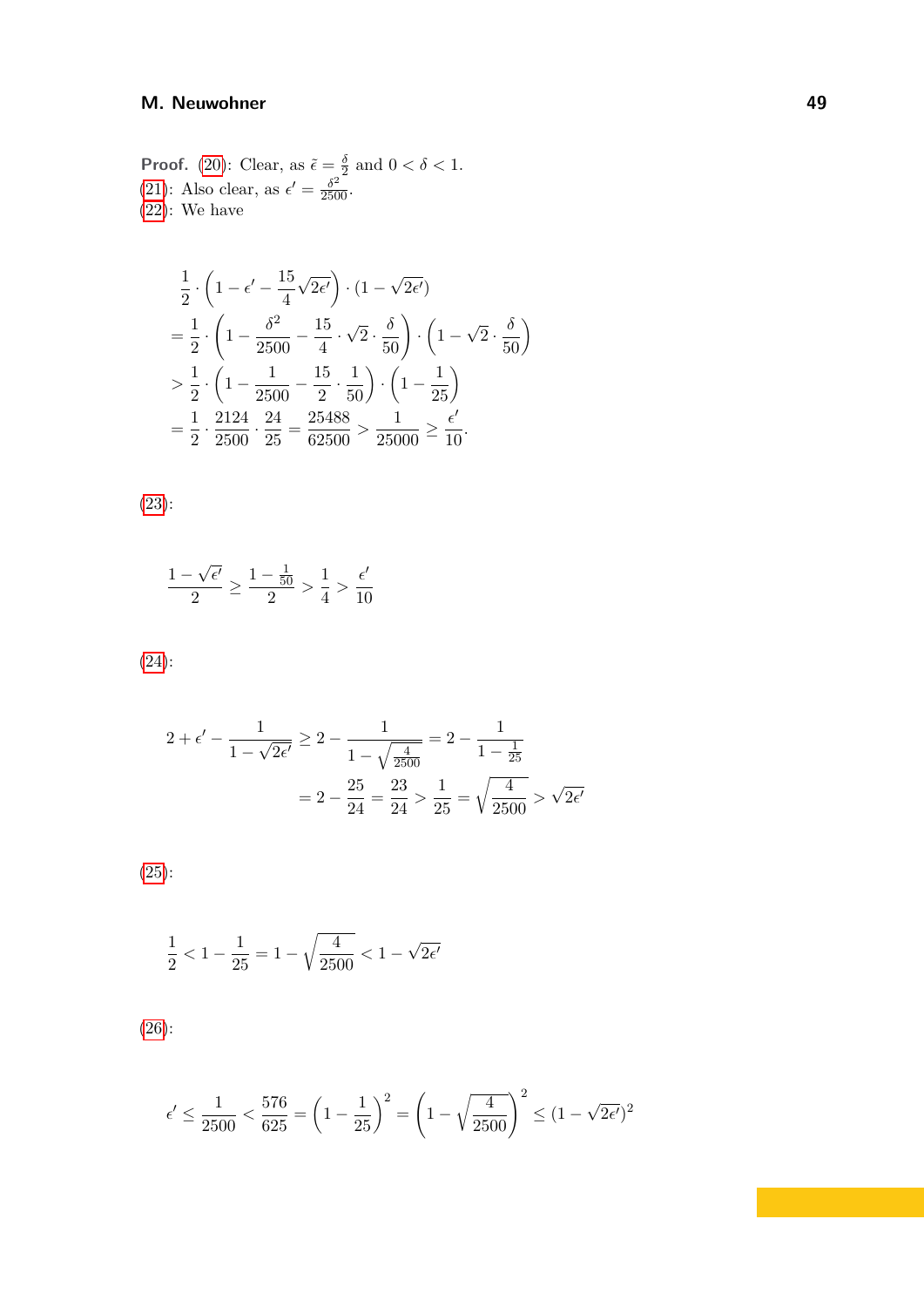**Proof.** (20): Clear, as $\tilde{\epsilon} = \frac{\delta}{2}$ and $0 < \delta < 1$.
(21): Also clear, as $\epsilon' = \frac{\delta^2}{2500}$.
(22): We have

$$
\begin{aligned}
&\frac{1}{2} \cdot \left(1 - \epsilon' - \frac{15}{4}\sqrt{2\epsilon'}\right) \cdot (1 - \sqrt{2\epsilon'}) \\
&= \frac{1}{2} \cdot \left(1 - \frac{\delta^2}{2500} - \frac{15}{4} \cdot \sqrt{2} \cdot \frac{\delta}{50}\right) \cdot \left(1 - \sqrt{2} \cdot \frac{\delta}{50}\right) \\
&> \frac{1}{2} \cdot \left(1 - \frac{1}{2500} - \frac{15}{2} \cdot \frac{1}{50}\right) \cdot \left(1 - \frac{1}{25}\right) \\
&= \frac{1}{2} \cdot \frac{2124}{2500} \cdot \frac{24}{25} = \frac{25488}{62500} > \frac{1}{25000} \geq \frac{\epsilon'}{10}.
\end{aligned}
$$

(23):

$$
\frac{1 - \sqrt{\epsilon'}}{2} \geq \frac{1 - \frac{1}{50}}{2} > \frac{1}{4} > \frac{\epsilon'}{10}
$$

(24):

$$
\begin{aligned}
2 + \epsilon' - \frac{1}{1 - \sqrt{2\epsilon'}} &\geq 2 - \frac{1}{1 - \sqrt{\frac{4}{2500}}} = 2 - \frac{1}{1 - \frac{1}{25}} \\
&= 2 - \frac{25}{24} = \frac{23}{24} > \frac{1}{25} = \sqrt{\frac{4}{2500}} > \sqrt{2\epsilon'}
\end{aligned}
$$

(25):

$$
\frac{1}{2} < 1 - \frac{1}{25} = 1 - \sqrt{\frac{4}{2500}} < 1 - \sqrt{2\epsilon'}
$$

(26):

$$
\epsilon' \leq \frac{1}{2500} < \frac{576}{625} = \left(1 - \frac{1}{25}\right)^2 = \left(1 - \sqrt{\frac{4}{2500}}\right)^2 \leq (1 - \sqrt{2\epsilon'})^2
$$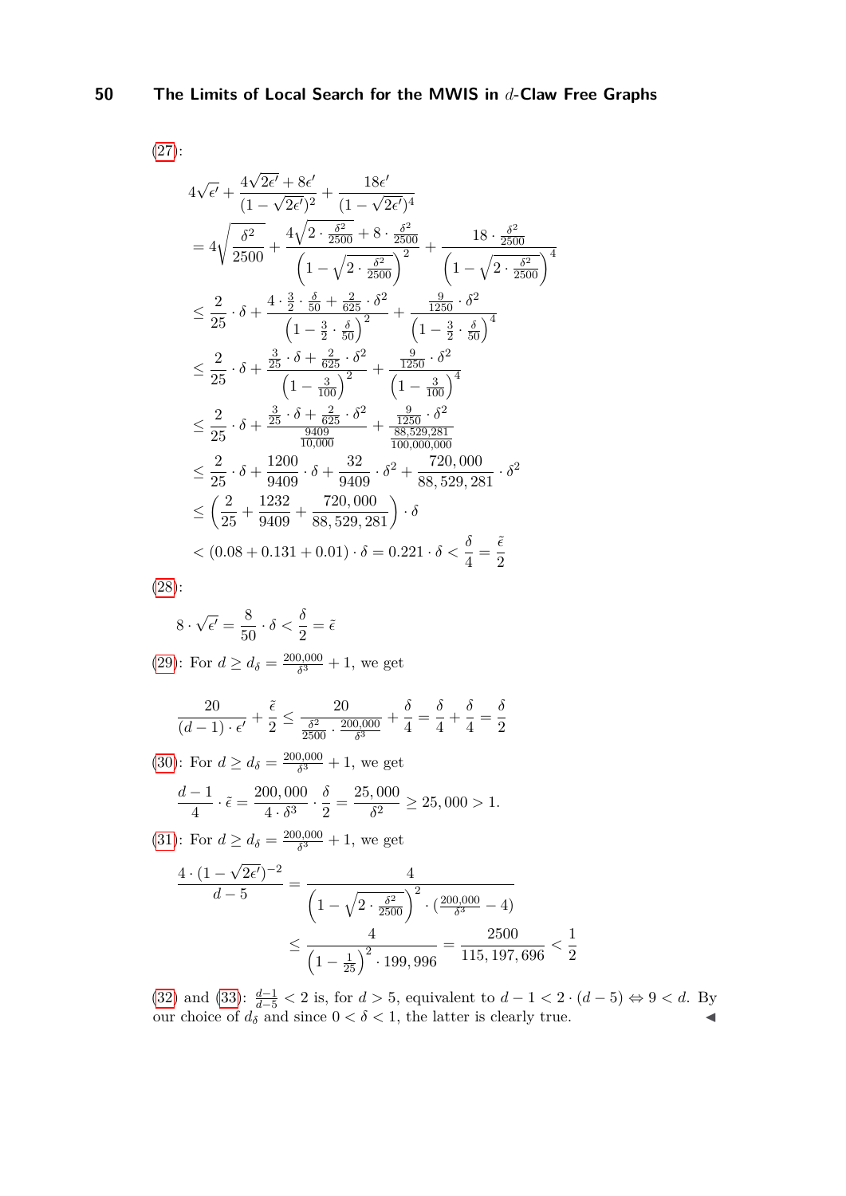(27):

$$
\begin{aligned}
&4\sqrt{\epsilon'} + \frac{4\sqrt{2\epsilon'}+8\epsilon'}{(1-\sqrt{2\epsilon'})^2} + \frac{18\epsilon'}{(1-\sqrt{2\epsilon'})^4} \\
&= 4\sqrt{\frac{\delta^2}{2500}} + \frac{4\sqrt{2\cdot\frac{\delta^2}{2500}}+8\cdot\frac{\delta^2}{2500}}{\left(1-\sqrt{2\cdot\frac{\delta^2}{2500}}\right)^2} + \frac{18\cdot\frac{\delta^2}{2500}}{\left(1-\sqrt{2\cdot\frac{\delta^2}{2500}}\right)^4} \\
&\leq \frac{2}{25}\cdot\delta + \frac{4\cdot\frac{3}{2}\cdot\frac{\delta}{50}+\frac{2}{625}\cdot\delta^2}{\left(1-\frac{3}{2}\cdot\frac{\delta}{50}\right)^2} + \frac{\frac{9}{1250}\cdot\delta^2}{\left(1-\frac{3}{2}\cdot\frac{\delta}{50}\right)^4} \\
&\leq \frac{2}{25}\cdot\delta + \frac{\frac{3}{25}\cdot\delta+\frac{2}{625}\cdot\delta^2}{\left(1-\frac{3}{100}\right)^2} + \frac{\frac{9}{1250}\cdot\delta^2}{\left(1-\frac{3}{100}\right)^4} \\
&\leq \frac{2}{25}\cdot\delta + \frac{\frac{3}{25}\cdot\delta+\frac{2}{625}\cdot\delta^2}{\frac{9409}{10{,}000}} + \frac{\frac{9}{1250}\cdot\delta^2}{\frac{88{,}529{,}281}{100{,}000{,}000}} \\
&\leq \frac{2}{25}\cdot\delta + \frac{1200}{9409}\cdot\delta + \frac{32}{9409}\cdot\delta^2 + \frac{720{,}000}{88{,}529{,}281}\cdot\delta^2 \\
&\leq \left(\frac{2}{25}+\frac{1232}{9409}+\frac{720{,}000}{88{,}529{,}281}\right)\cdot\delta \\
&< (0.08+0.131+0.01)\cdot\delta = 0.221\cdot\delta < \frac{\delta}{4} = \frac{\tilde{\epsilon}}{2}
\end{aligned}
$$

(28):

$$
8\cdot\sqrt{\epsilon'} = \frac{8}{50}\cdot\delta < \frac{\delta}{2} = \tilde{\epsilon}
$$

(29): For $d \geq d_\delta = \frac{200{,}000}{\delta^3}+1$, we get

$$
\frac{20}{(d-1)\cdot\epsilon'} + \frac{\tilde{\epsilon}}{2} \leq \frac{20}{\frac{\delta^2}{2500}\cdot\frac{200{,}000}{\delta^3}} + \frac{\delta}{4} = \frac{\delta}{4}+\frac{\delta}{4} = \frac{\delta}{2}
$$

(30): For $d \geq d_\delta = \frac{200{,}000}{\delta^3}+1$, we get

$$
\frac{d-1}{4}\cdot\tilde{\epsilon} = \frac{200{,}000}{4\cdot\delta^3}\cdot\frac{\delta}{2} = \frac{25{,}000}{\delta^2} \geq 25{,}000 > 1.
$$

(31): For $d \geq d_\delta = \frac{200{,}000}{\delta^3}+1$, we get

$$
\begin{aligned}
\frac{4\cdot(1-\sqrt{2\epsilon'})^{-2}}{d-5} &= \frac{4}{\left(1-\sqrt{2\cdot\frac{\delta^2}{2500}}\right)^2\cdot\left(\frac{200{,}000}{\delta^3}-4\right)} \\
&\leq \frac{4}{\left(1-\frac{1}{25}\right)^2\cdot 199{,}996} = \frac{2500}{115{,}197{,}696} < \frac{1}{2}
\end{aligned}
$$

(32) and (33): $\frac{d-1}{d-5} < 2$ is, for $d > 5$, equivalent to $d-1 < 2\cdot(d-5) \Leftrightarrow 9 < d$. By our choice of $d_\delta$ and since $0 < \delta < 1$, the latter is clearly true. ◀